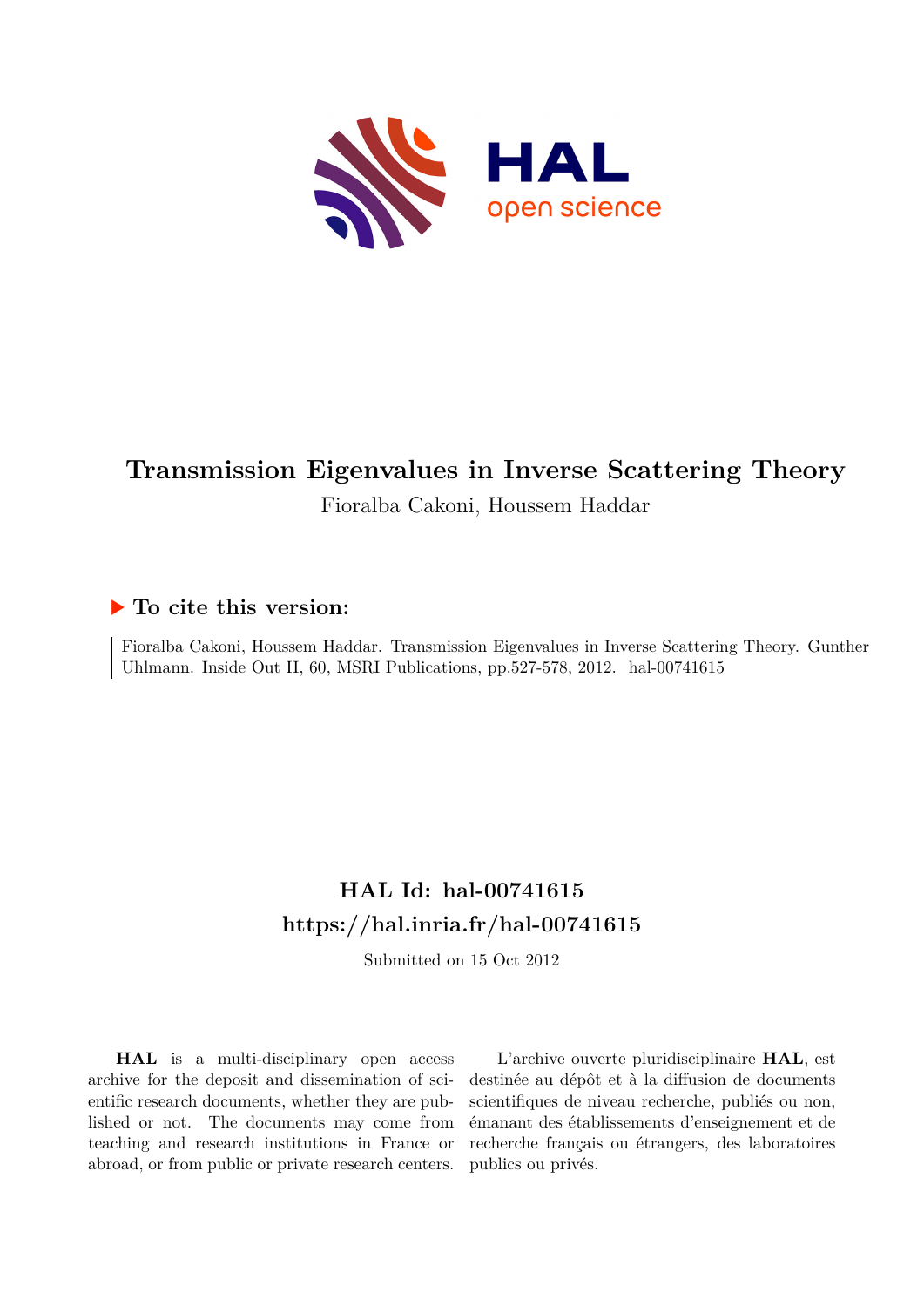# Transmission Eigenvalues in Inverse Scattering Theory

Fioralba Cakoni, Houssem Haddar

## ▶ To cite this version:

Fioralba Cakoni, Houssem Haddar. Transmission Eigenvalues in Inverse Scattering Theory. Gunther Uhlmann. Inside Out II, 60, MSRI Publications, pp.527-578, 2012. hal-00741615

## HAL Id: hal-00741615
## https://hal.inria.fr/hal-00741615

Submitted on 15 Oct 2012

**HAL** is a multi-disciplinary open access archive for the deposit and dissemination of scientific research documents, whether they are published or not. The documents may come from teaching and research institutions in France or abroad, or from public or private research centers.

L'archive ouverte pluridisciplinaire **HAL**, est destinée au dépôt et à la diffusion de documents scientifiques de niveau recherche, publiés ou non, émanant des établissements d'enseignement et de recherche français ou étrangers, des laboratoires publics ou privés.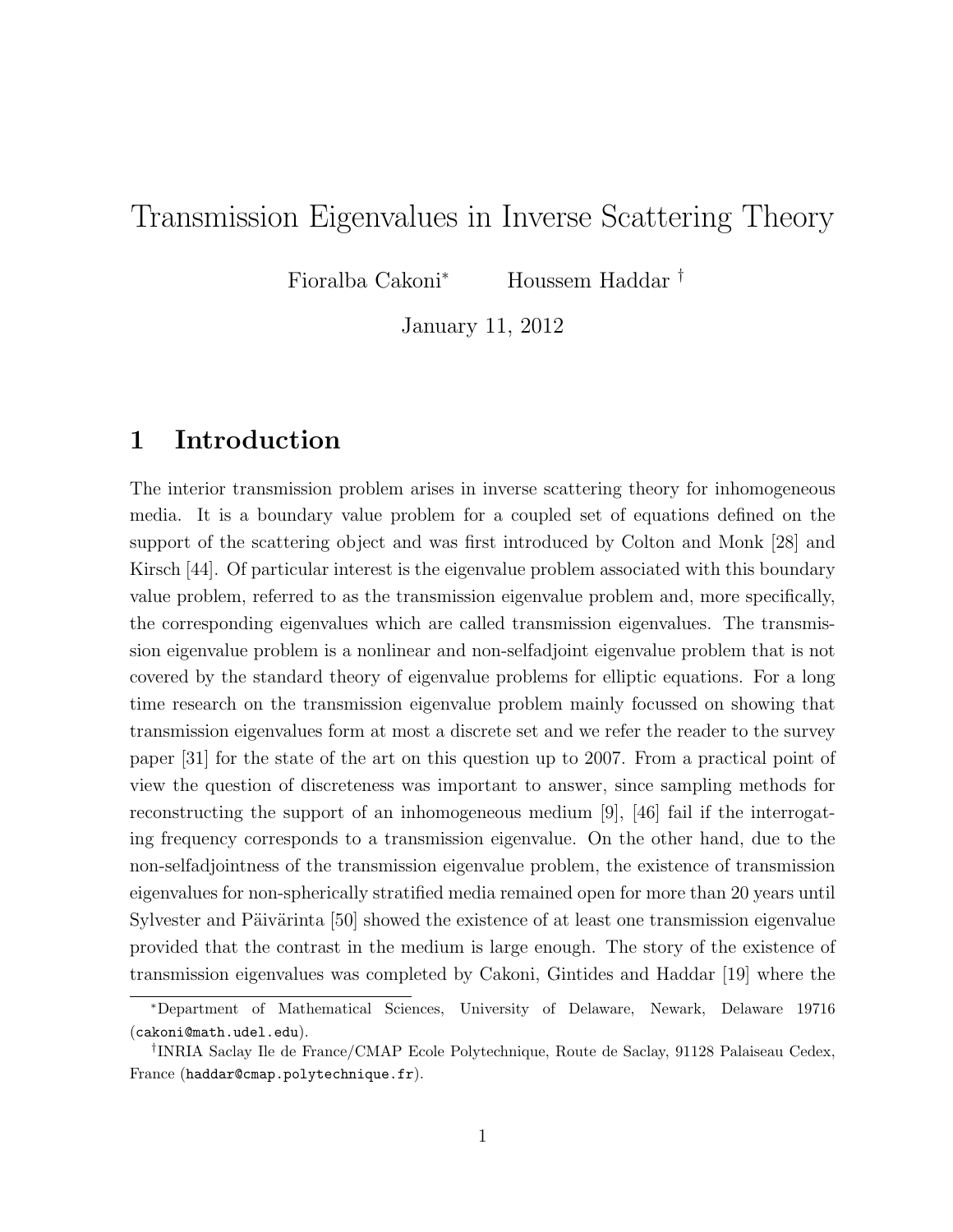# Transmission Eigenvalues in Inverse Scattering Theory

Fioralba Cakoni[*] Houssem Haddar[†]

January 11, 2012

## 1 Introduction

The interior transmission problem arises in inverse scattering theory for inhomogeneous media. It is a boundary value problem for a coupled set of equations defined on the support of the scattering object and was first introduced by Colton and Monk [28] and Kirsch [44]. Of particular interest is the eigenvalue problem associated with this boundary value problem, referred to as the transmission eigenvalue problem and, more specifically, the corresponding eigenvalues which are called transmission eigenvalues. The transmission eigenvalue problem is a nonlinear and non-selfadjoint eigenvalue problem that is not covered by the standard theory of eigenvalue problems for elliptic equations. For a long time research on the transmission eigenvalue problem mainly focussed on showing that transmission eigenvalues form at most a discrete set and we refer the reader to the survey paper [31] for the state of the art on this question up to 2007. From a practical point of view the question of discreteness was important to answer, since sampling methods for reconstructing the support of an inhomogeneous medium [9], [46] fail if the interrogating frequency corresponds to a transmission eigenvalue. On the other hand, due to the non-selfadjointness of the transmission eigenvalue problem, the existence of transmission eigenvalues for non-spherically stratified media remained open for more than 20 years until Sylvester and Päivärinta [50] showed the existence of at least one transmission eigenvalue provided that the contrast in the medium is large enough. The story of the existence of transmission eigenvalues was completed by Cakoni, Gintides and Haddar [19] where the

---

[*] Department of Mathematical Sciences, University of Delaware, Newark, Delaware 19716 (cakoni@math.udel.edu).

[†] INRIA Saclay Ile de France/CMAP Ecole Polytechnique, Route de Saclay, 91128 Palaiseau Cedex, France (haddar@cmap.polytechnique.fr).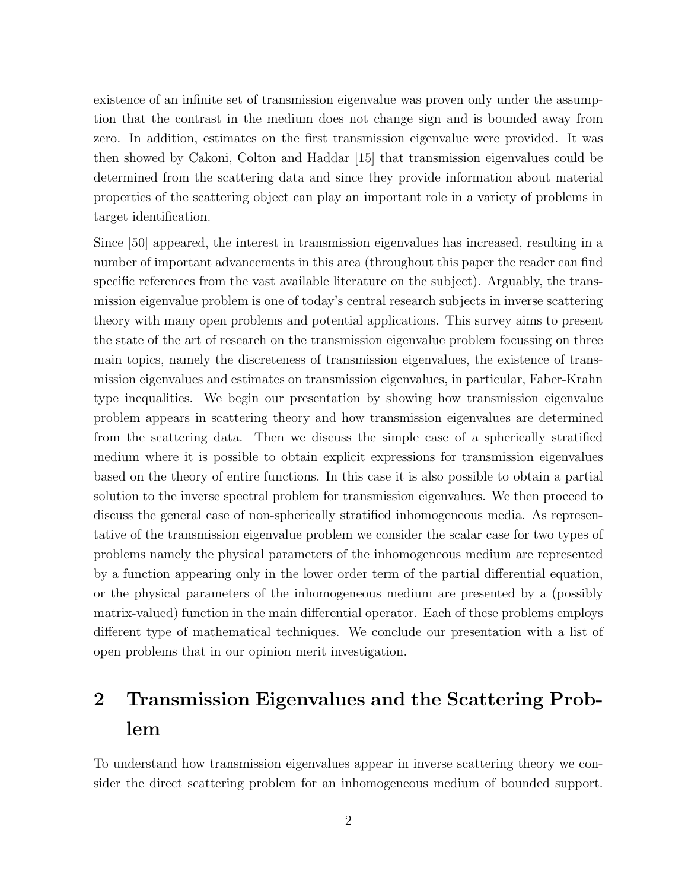existence of an infinite set of transmission eigenvalue was proven only under the assumption that the contrast in the medium does not change sign and is bounded away from zero. In addition, estimates on the first transmission eigenvalue were provided. It was then showed by Cakoni, Colton and Haddar [15] that transmission eigenvalues could be determined from the scattering data and since they provide information about material properties of the scattering object can play an important role in a variety of problems in target identification.

Since [50] appeared, the interest in transmission eigenvalues has increased, resulting in a number of important advancements in this area (throughout this paper the reader can find specific references from the vast available literature on the subject). Arguably, the transmission eigenvalue problem is one of today's central research subjects in inverse scattering theory with many open problems and potential applications. This survey aims to present the state of the art of research on the transmission eigenvalue problem focussing on three main topics, namely the discreteness of transmission eigenvalues, the existence of transmission eigenvalues and estimates on transmission eigenvalues, in particular, Faber-Krahn type inequalities. We begin our presentation by showing how transmission eigenvalue problem appears in scattering theory and how transmission eigenvalues are determined from the scattering data. Then we discuss the simple case of a spherically stratified medium where it is possible to obtain explicit expressions for transmission eigenvalues based on the theory of entire functions. In this case it is also possible to obtain a partial solution to the inverse spectral problem for transmission eigenvalues. We then proceed to discuss the general case of non-spherically stratified inhomogeneous media. As representative of the transmission eigenvalue problem we consider the scalar case for two types of problems namely the physical parameters of the inhomogeneous medium are represented by a function appearing only in the lower order term of the partial differential equation, or the physical parameters of the inhomogeneous medium are presented by a (possibly matrix-valued) function in the main differential operator. Each of these problems employs different type of mathematical techniques. We conclude our presentation with a list of open problems that in our opinion merit investigation.

# 2 Transmission Eigenvalues and the Scattering Problem

To understand how transmission eigenvalues appear in inverse scattering theory we consider the direct scattering problem for an inhomogeneous medium of bounded support.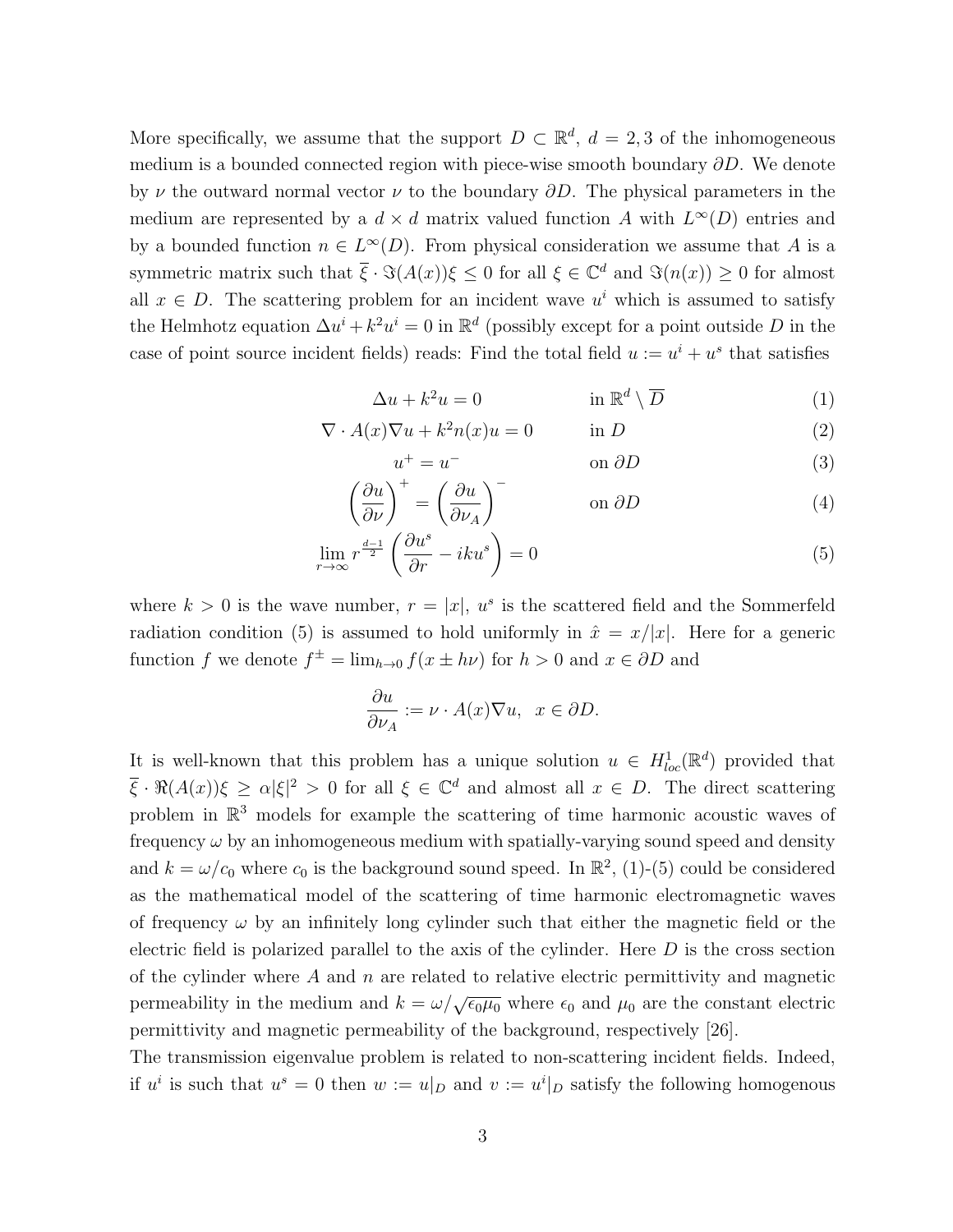More specifically, we assume that the support $D \subset \mathbb{R}^d$, $d = 2, 3$ of the inhomogeneous medium is a bounded connected region with piece-wise smooth boundary $\partial D$. We denote by $\nu$ the outward normal vector $\nu$ to the boundary $\partial D$. The physical parameters in the medium are represented by a $d \times d$ matrix valued function $A$ with $L^\infty(D)$ entries and by a bounded function $n \in L^\infty(D)$. From physical consideration we assume that $A$ is a symmetric matrix such that $\overline{\xi} \cdot \Im(A(x))\xi \leq 0$ for all $\xi \in \mathbb{C}^d$ and $\Im(n(x)) \geq 0$ for almost all $x \in D$. The scattering problem for an incident wave $u^i$ which is assumed to satisfy the Helmhotz equation $\Delta u^i + k^2 u^i = 0$ in $\mathbb{R}^d$ (possibly except for a point outside $D$ in the case of point source incident fields) reads: Find the total field $u := u^i + u^s$ that satisfies

$$\Delta u + k^2 u = 0 \qquad \text{in } \mathbb{R}^d \setminus \overline{D} \tag{1}$$

$$\nabla \cdot A(x)\nabla u + k^2 n(x) u = 0 \qquad \text{in } D \tag{2}$$

$$u^+ = u^- \qquad \text{on } \partial D \tag{3}$$

$$\left(\frac{\partial u}{\partial \nu}\right)^+ = \left(\frac{\partial u}{\partial \nu_A}\right)^- \qquad \text{on } \partial D \tag{4}$$

$$\lim_{r\to\infty} r^{\frac{d-1}{2}} \left(\frac{\partial u^s}{\partial r} - iku^s\right) = 0 \tag{5}$$

where $k > 0$ is the wave number, $r = |x|$, $u^s$ is the scattered field and the Sommerfeld radiation condition (5) is assumed to hold uniformly in $\hat{x} = x/|x|$. Here for a generic function $f$ we denote $f^\pm = \lim_{h\to 0} f(x \pm h\nu)$ for $h > 0$ and $x \in \partial D$ and

$$\frac{\partial u}{\partial \nu_A} := \nu \cdot A(x)\nabla u, \;\; x \in \partial D.$$

It is well-known that this problem has a unique solution $u \in H^1_{loc}(\mathbb{R}^d)$ provided that $\overline{\xi} \cdot \Re(A(x))\xi \geq \alpha|\xi|^2 > 0$ for all $\xi \in \mathbb{C}^d$ and almost all $x \in D$. The direct scattering problem in $\mathbb{R}^3$ models for example the scattering of time harmonic acoustic waves of frequency $\omega$ by an inhomogeneous medium with spatially-varying sound speed and density and $k = \omega/c_0$ where $c_0$ is the background sound speed. In $\mathbb{R}^2$, (1)-(5) could be considered as the mathematical model of the scattering of time harmonic electromagnetic waves of frequency $\omega$ by an infinitely long cylinder such that either the magnetic field or the electric field is polarized parallel to the axis of the cylinder. Here $D$ is the cross section of the cylinder where $A$ and $n$ are related to relative electric permittivity and magnetic permeability in the medium and $k = \omega/\sqrt{\epsilon_0\mu_0}$ where $\epsilon_0$ and $\mu_0$ are the constant electric permittivity and magnetic permeability of the background, respectively [26].

The transmission eigenvalue problem is related to non-scattering incident fields. Indeed, if $u^i$ is such that $u^s = 0$ then $w := u|_D$ and $v := u^i|_D$ satisfy the following homogenous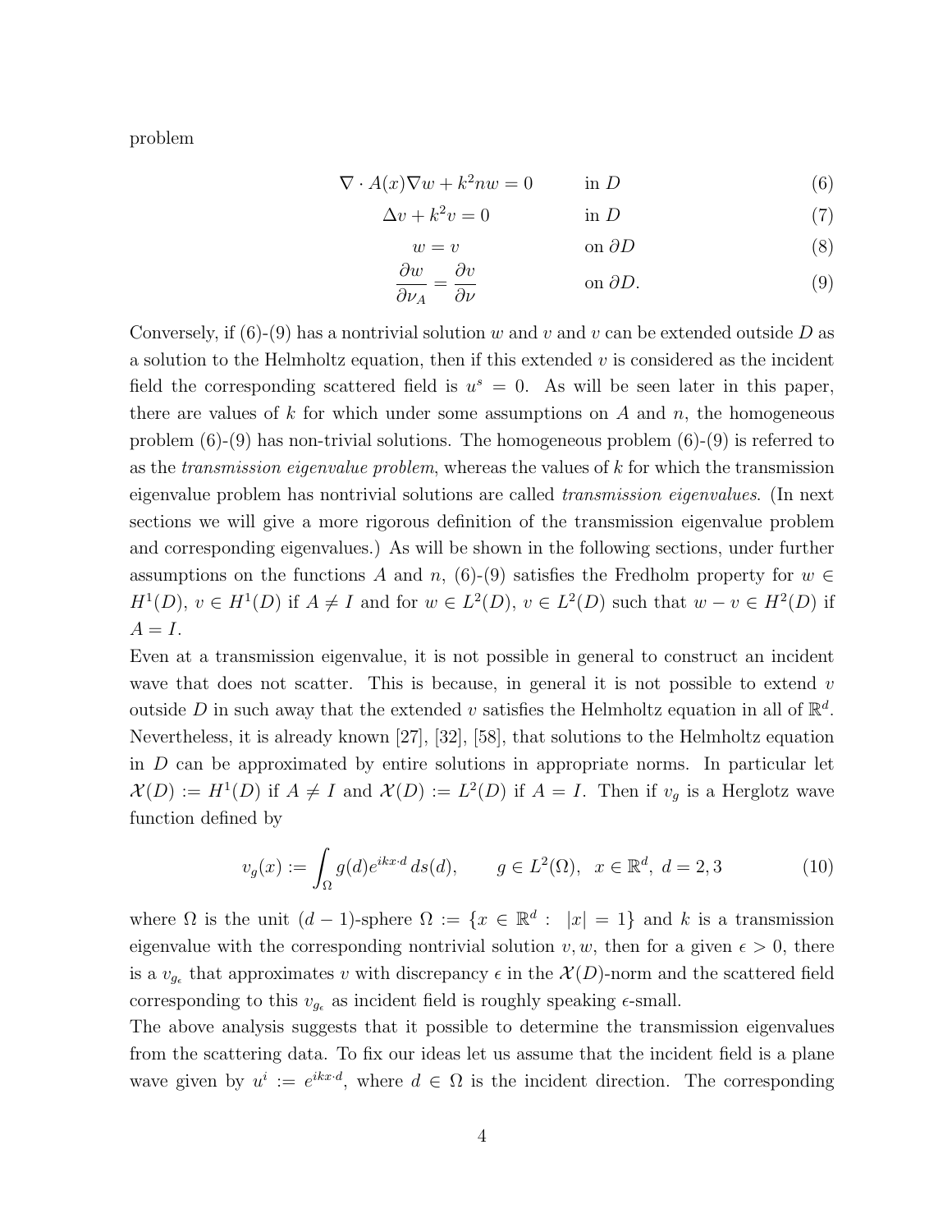problem

$$\nabla \cdot A(x)\nabla w + k^2 n w = 0 \qquad \text{in } D \tag{6}$$

$$\Delta v + k^2 v = 0 \qquad \text{in } D \tag{7}$$

$$w = v \qquad \text{on } \partial D \tag{8}$$

$$\frac{\partial w}{\partial \nu_A} = \frac{\partial v}{\partial \nu} \qquad \text{on } \partial D. \tag{9}$$

Conversely, if (6)-(9) has a nontrivial solution $w$ and $v$ and $v$ can be extended outside $D$ as a solution to the Helmholtz equation, then if this extended $v$ is considered as the incident field the corresponding scattered field is $u^s = 0$. As will be seen later in this paper, there are values of $k$ for which under some assumptions on $A$ and $n$, the homogeneous problem (6)-(9) has non-trivial solutions. The homogeneous problem (6)-(9) is referred to as the *transmission eigenvalue problem*, whereas the values of $k$ for which the transmission eigenvalue problem has nontrivial solutions are called *transmission eigenvalues*. (In next sections we will give a more rigorous definition of the transmission eigenvalue problem and corresponding eigenvalues.) As will be shown in the following sections, under further assumptions on the functions $A$ and $n$, (6)-(9) satisfies the Fredholm property for $w \in H^1(D)$, $v \in H^1(D)$ if $A \neq I$ and for $w \in L^2(D)$, $v \in L^2(D)$ such that $w - v \in H^2(D)$ if $A = I$.

Even at a transmission eigenvalue, it is not possible in general to construct an incident wave that does not scatter. This is because, in general it is not possible to extend $v$ outside $D$ in such away that the extended $v$ satisfies the Helmholtz equation in all of $\mathbb{R}^d$. Nevertheless, it is already known [27], [32], [58], that solutions to the Helmholtz equation in $D$ can be approximated by entire solutions in appropriate norms. In particular let $\mathcal{X}(D) := H^1(D)$ if $A \neq I$ and $\mathcal{X}(D) := L^2(D)$ if $A = I$. Then if $v_g$ is a Herglotz wave function defined by

$$v_g(x) := \int_\Omega g(d)e^{ikx\cdot d}\, ds(d), \qquad g \in L^2(\Omega), \;\; x \in \mathbb{R}^d, \; d = 2, 3 \tag{10}$$

where $\Omega$ is the unit $(d-1)$-sphere $\Omega := \{x \in \mathbb{R}^d : \; |x| = 1\}$ and $k$ is a transmission eigenvalue with the corresponding nontrivial solution $v, w$, then for a given $\epsilon > 0$, there is a $v_{g_\epsilon}$ that approximates $v$ with discrepancy $\epsilon$ in the $\mathcal{X}(D)$-norm and the scattered field corresponding to this $v_{g_\epsilon}$ as incident field is roughly speaking $\epsilon$-small.

The above analysis suggests that it possible to determine the transmission eigenvalues from the scattering data. To fix our ideas let us assume that the incident field is a plane wave given by $u^i := e^{ikx\cdot d}$, where $d \in \Omega$ is the incident direction. The corresponding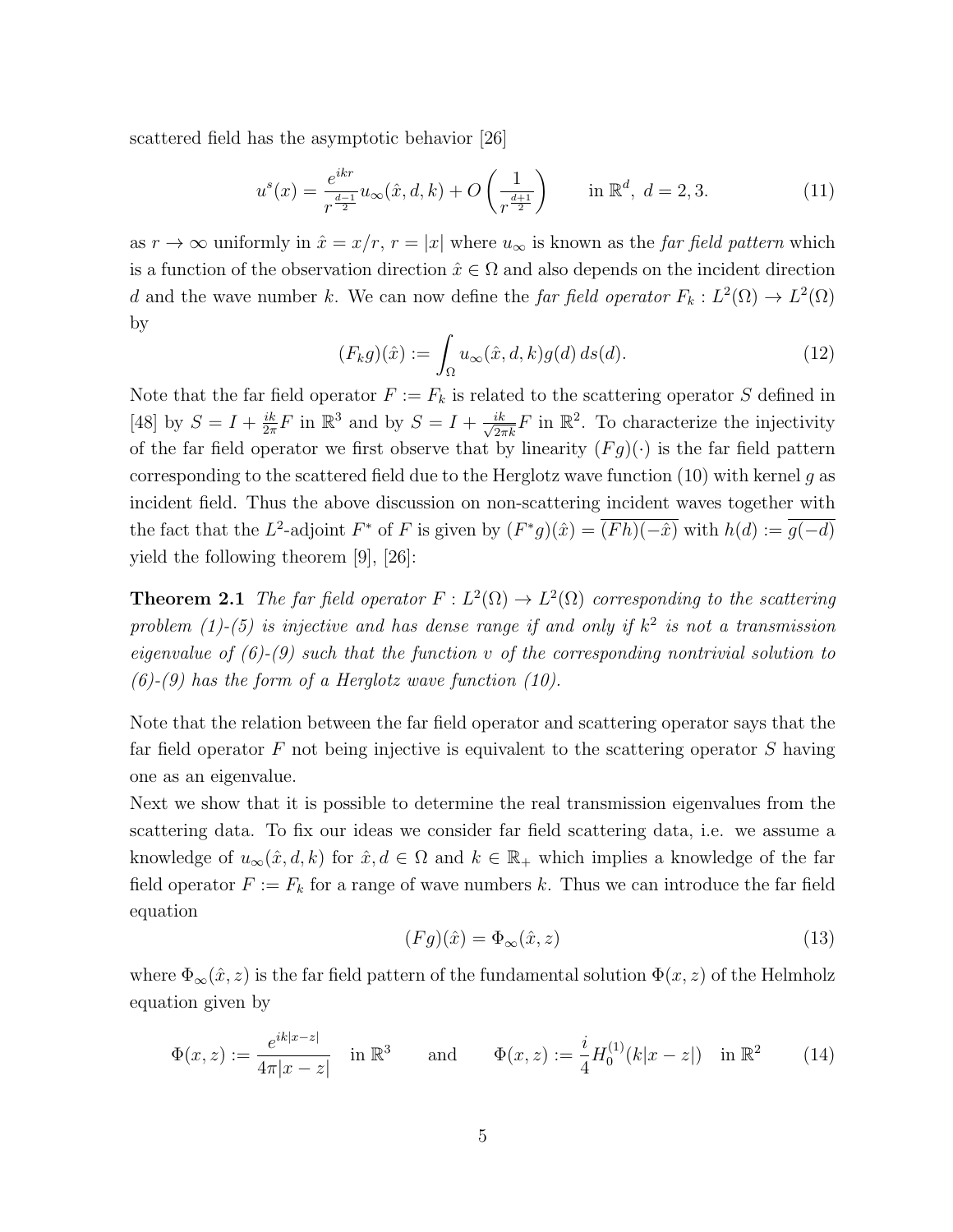scattered field has the asymptotic behavior [26]

$$u^s(x) = \frac{e^{ikr}}{r^{\frac{d-1}{2}}} u_\infty(\hat{x}, d, k) + O\left(\frac{1}{r^{\frac{d+1}{2}}}\right) \qquad \text{in } \mathbb{R}^d,\ d = 2, 3. \tag{11}$$

as $r \to \infty$ uniformly in $\hat{x} = x/r$, $r = |x|$ where $u_\infty$ is known as the *far field pattern* which is a function of the observation direction $\hat{x} \in \Omega$ and also depends on the incident direction $d$ and the wave number $k$. We can now define the *far field operator* $F_k : L^2(\Omega) \to L^2(\Omega)$ by

$$(F_k g)(\hat{x}) := \int_\Omega u_\infty(\hat{x}, d, k) g(d)\, ds(d). \tag{12}$$

Note that the far field operator $F := F_k$ is related to the scattering operator $S$ defined in [48] by $S = I + \frac{ik}{2\pi} F$ in $\mathbb{R}^3$ and by $S = I + \frac{ik}{\sqrt{2\pi k}} F$ in $\mathbb{R}^2$. To characterize the injectivity of the far field operator we first observe that by linearity $(Fg)(\cdot)$ is the far field pattern corresponding to the scattered field due to the Herglotz wave function (10) with kernel $g$ as incident field. Thus the above discussion on non-scattering incident waves together with the fact that the $L^2$-adjoint $F^*$ of $F$ is given by $(F^* g)(\hat{x}) = \overline{(Fh)(-\hat{x})}$ with $h(d) := \overline{g(-d)}$ yield the following theorem [9], [26]:

**Theorem 2.1** *The far field operator $F : L^2(\Omega) \to L^2(\Omega)$ corresponding to the scattering problem (1)-(5) is injective and has dense range if and only if $k^2$ is not a transmission eigenvalue of (6)-(9) such that the function $v$ of the corresponding nontrivial solution to (6)-(9) has the form of a Herglotz wave function (10).*

Note that the relation between the far field operator and scattering operator says that the far field operator $F$ not being injective is equivalent to the scattering operator $S$ having one as an eigenvalue.

Next we show that it is possible to determine the real transmission eigenvalues from the scattering data. To fix our ideas we consider far field scattering data, i.e. we assume a knowledge of $u_\infty(\hat{x}, d, k)$ for $\hat{x}, d \in \Omega$ and $k \in \mathbb{R}_+$ which implies a knowledge of the far field operator $F := F_k$ for a range of wave numbers $k$. Thus we can introduce the far field equation

$$(Fg)(\hat{x}) = \Phi_\infty(\hat{x}, z) \tag{13}$$

where $\Phi_\infty(\hat{x}, z)$ is the far field pattern of the fundamental solution $\Phi(x, z)$ of the Helmholz equation given by

$$\Phi(x, z) := \frac{e^{ik|x-z|}}{4\pi|x-z|} \quad \text{in } \mathbb{R}^3 \qquad \text{and} \qquad \Phi(x, z) := \frac{i}{4} H_0^{(1)}(k|x-z|) \quad \text{in } \mathbb{R}^2 \tag{14}$$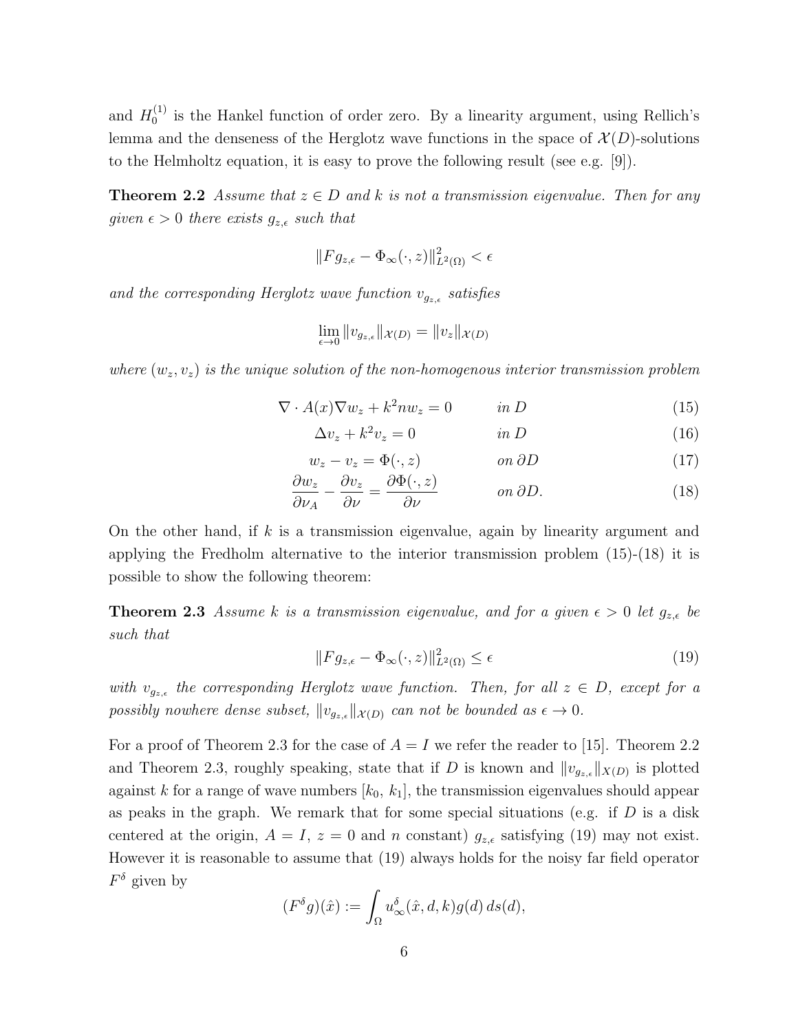and $H_0^{(1)}$ is the Hankel function of order zero. By a linearity argument, using Rellich's lemma and the denseness of the Herglotz wave functions in the space of $\mathcal{X}(D)$-solutions to the Helmholtz equation, it is easy to prove the following result (see e.g. [9]).

**Theorem 2.2** *Assume that $z \in D$ and $k$ is not a transmission eigenvalue. Then for any given $\epsilon > 0$ there exists $g_{z,\epsilon}$ such that*

$$\|Fg_{z,\epsilon} - \Phi_\infty(\cdot, z)\|^2_{L^2(\Omega)} < \epsilon$$

*and the corresponding Herglotz wave function $v_{g_{z,\epsilon}}$ satisfies*

$$\lim_{\epsilon \to 0} \|v_{g_{z,\epsilon}}\|_{\mathcal{X}(D)} = \|v_z\|_{\mathcal{X}(D)}$$

*where $(w_z, v_z)$ is the unique solution of the non-homogenous interior transmission problem*

$$\nabla \cdot A(x)\nabla w_z + k^2 n w_z = 0 \qquad \text{in } D \tag{15}$$

$$\Delta v_z + k^2 v_z = 0 \qquad \text{in } D \tag{16}$$

$$w_z - v_z = \Phi(\cdot, z) \qquad \text{on } \partial D \tag{17}$$

$$\frac{\partial w_z}{\partial \nu_A} - \frac{\partial v_z}{\partial \nu} = \frac{\partial \Phi(\cdot, z)}{\partial \nu} \qquad \text{on } \partial D. \tag{18}$$

On the other hand, if $k$ is a transmission eigenvalue, again by linearity argument and applying the Fredholm alternative to the interior transmission problem (15)-(18) it is possible to show the following theorem:

**Theorem 2.3** *Assume $k$ is a transmission eigenvalue, and for a given $\epsilon > 0$ let $g_{z,\epsilon}$ be such that*

$$\|Fg_{z,\epsilon} - \Phi_\infty(\cdot, z)\|^2_{L^2(\Omega)} \leq \epsilon \tag{19}$$

*with $v_{g_{z,\epsilon}}$ the corresponding Herglotz wave function. Then, for all $z \in D$, except for a possibly nowhere dense subset, $\|v_{g_{z,\epsilon}}\|_{\mathcal{X}(D)}$ can not be bounded as $\epsilon \to 0$.*

For a proof of Theorem 2.3 for the case of $A = I$ we refer the reader to [15]. Theorem 2.2 and Theorem 2.3, roughly speaking, state that if $D$ is known and $\|v_{g_{z,\epsilon}}\|_{X(D)}$ is plotted against $k$ for a range of wave numbers $[k_0, k_1]$, the transmission eigenvalues should appear as peaks in the graph. We remark that for some special situations (e.g. if $D$ is a disk centered at the origin, $A = I$, $z = 0$ and $n$ constant) $g_{z,\epsilon}$ satisfying (19) may not exist. However it is reasonable to assume that (19) always holds for the noisy far field operator $F^\delta$ given by

$$(F^\delta g)(\hat{x}) := \int_\Omega u^\delta_\infty(\hat{x}, d, k) g(d)\, ds(d),$$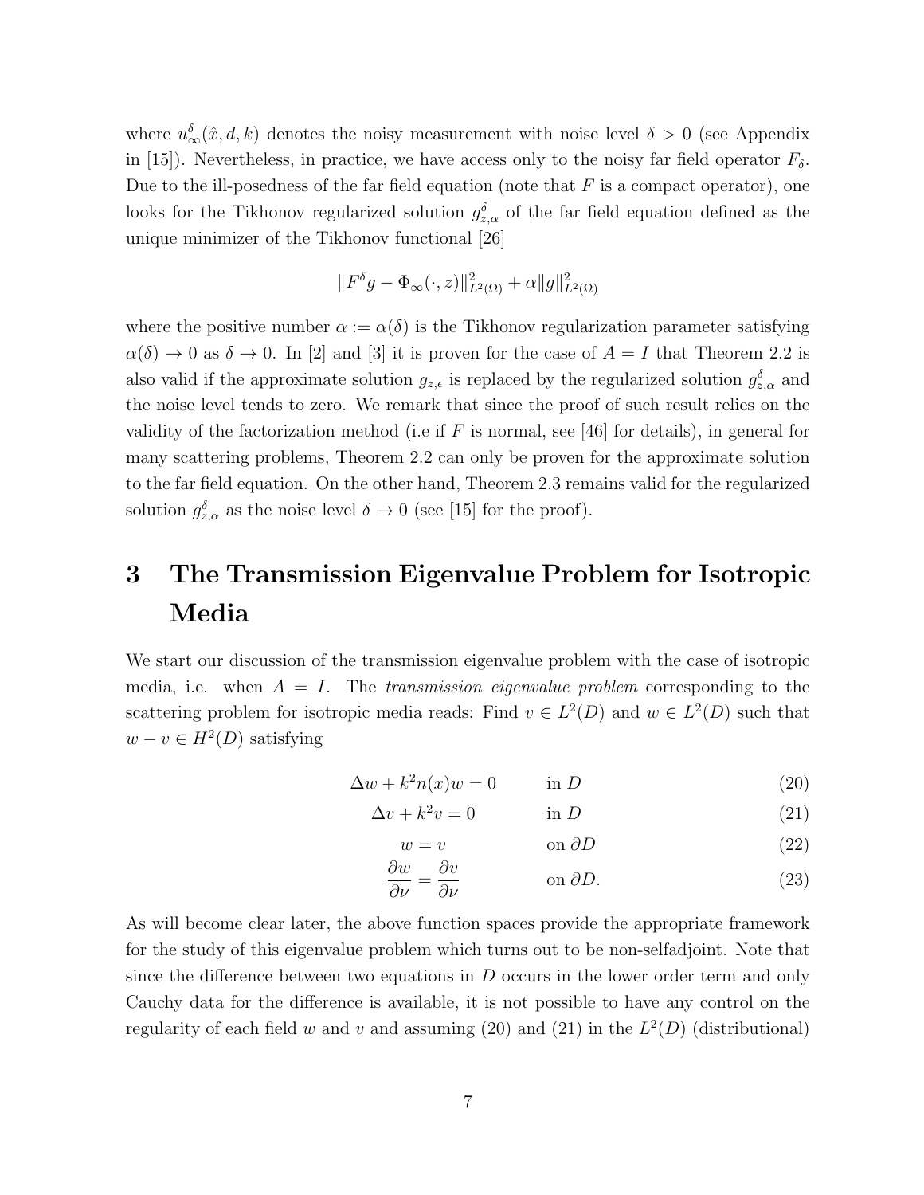where $u_\infty^\delta(\hat{x}, d, k)$ denotes the noisy measurement with noise level $\delta > 0$ (see Appendix in [15]). Nevertheless, in practice, we have access only to the noisy far field operator $F_\delta$. Due to the ill-posedness of the far field equation (note that $F$ is a compact operator), one looks for the Tikhonov regularized solution $g_{z,\alpha}^\delta$ of the far field equation defined as the unique minimizer of the Tikhonov functional [26]

$$\|F^\delta g - \Phi_\infty(\cdot, z)\|_{L^2(\Omega)}^2 + \alpha \|g\|_{L^2(\Omega)}^2$$

where the positive number $\alpha := \alpha(\delta)$ is the Tikhonov regularization parameter satisfying $\alpha(\delta) \to 0$ as $\delta \to 0$. In [2] and [3] it is proven for the case of $A = I$ that Theorem 2.2 is also valid if the approximate solution $g_{z,\epsilon}$ is replaced by the regularized solution $g_{z,\alpha}^\delta$ and the noise level tends to zero. We remark that since the proof of such result relies on the validity of the factorization method (i.e if $F$ is normal, see [46] for details), in general for many scattering problems, Theorem 2.2 can only be proven for the approximate solution to the far field equation. On the other hand, Theorem 2.3 remains valid for the regularized solution $g_{z,\alpha}^\delta$ as the noise level $\delta \to 0$ (see [15] for the proof).

# 3 The Transmission Eigenvalue Problem for Isotropic Media

We start our discussion of the transmission eigenvalue problem with the case of isotropic media, i.e. when $A = I$. The *transmission eigenvalue problem* corresponding to the scattering problem for isotropic media reads: Find $v \in L^2(D)$ and $w \in L^2(D)$ such that $w - v \in H^2(D)$ satisfying

$$\Delta w + k^2 n(x) w = 0 \qquad \text{in } D \tag{20}$$

$$\Delta v + k^2 v = 0 \qquad \text{in } D \tag{21}$$

$$w = v \qquad \text{on } \partial D \tag{22}$$

$$\frac{\partial w}{\partial \nu} = \frac{\partial v}{\partial \nu} \qquad \text{on } \partial D. \tag{23}$$

As will become clear later, the above function spaces provide the appropriate framework for the study of this eigenvalue problem which turns out to be non-selfadjoint. Note that since the difference between two equations in $D$ occurs in the lower order term and only Cauchy data for the difference is available, it is not possible to have any control on the regularity of each field $w$ and $v$ and assuming (20) and (21) in the $L^2(D)$ (distributional)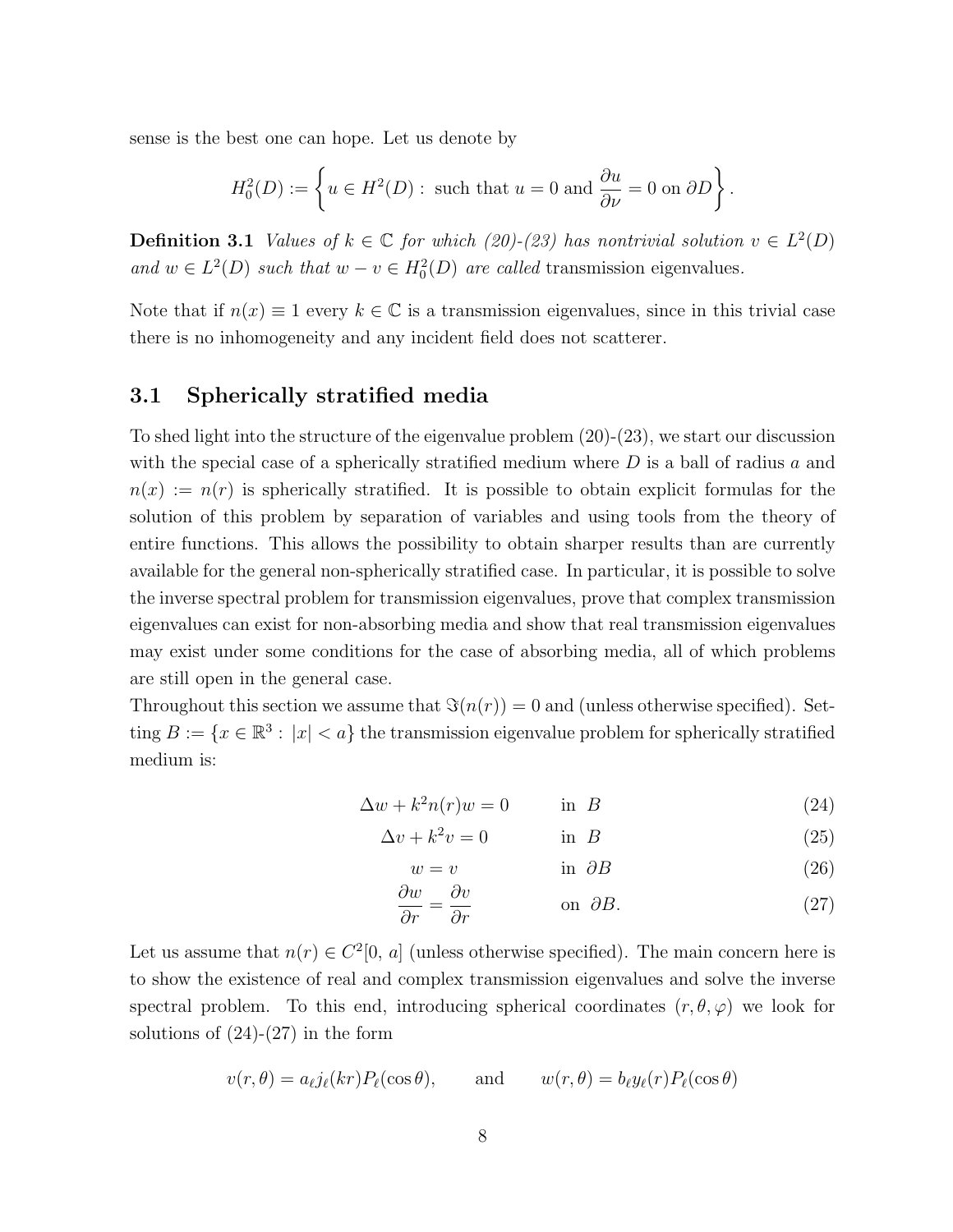sense is the best one can hope. Let us denote by

$$H_0^2(D) := \left\{ u \in H^2(D) : \text{ such that } u = 0 \text{ and } \frac{\partial u}{\partial \nu} = 0 \text{ on } \partial D \right\}.$$

**Definition 3.1** *Values of $k \in \mathbb{C}$ for which (20)-(23) has nontrivial solution $v \in L^2(D)$ and $w \in L^2(D)$ such that $w - v \in H_0^2(D)$ are called* transmission eigenvalues.

Note that if $n(x) \equiv 1$ every $k \in \mathbb{C}$ is a transmission eigenvalues, since in this trivial case there is no inhomogeneity and any incident field does not scatterer.

## 3.1 Spherically stratified media

To shed light into the structure of the eigenvalue problem (20)-(23), we start our discussion with the special case of a spherically stratified medium where $D$ is a ball of radius $a$ and $n(x) := n(r)$ is spherically stratified. It is possible to obtain explicit formulas for the solution of this problem by separation of variables and using tools from the theory of entire functions. This allows the possibility to obtain sharper results than are currently available for the general non-spherically stratified case. In particular, it is possible to solve the inverse spectral problem for transmission eigenvalues, prove that complex transmission eigenvalues can exist for non-absorbing media and show that real transmission eigenvalues may exist under some conditions for the case of absorbing media, all of which problems are still open in the general case.

Throughout this section we assume that $\Im(n(r)) = 0$ and (unless otherwise specified). Setting $B := \{x \in \mathbb{R}^3 : |x| < a\}$ the transmission eigenvalue problem for spherically stratified medium is:

$$\Delta w + k^2 n(r) w = 0 \qquad \text{in } B \tag{24}$$

$$\Delta v + k^2 v = 0 \qquad \text{in } B \tag{25}$$

$$w = v \qquad \text{in } \partial B \tag{26}$$

$$\frac{\partial w}{\partial r} = \frac{\partial v}{\partial r} \qquad \text{on } \partial B. \tag{27}$$

Let us assume that $n(r) \in C^2[0,\, a]$ (unless otherwise specified). The main concern here is to show the existence of real and complex transmission eigenvalues and solve the inverse spectral problem. To this end, introducing spherical coordinates $(r, \theta, \varphi)$ we look for solutions of (24)-(27) in the form

$$v(r,\theta) = a_\ell j_\ell(kr) P_\ell(\cos\theta), \qquad \text{and} \qquad w(r,\theta) = b_\ell y_\ell(r) P_\ell(\cos\theta)$$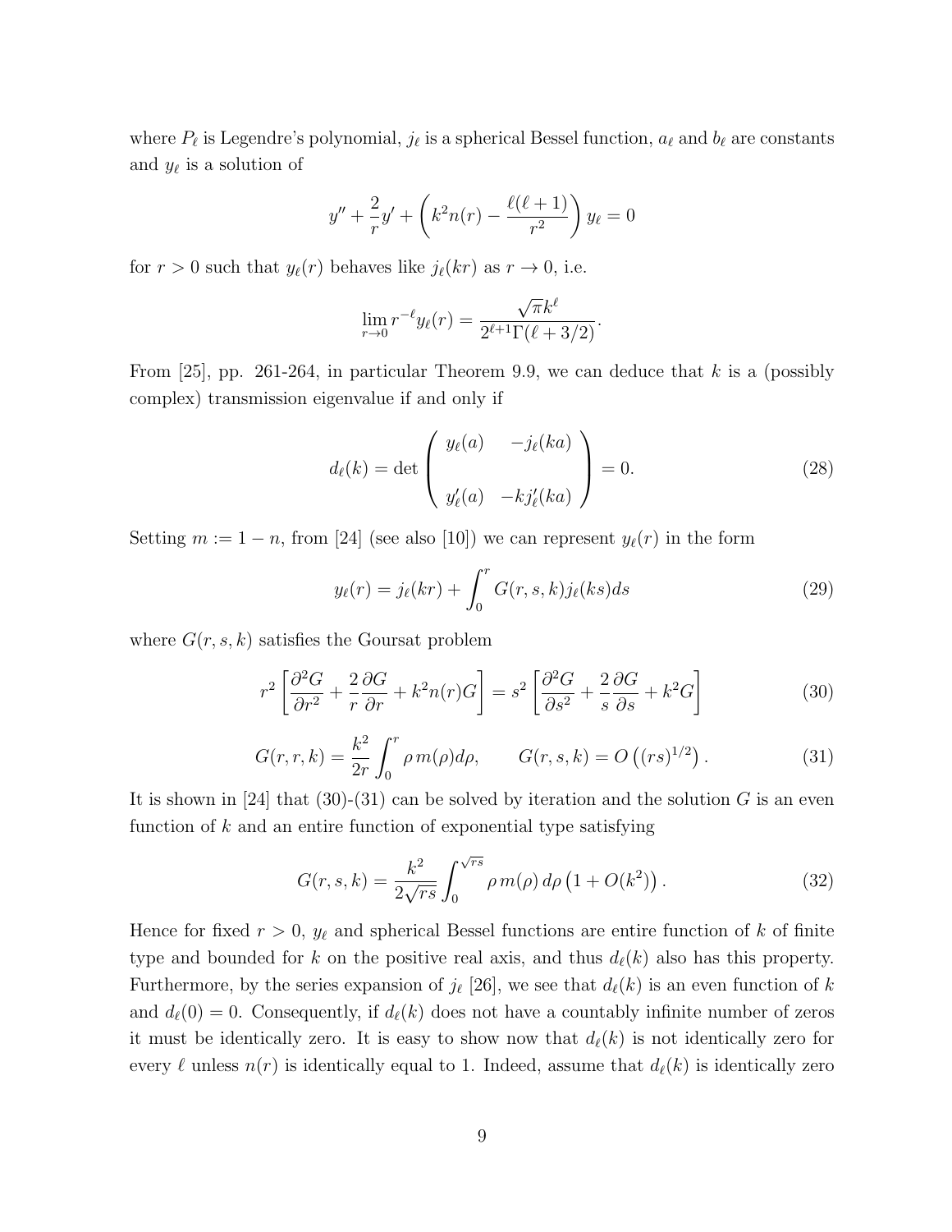where $P_\ell$ is Legendre's polynomial, $j_\ell$ is a spherical Bessel function, $a_\ell$ and $b_\ell$ are constants and $y_\ell$ is a solution of

$$y'' + \frac{2}{r}y' + \left(k^2 n(r) - \frac{\ell(\ell+1)}{r^2}\right) y_\ell = 0$$

for $r > 0$ such that $y_\ell(r)$ behaves like $j_\ell(kr)$ as $r \to 0$, i.e.

$$\lim_{r\to 0} r^{-\ell} y_\ell(r) = \frac{\sqrt{\pi} k^\ell}{2^{\ell+1}\Gamma(\ell + 3/2)}.$$

From [25], pp. 261-264, in particular Theorem 9.9, we can deduce that $k$ is a (possibly complex) transmission eigenvalue if and only if

$$d_\ell(k) = \det \begin{pmatrix} y_\ell(a) & -j_\ell(ka) \\ & \\ y_\ell'(a) & -kj_\ell'(ka) \end{pmatrix} = 0. \tag{28}$$

Setting $m := 1 - n$, from [24] (see also [10]) we can represent $y_\ell(r)$ in the form

$$y_\ell(r) = j_\ell(kr) + \int_0^r G(r,s,k) j_\ell(ks) ds \tag{29}$$

where $G(r,s,k)$ satisfies the Goursat problem

$$r^2 \left[\frac{\partial^2 G}{\partial r^2} + \frac{2}{r}\frac{\partial G}{\partial r} + k^2 n(r) G\right] = s^2 \left[\frac{\partial^2 G}{\partial s^2} + \frac{2}{s}\frac{\partial G}{\partial s} + k^2 G\right] \tag{30}$$

$$G(r,r,k) = \frac{k^2}{2r}\int_0^r \rho\, m(\rho) d\rho, \qquad G(r,s,k) = O\left((rs)^{1/2}\right). \tag{31}$$

It is shown in [24] that (30)-(31) can be solved by iteration and the solution $G$ is an even function of $k$ and an entire function of exponential type satisfying

$$G(r,s,k) = \frac{k^2}{2\sqrt{rs}} \int_0^{\sqrt{rs}} \rho\, m(\rho)\, d\rho \left(1 + O(k^2)\right). \tag{32}$$

Hence for fixed $r > 0$, $y_\ell$ and spherical Bessel functions are entire function of $k$ of finite type and bounded for $k$ on the positive real axis, and thus $d_\ell(k)$ also has this property. Furthermore, by the series expansion of $j_\ell$ [26], we see that $d_\ell(k)$ is an even function of $k$ and $d_\ell(0) = 0$. Consequently, if $d_\ell(k)$ does not have a countably infinite number of zeros it must be identically zero. It is easy to show now that $d_\ell(k)$ is not identically zero for every $\ell$ unless $n(r)$ is identically equal to 1. Indeed, assume that $d_\ell(k)$ is identically zero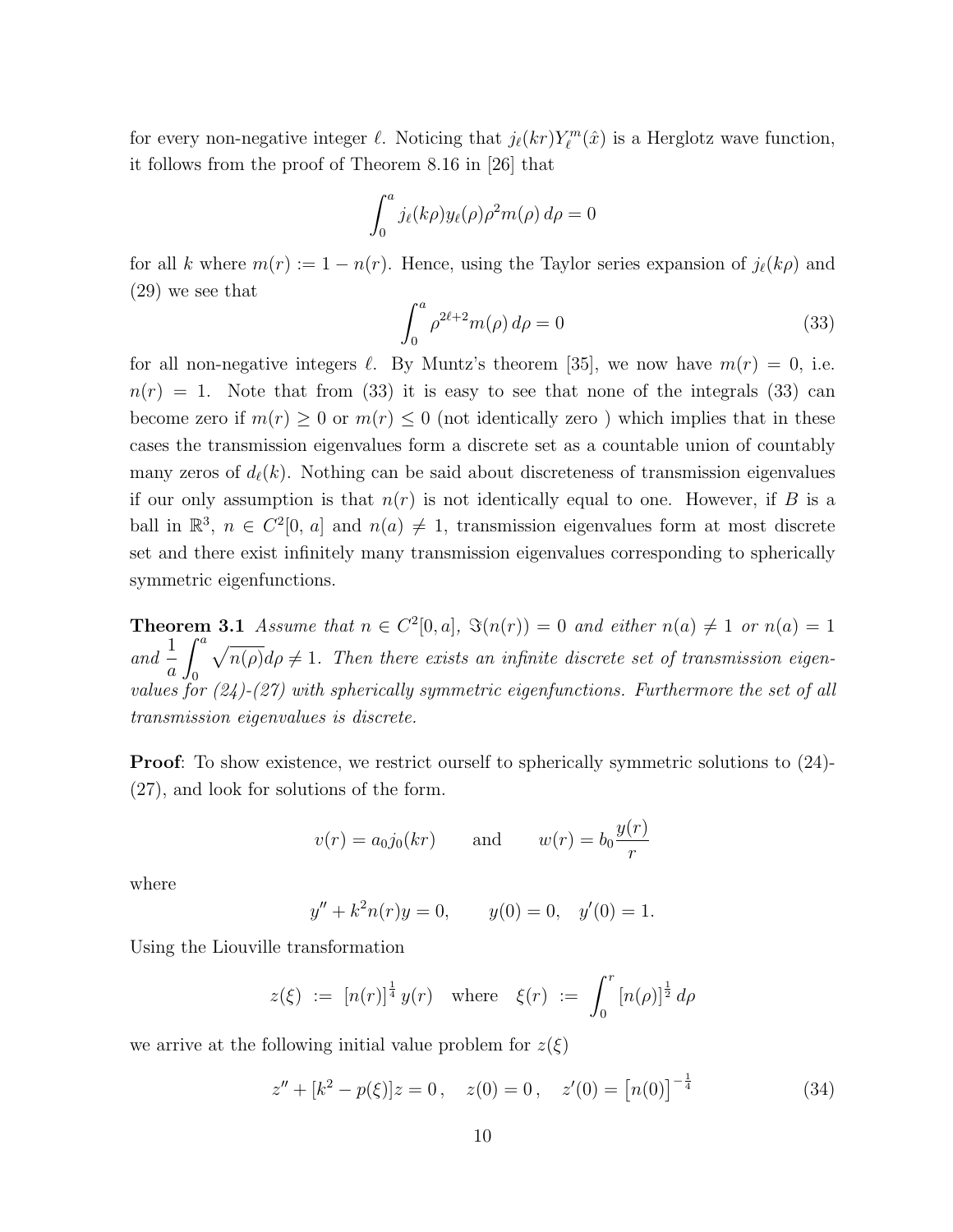for every non-negative integer $\ell$. Noticing that $j_\ell(kr)Y_\ell^m(\hat{x})$ is a Herglotz wave function, it follows from the proof of Theorem 8.16 in [26] that

$$\int_0^a j_\ell(k\rho)y_\ell(\rho)\rho^2 m(\rho)\,d\rho = 0$$

for all $k$ where $m(r) := 1 - n(r)$. Hence, using the Taylor series expansion of $j_\ell(k\rho)$ and (29) we see that

$$\int_0^a \rho^{2\ell+2} m(\rho)\,d\rho = 0 \tag{33}$$

for all non-negative integers $\ell$. By Muntz's theorem [35], we now have $m(r) = 0$, i.e. $n(r) = 1$. Note that from (33) it is easy to see that none of the integrals (33) can become zero if $m(r) \geq 0$ or $m(r) \leq 0$ (not identically zero ) which implies that in these cases the transmission eigenvalues form a discrete set as a countable union of countably many zeros of $d_\ell(k)$. Nothing can be said about discreteness of transmission eigenvalues if our only assumption is that $n(r)$ is not identically equal to one. However, if $B$ is a ball in $\mathbb{R}^3$, $n \in C^2[0, a]$ and $n(a) \neq 1$, transmission eigenvalues form at most discrete set and there exist infinitely many transmission eigenvalues corresponding to spherically symmetric eigenfunctions.

**Theorem 3.1** *Assume that $n \in C^2[0, a]$, $\Im(n(r)) = 0$ and either $n(a) \neq 1$ or $n(a) = 1$ and $\displaystyle\frac{1}{a}\int_0^a \sqrt{n(\rho)}d\rho \neq 1$. Then there exists an infinite discrete set of transmission eigenvalues for (24)-(27) with spherically symmetric eigenfunctions. Furthermore the set of all transmission eigenvalues is discrete.*

**Proof**: To show existence, we restrict ourself to spherically symmetric solutions to (24)-(27), and look for solutions of the form.

$$v(r) = a_0 j_0(kr) \qquad \text{and} \qquad w(r) = b_0 \frac{y(r)}{r}$$

where

$$y'' + k^2 n(r) y = 0, \qquad y(0) = 0, \quad y'(0) = 1.$$

Using the Liouville transformation

$$z(\xi) \;:=\; [n(r)]^{\frac{1}{4}}\, y(r) \quad \text{where} \quad \xi(r) \;:=\; \int_0^r [n(\rho)]^{\frac{1}{2}}\, d\rho$$

we arrive at the following initial value problem for $z(\xi)$

$$z'' + [k^2 - p(\xi)]z = 0\,, \quad z(0) = 0\,, \quad z'(0) = \big[n(0)\big]^{-\frac{1}{4}} \tag{34}$$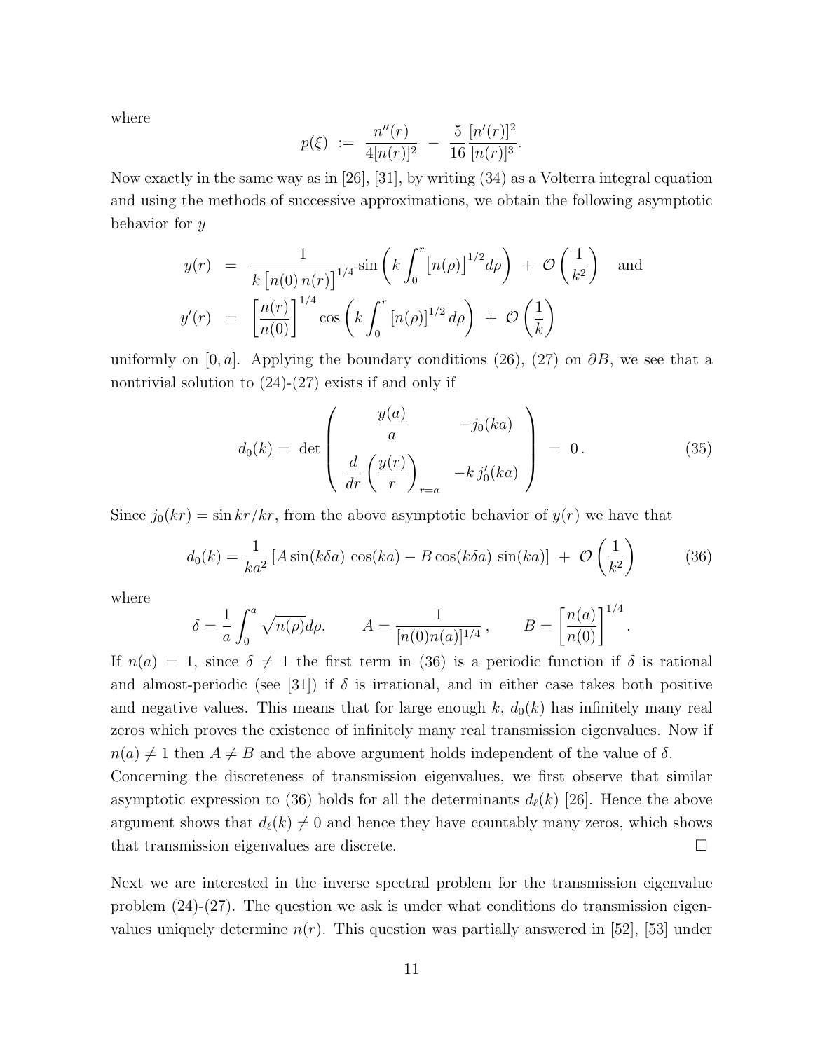where

$$p(\xi) \;:=\; \frac{n''(r)}{4[n(r)]^2} \;-\; \frac{5}{16}\frac{[n'(r)]^2}{[n(r)]^3}.$$

Now exactly in the same way as in [26], [31], by writing (34) as a Volterra integral equation and using the methods of successive approximations, we obtain the following asymptotic behavior for $y$

$$\begin{aligned}
y(r) \;&=\; \frac{1}{k\left[n(0)\,n(r)\right]^{1/4}}\sin\left(k\int_0^r \left[n(\rho)\right]^{1/2}d\rho\right) \;+\; \mathcal{O}\left(\frac{1}{k^2}\right) \quad \text{and} \\
y'(r) \;&=\; \left[\frac{n(r)}{n(0)}\right]^{1/4}\cos\left(k\int_0^r \left[n(\rho)\right]^{1/2}d\rho\right) \;+\; \mathcal{O}\left(\frac{1}{k}\right)
\end{aligned}$$

uniformly on $[0,a]$. Applying the boundary conditions (26), (27) on $\partial B$, we see that a nontrivial solution to (24)-(27) exists if and only if

$$d_0(k) = \det\begin{pmatrix} \dfrac{y(a)}{a} & -j_0(ka) \\ \dfrac{d}{dr}\left(\dfrac{y(r)}{r}\right)_{r=a} & -k\,j_0'(ka) \end{pmatrix} \;=\; 0\,. \tag{35}$$

Since $j_0(kr) = \sin kr/kr$, from the above asymptotic behavior of $y(r)$ we have that

$$d_0(k) = \frac{1}{ka^2}\left[A\sin(k\delta a)\,\cos(ka) - B\cos(k\delta a)\,\sin(ka)\right] \;+\; \mathcal{O}\left(\frac{1}{k^2}\right) \tag{36}$$

where

$$\delta = \frac{1}{a}\int_0^a \sqrt{n(\rho)}d\rho, \qquad A = \frac{1}{[n(0)n(a)]^{1/4}}\,, \qquad B = \left[\frac{n(a)}{n(0)}\right]^{1/4}.$$

If $n(a) = 1$, since $\delta \neq 1$ the first term in (36) is a periodic function if $\delta$ is rational and almost-periodic (see [31]) if $\delta$ is irrational, and in either case takes both positive and negative values. This means that for large enough $k$, $d_0(k)$ has infinitely many real zeros which proves the existence of infinitely many real transmission eigenvalues. Now if $n(a) \neq 1$ then $A \neq B$ and the above argument holds independent of the value of $\delta$.

Concerning the discreteness of transmission eigenvalues, we first observe that similar asymptotic expression to (36) holds for all the determinants $d_\ell(k)$ [26]. Hence the above argument shows that $d_\ell(k) \neq 0$ and hence they have countably many zeros, which shows that transmission eigenvalues are discrete. $\square$

Next we are interested in the inverse spectral problem for the transmission eigenvalue problem (24)-(27). The question we ask is under what conditions do transmission eigenvalues uniquely determine $n(r)$. This question was partially answered in [52], [53] under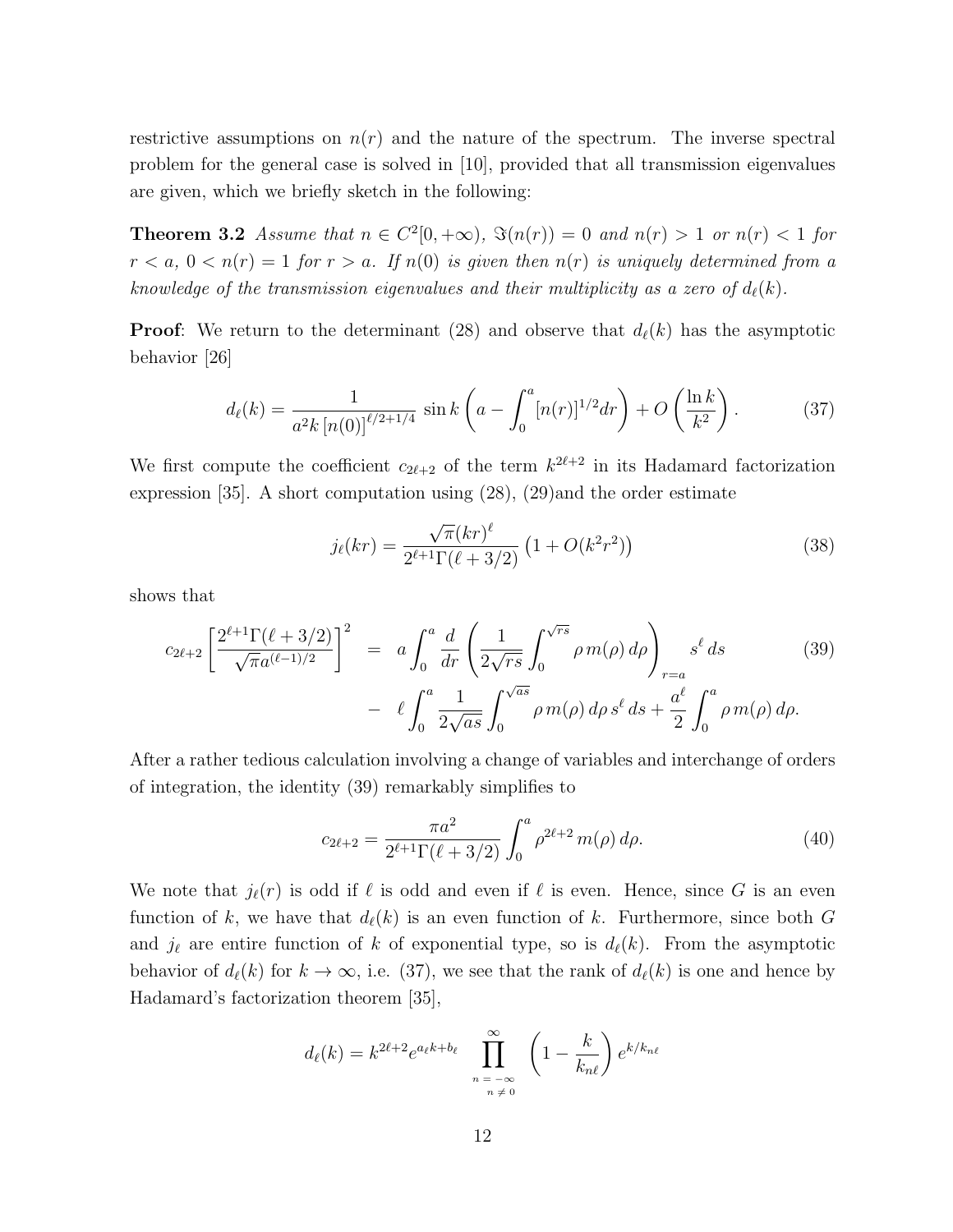restrictive assumptions on $n(r)$ and the nature of the spectrum. The inverse spectral problem for the general case is solved in [10], provided that all transmission eigenvalues are given, which we briefly sketch in the following:

**Theorem 3.2** *Assume that $n \in C^2[0, +\infty)$, $\Im(n(r)) = 0$ and $n(r) > 1$ or $n(r) < 1$ for $r < a$, $0 < n(r) = 1$ for $r > a$. If $n(0)$ is given then $n(r)$ is uniquely determined from a knowledge of the transmission eigenvalues and their multiplicity as a zero of $d_\ell(k)$.*

**Proof**: We return to the determinant (28) and observe that $d_\ell(k)$ has the asymptotic behavior [26]

$$d_\ell(k) = \frac{1}{a^2 k\,[n(0)]^{\ell/2+1/4}}\ \sin k\left(a - \int_0^a [n(r)]^{1/2} dr\right) + O\left(\frac{\ln k}{k^2}\right). \tag{37}$$

We first compute the coefficient $c_{2\ell+2}$ of the term $k^{2\ell+2}$ in its Hadamard factorization expression [35]. A short computation using (28), (29)and the order estimate

$$j_\ell(kr) = \frac{\sqrt{\pi}(kr)^\ell}{2^{\ell+1}\Gamma(\ell+3/2)}\left(1 + O(k^2r^2)\right) \tag{38}$$

shows that

$$\begin{aligned} c_{2\ell+2}\left[\frac{2^{\ell+1}\Gamma(\ell+3/2)}{\sqrt{\pi}a^{(\ell-1)/2}}\right]^2 &= a\int_0^a \frac{d}{dr}\left(\frac{1}{2\sqrt{rs}}\int_0^{\sqrt{rs}} \rho\, m(\rho)\, d\rho\right)_{r=a} s^\ell\, ds \\ &- \ell\int_0^a \frac{1}{2\sqrt{as}}\int_0^{\sqrt{as}} \rho\, m(\rho)\, d\rho\, s^\ell\, ds + \frac{a^\ell}{2}\int_0^a \rho\, m(\rho)\, d\rho. \end{aligned} \tag{39}$$

After a rather tedious calculation involving a change of variables and interchange of orders of integration, the identity (39) remarkably simplifies to

$$c_{2\ell+2} = \frac{\pi a^2}{2^{\ell+1}\Gamma(\ell+3/2)}\int_0^a \rho^{2\ell+2}\, m(\rho)\, d\rho. \tag{40}$$

We note that $j_\ell(r)$ is odd if $\ell$ is odd and even if $\ell$ is even. Hence, since $G$ is an even function of $k$, we have that $d_\ell(k)$ is an even function of $k$. Furthermore, since both $G$ and $j_\ell$ are entire function of $k$ of exponential type, so is $d_\ell(k)$. From the asymptotic behavior of $d_\ell(k)$ for $k \to \infty$, i.e. (37), we see that the rank of $d_\ell(k)$ is one and hence by Hadamard's factorization theorem [35],

$$d_\ell(k) = k^{2\ell+2} e^{a_\ell k + b_\ell} \prod_{\substack{n=-\infty \\ n \neq 0}}^{\infty} \left(1 - \frac{k}{k_{n\ell}}\right) e^{k/k_{n\ell}}$$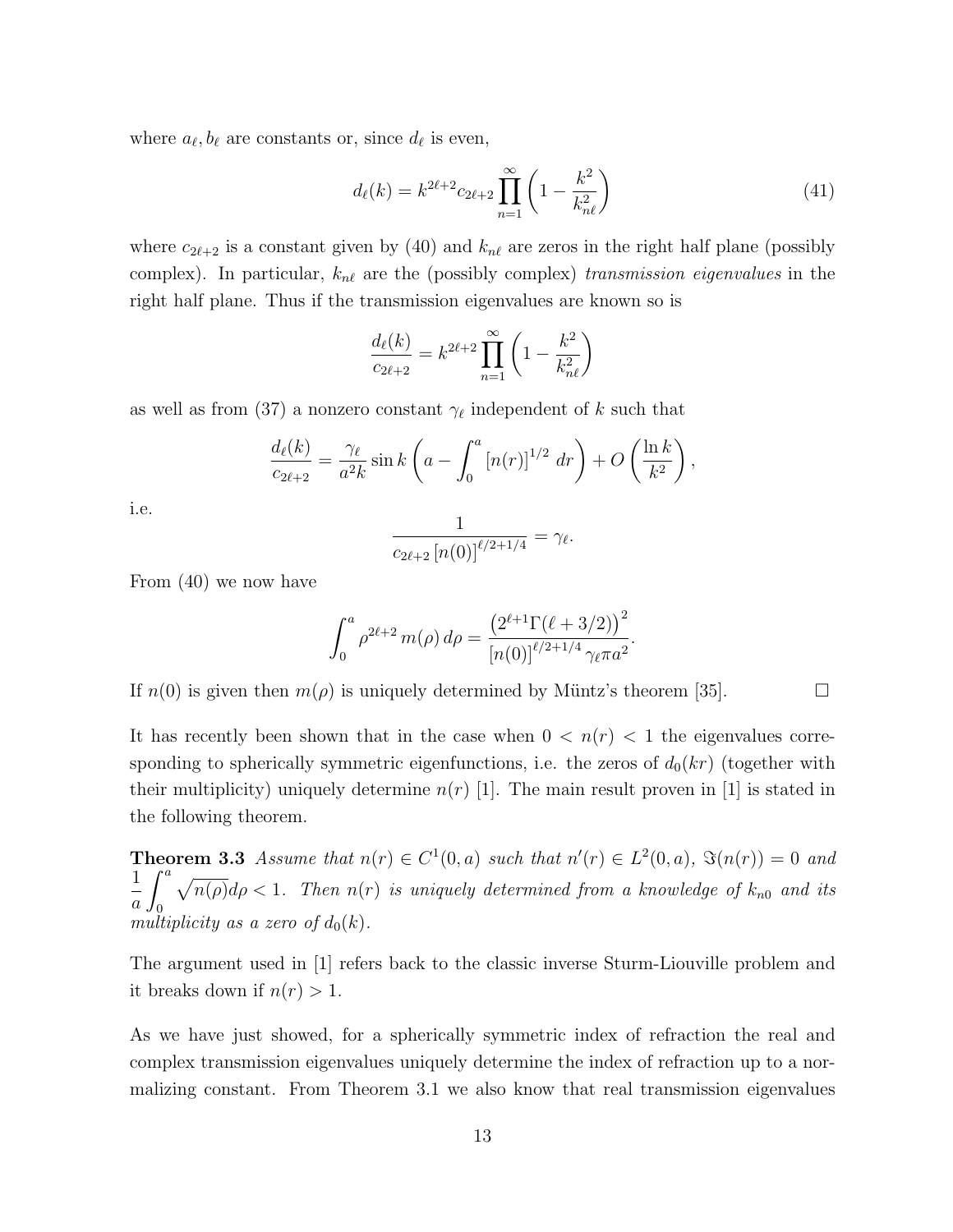where $a_\ell, b_\ell$ are constants or, since $d_\ell$ is even,

$$d_\ell(k) = k^{2\ell+2} c_{2\ell+2} \prod_{n=1}^{\infty} \left(1 - \frac{k^2}{k_{n\ell}^2}\right) \tag{41}$$

where $c_{2\ell+2}$ is a constant given by (40) and $k_{n\ell}$ are zeros in the right half plane (possibly complex). In particular, $k_{n\ell}$ are the (possibly complex) *transmission eigenvalues* in the right half plane. Thus if the transmission eigenvalues are known so is

$$\frac{d_\ell(k)}{c_{2\ell+2}} = k^{2\ell+2} \prod_{n=1}^{\infty} \left(1 - \frac{k^2}{k_{n\ell}^2}\right)$$

as well as from (37) a nonzero constant $\gamma_\ell$ independent of $k$ such that

$$\frac{d_\ell(k)}{c_{2\ell+2}} = \frac{\gamma_\ell}{a^2 k} \sin k \left(a - \int_0^a [n(r)]^{1/2}\, dr\right) + O\left(\frac{\ln k}{k^2}\right),$$

i.e.

$$\frac{1}{c_{2\ell+2}\, [n(0)]^{\ell/2+1/4}} = \gamma_\ell.$$

From (40) we now have

$$\int_0^a \rho^{2\ell+2}\, m(\rho)\, d\rho = \frac{\left(2^{\ell+1}\Gamma(\ell+3/2)\right)^2}{[n(0)]^{\ell/2+1/4}\, \gamma_\ell \pi a^2}.$$

If $n(0)$ is given then $m(\rho)$ is uniquely determined by Müntz's theorem [35]. $\square$

It has recently been shown that in the case when $0 < n(r) < 1$ the eigenvalues corresponding to spherically symmetric eigenfunctions, i.e. the zeros of $d_0(kr)$ (together with their multiplicity) uniquely determine $n(r)$ [1]. The main result proven in [1] is stated in the following theorem.

**Theorem 3.3** *Assume that $n(r) \in C^1(0,a)$ such that $n'(r) \in L^2(0,a)$, $\Im(n(r)) = 0$ and $\frac{1}{a}\int_0^a \sqrt{n(\rho)}d\rho < 1$. Then $n(r)$ is uniquely determined from a knowledge of $k_{n0}$ and its multiplicity as a zero of $d_0(k)$.*

The argument used in [1] refers back to the classic inverse Sturm-Liouville problem and it breaks down if $n(r) > 1$.

As we have just showed, for a spherically symmetric index of refraction the real and complex transmission eigenvalues uniquely determine the index of refraction up to a normalizing constant. From Theorem 3.1 we also know that real transmission eigenvalues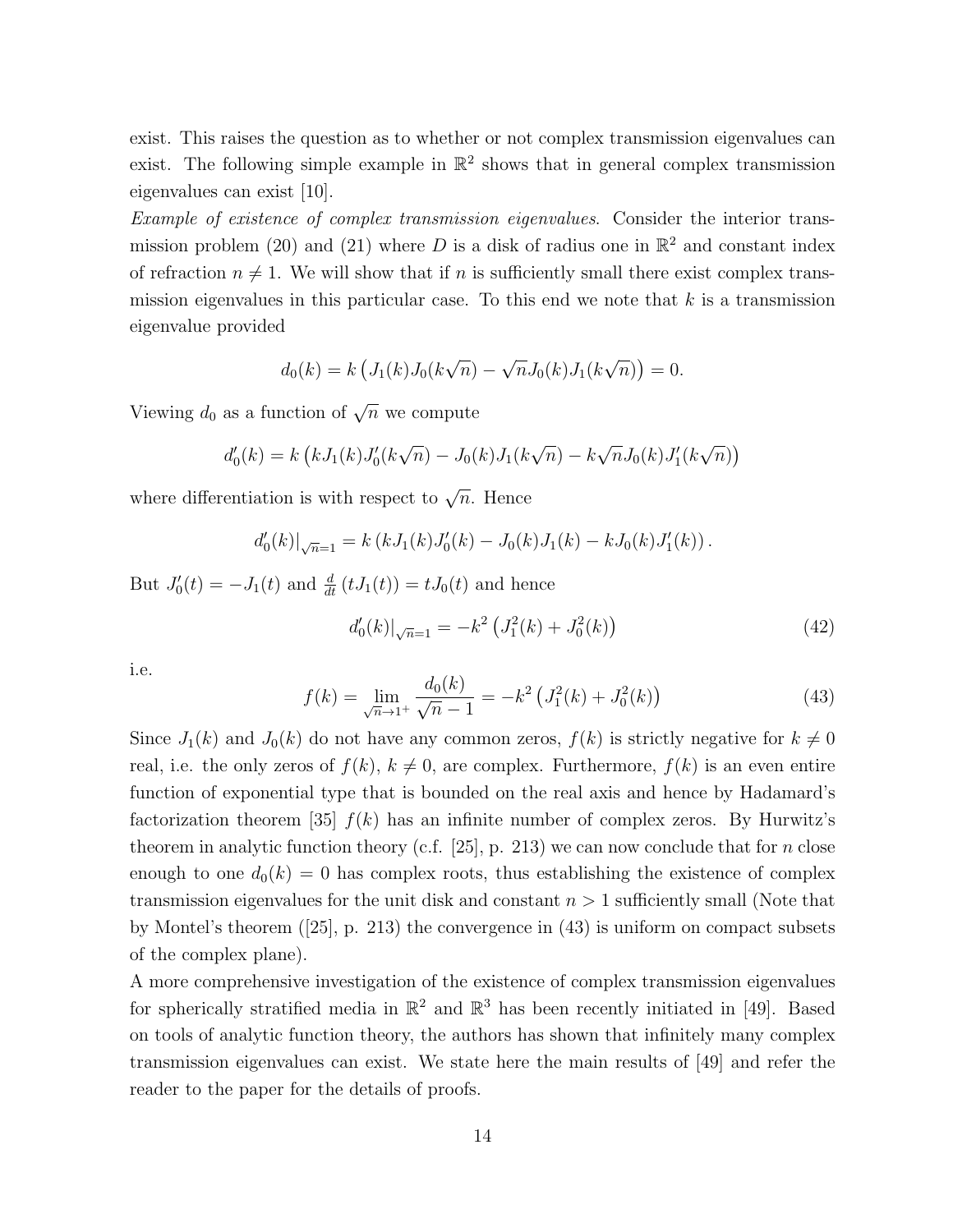exist. This raises the question as to whether or not complex transmission eigenvalues can exist. The following simple example in $\mathbb{R}^2$ shows that in general complex transmission eigenvalues can exist [10].

*Example of existence of complex transmission eigenvalues*. Consider the interior transmission problem (20) and (21) where $D$ is a disk of radius one in $\mathbb{R}^2$ and constant index of refraction $n \neq 1$. We will show that if $n$ is sufficiently small there exist complex transmission eigenvalues in this particular case. To this end we note that $k$ is a transmission eigenvalue provided

$$d_0(k) = k\left(J_1(k)J_0(k\sqrt{n}) - \sqrt{n}J_0(k)J_1(k\sqrt{n})\right) = 0.$$

Viewing $d_0$ as a function of $\sqrt{n}$ we compute

$$d_0'(k) = k\left(kJ_1(k)J_0'(k\sqrt{n}) - J_0(k)J_1(k\sqrt{n}) - k\sqrt{n}J_0(k)J_1'(k\sqrt{n})\right)$$

where differentiation is with respect to $\sqrt{n}$. Hence

$$d_0'(k)|_{\sqrt{n}=1} = k\left(kJ_1(k)J_0'(k) - J_0(k)J_1(k) - kJ_0(k)J_1'(k)\right).$$

But $J_0'(t) = -J_1(t)$ and $\frac{d}{dt}\left(tJ_1(t)\right) = tJ_0(t)$ and hence

$$d_0'(k)|_{\sqrt{n}=1} = -k^2\left(J_1^2(k) + J_0^2(k)\right) \tag{42}$$

i.e.

$$f(k) = \lim_{\sqrt{n}\to 1^+} \frac{d_0(k)}{\sqrt{n}-1} = -k^2\left(J_1^2(k) + J_0^2(k)\right) \tag{43}$$

Since $J_1(k)$ and $J_0(k)$ do not have any common zeros, $f(k)$ is strictly negative for $k \neq 0$ real, i.e. the only zeros of $f(k)$, $k \neq 0$, are complex. Furthermore, $f(k)$ is an even entire function of exponential type that is bounded on the real axis and hence by Hadamard's factorization theorem [35] $f(k)$ has an infinite number of complex zeros. By Hurwitz's theorem in analytic function theory (c.f. [25], p. 213) we can now conclude that for $n$ close enough to one $d_0(k) = 0$ has complex roots, thus establishing the existence of complex transmission eigenvalues for the unit disk and constant $n > 1$ sufficiently small (Note that by Montel's theorem ([25], p. 213) the convergence in (43) is uniform on compact subsets of the complex plane).

A more comprehensive investigation of the existence of complex transmission eigenvalues for spherically stratified media in $\mathbb{R}^2$ and $\mathbb{R}^3$ has been recently initiated in [49]. Based on tools of analytic function theory, the authors has shown that infinitely many complex transmission eigenvalues can exist. We state here the main results of [49] and refer the reader to the paper for the details of proofs.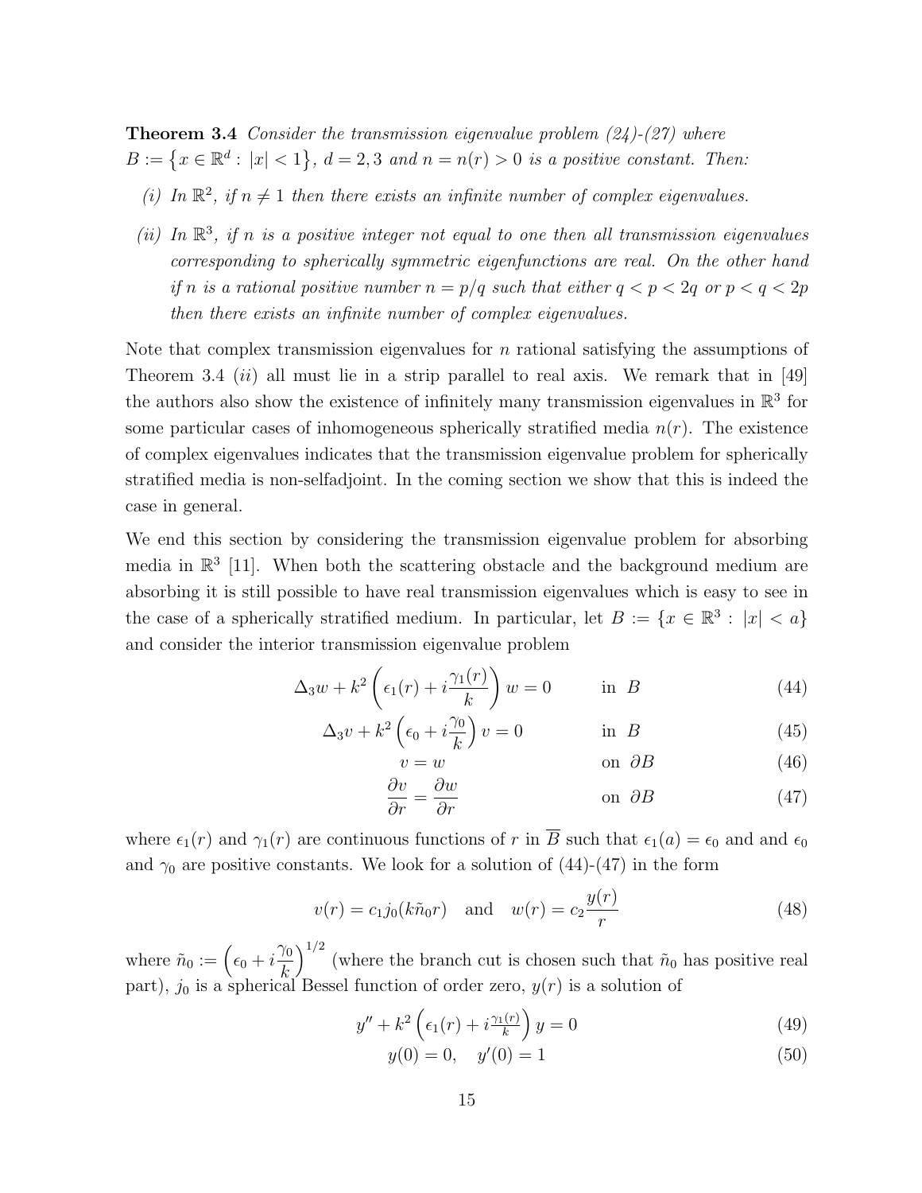**Theorem 3.4** *Consider the transmission eigenvalue problem (24)-(27) where* $B := \{x \in \mathbb{R}^d : |x| < 1\}$, $d = 2, 3$ *and* $n = n(r) > 0$ *is a positive constant. Then:*

*(i) In* $\mathbb{R}^2$*, if* $n \neq 1$ *then there exists an infinite number of complex eigenvalues.*

*(ii) In* $\mathbb{R}^3$*, if* $n$ *is a positive integer not equal to one then all transmission eigenvalues corresponding to spherically symmetric eigenfunctions are real. On the other hand if* $n$ *is a rational positive number* $n = p/q$ *such that either* $q < p < 2q$ *or* $p < q < 2p$ *then there exists an infinite number of complex eigenvalues.*

Note that complex transmission eigenvalues for $n$ rational satisfying the assumptions of Theorem 3.4 $(ii)$ all must lie in a strip parallel to real axis. We remark that in [49] the authors also show the existence of infinitely many transmission eigenvalues in $\mathbb{R}^3$ for some particular cases of inhomogeneous spherically stratified media $n(r)$. The existence of complex eigenvalues indicates that the transmission eigenvalue problem for spherically stratified media is non-selfadjoint. In the coming section we show that this is indeed the case in general.

We end this section by considering the transmission eigenvalue problem for absorbing media in $\mathbb{R}^3$ [11]. When both the scattering obstacle and the background medium are absorbing it is still possible to have real transmission eigenvalues which is easy to see in the case of a spherically stratified medium. In particular, let $B := \{x \in \mathbb{R}^3 : |x| < a\}$ and consider the interior transmission eigenvalue problem

$$\Delta_3 w + k^2 \left( \epsilon_1(r) + i\frac{\gamma_1(r)}{k} \right) w = 0 \qquad \text{in } B \tag{44}$$

$$\Delta_3 v + k^2 \left( \epsilon_0 + i\frac{\gamma_0}{k} \right) v = 0 \qquad \text{in } B \tag{45}$$

$$v = w \qquad \text{on } \partial B \tag{46}$$

$$\frac{\partial v}{\partial r} = \frac{\partial w}{\partial r} \qquad \text{on } \partial B \tag{47}$$

where $\epsilon_1(r)$ and $\gamma_1(r)$ are continuous functions of $r$ in $\overline{B}$ such that $\epsilon_1(a) = \epsilon_0$ and and $\epsilon_0$ and $\gamma_0$ are positive constants. We look for a solution of (44)-(47) in the form

$$v(r) = c_1 j_0(k\tilde{n}_0 r) \quad \text{and} \quad w(r) = c_2 \frac{y(r)}{r} \tag{48}$$

where $\tilde{n}_0 := \left( \epsilon_0 + i\frac{\gamma_0}{k} \right)^{1/2}$ (where the branch cut is chosen such that $\tilde{n}_0$ has positive real part), $j_0$ is a spherical Bessel function of order zero, $y(r)$ is a solution of

$$y'' + k^2 \left( \epsilon_1(r) + i\frac{\gamma_1(r)}{k} \right) y = 0 \tag{49}$$

$$y(0) = 0, \quad y'(0) = 1 \tag{50}$$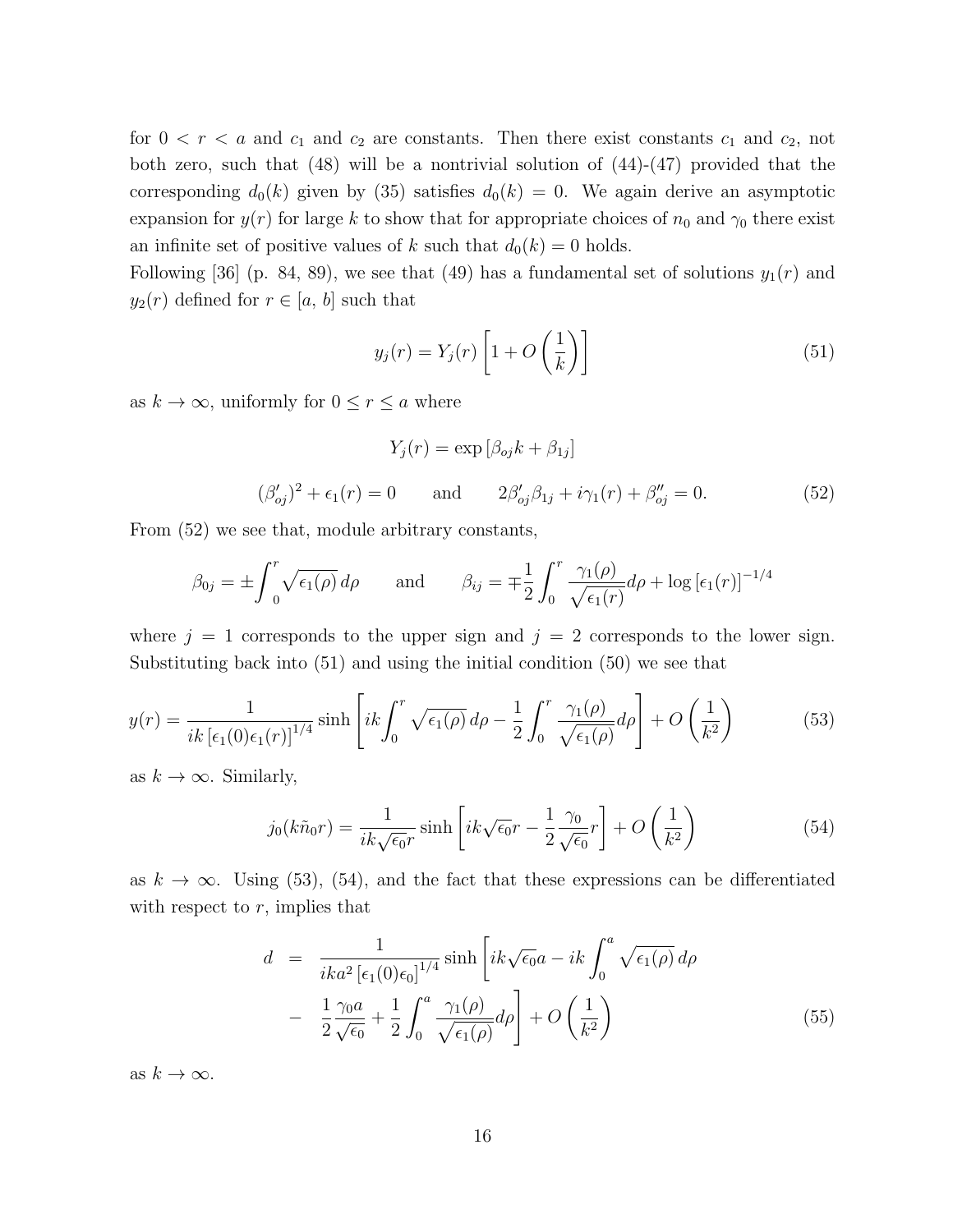for $0 < r < a$ and $c_1$ and $c_2$ are constants. Then there exist constants $c_1$ and $c_2$, not both zero, such that (48) will be a nontrivial solution of (44)-(47) provided that the corresponding $d_0(k)$ given by (35) satisfies $d_0(k) = 0$. We again derive an asymptotic expansion for $y(r)$ for large $k$ to show that for appropriate choices of $n_0$ and $\gamma_0$ there exist an infinite set of positive values of $k$ such that $d_0(k) = 0$ holds.

Following [36] (p. 84, 89), we see that (49) has a fundamental set of solutions $y_1(r)$ and $y_2(r)$ defined for $r \in [a,\, b]$ such that

$$
y_j(r) = Y_j(r)\left[1 + O\left(\frac{1}{k}\right)\right] \tag{51}
$$

as $k \to \infty$, uniformly for $0 \le r \le a$ where

$$
Y_j(r) = \exp\left[\beta_{oj} k + \beta_{1j}\right]
$$

$$
(\beta'_{oj})^2 + \epsilon_1(r) = 0 \qquad \text{and} \qquad 2\beta'_{oj}\beta_{1j} + i\gamma_1(r) + \beta''_{oj} = 0. \tag{52}
$$

From (52) we see that, module arbitrary constants,

$$
\beta_{0j} = \pm\int_0^r \sqrt{\epsilon_1(\rho)}\, d\rho \qquad \text{and} \qquad \beta_{ij} = \mp\frac{1}{2}\int_0^r \frac{\gamma_1(\rho)}{\sqrt{\epsilon_1(r)}} d\rho + \log\left[\epsilon_1(r)\right]^{-1/4}
$$

where $j = 1$ corresponds to the upper sign and $j = 2$ corresponds to the lower sign. Substituting back into (51) and using the initial condition (50) we see that

$$
y(r) = \frac{1}{ik\left[\epsilon_1(0)\epsilon_1(r)\right]^{1/4}} \sinh\left[ik\int_0^r \sqrt{\epsilon_1(\rho)}\, d\rho - \frac{1}{2}\int_0^r \frac{\gamma_1(\rho)}{\sqrt{\epsilon_1(\rho)}} d\rho\right] + O\left(\frac{1}{k^2}\right) \tag{53}
$$

as $k \to \infty$. Similarly,

$$
j_0(k\tilde{n}_0 r) = \frac{1}{ik\sqrt{\epsilon_0} r} \sinh\left[ik\sqrt{\epsilon_0} r - \frac{1}{2}\frac{\gamma_0}{\sqrt{\epsilon_0}} r\right] + O\left(\frac{1}{k^2}\right) \tag{54}
$$

as $k \to \infty$. Using (53), (54), and the fact that these expressions can be differentiated with respect to $r$, implies that

$$
\begin{aligned}
d \;=\; & \frac{1}{ika^2\left[\epsilon_1(0)\epsilon_0\right]^{1/4}} \sinh\left[ik\sqrt{\epsilon_0} a - ik\int_0^a \sqrt{\epsilon_1(\rho)}\, d\rho \right. \\
& \left. - \frac{1}{2}\frac{\gamma_0 a}{\sqrt{\epsilon_0}} + \frac{1}{2}\int_0^a \frac{\gamma_1(\rho)}{\sqrt{\epsilon_1(\rho)}} d\rho\right] + O\left(\frac{1}{k^2}\right)
\end{aligned} \tag{55}
$$

as $k \to \infty$.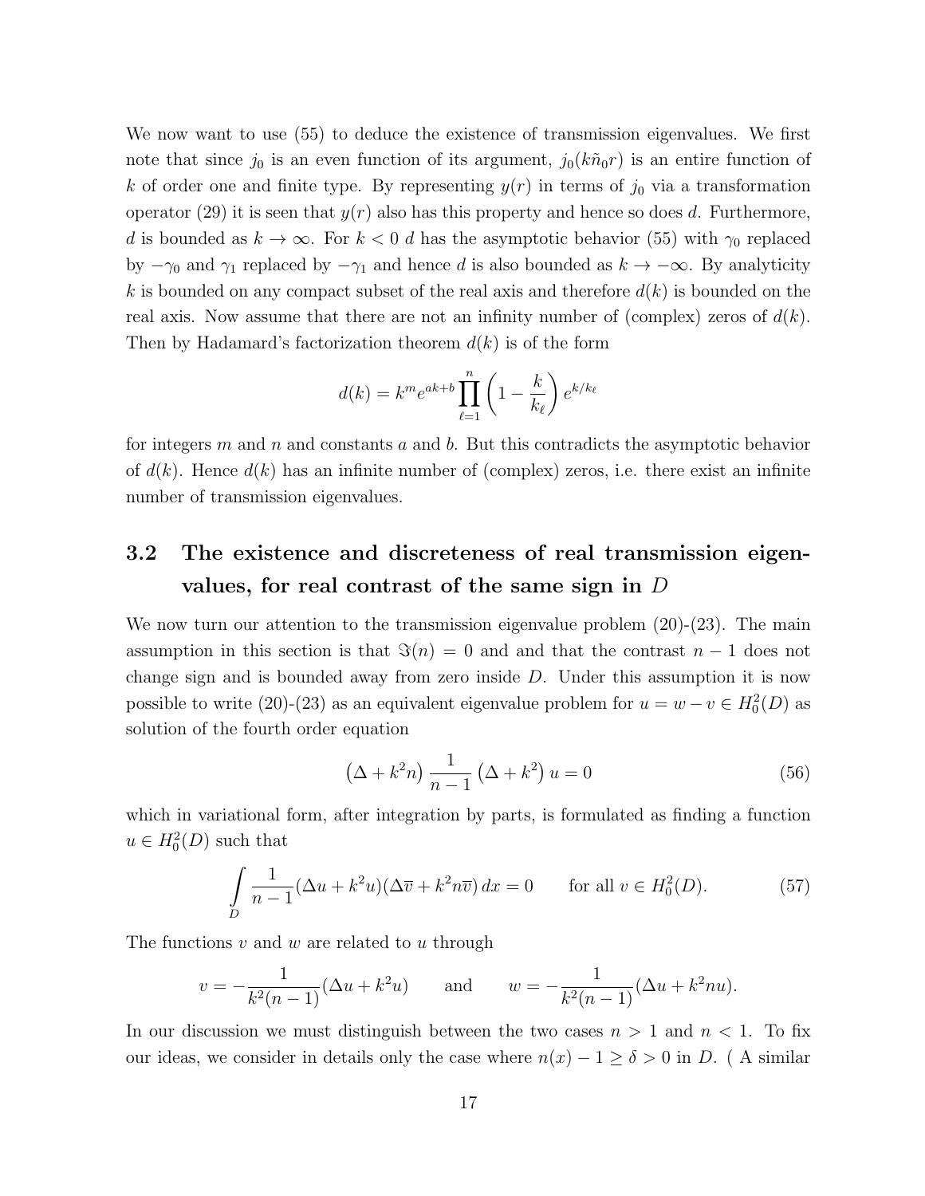We now want to use (55) to deduce the existence of transmission eigenvalues. We first note that since $j_0$ is an even function of its argument, $j_0(k\tilde{n}_0 r)$ is an entire function of $k$ of order one and finite type. By representing $y(r)$ in terms of $j_0$ via a transformation operator (29) it is seen that $y(r)$ also has this property and hence so does $d$. Furthermore, $d$ is bounded as $k \to \infty$. For $k < 0$ $d$ has the asymptotic behavior (55) with $\gamma_0$ replaced by $-\gamma_0$ and $\gamma_1$ replaced by $-\gamma_1$ and hence $d$ is also bounded as $k \to -\infty$. By analyticity $k$ is bounded on any compact subset of the real axis and therefore $d(k)$ is bounded on the real axis. Now assume that there are not an infinity number of (complex) zeros of $d(k)$. Then by Hadamard's factorization theorem $d(k)$ is of the form

$$d(k) = k^m e^{ak+b} \prod_{\ell=1}^{n} \left(1 - \frac{k}{k_\ell}\right) e^{k/k_\ell}$$

for integers $m$ and $n$ and constants $a$ and $b$. But this contradicts the asymptotic behavior of $d(k)$. Hence $d(k)$ has an infinite number of (complex) zeros, i.e. there exist an infinite number of transmission eigenvalues.

## 3.2 The existence and discreteness of real transmission eigenvalues, for real contrast of the same sign in $D$

We now turn our attention to the transmission eigenvalue problem (20)-(23). The main assumption in this section is that $\Im(n) = 0$ and and that the contrast $n - 1$ does not change sign and is bounded away from zero inside $D$. Under this assumption it is now possible to write (20)-(23) as an equivalent eigenvalue problem for $u = w - v \in H_0^2(D)$ as solution of the fourth order equation

$$\left(\Delta + k^2 n\right) \frac{1}{n-1} \left(\Delta + k^2\right) u = 0 \tag{56}$$

which in variational form, after integration by parts, is formulated as finding a function $u \in H_0^2(D)$ such that

$$\int_D \frac{1}{n-1} (\Delta u + k^2 u)(\Delta \overline{v} + k^2 n \overline{v})\, dx = 0 \qquad \text{for all } v \in H_0^2(D). \tag{57}$$

The functions $v$ and $w$ are related to $u$ through

$$v = -\frac{1}{k^2(n-1)}(\Delta u + k^2 u) \qquad \text{and} \qquad w = -\frac{1}{k^2(n-1)}(\Delta u + k^2 n u).$$

In our discussion we must distinguish between the two cases $n > 1$ and $n < 1$. To fix our ideas, we consider in details only the case where $n(x) - 1 \geq \delta > 0$ in $D$. ( A similar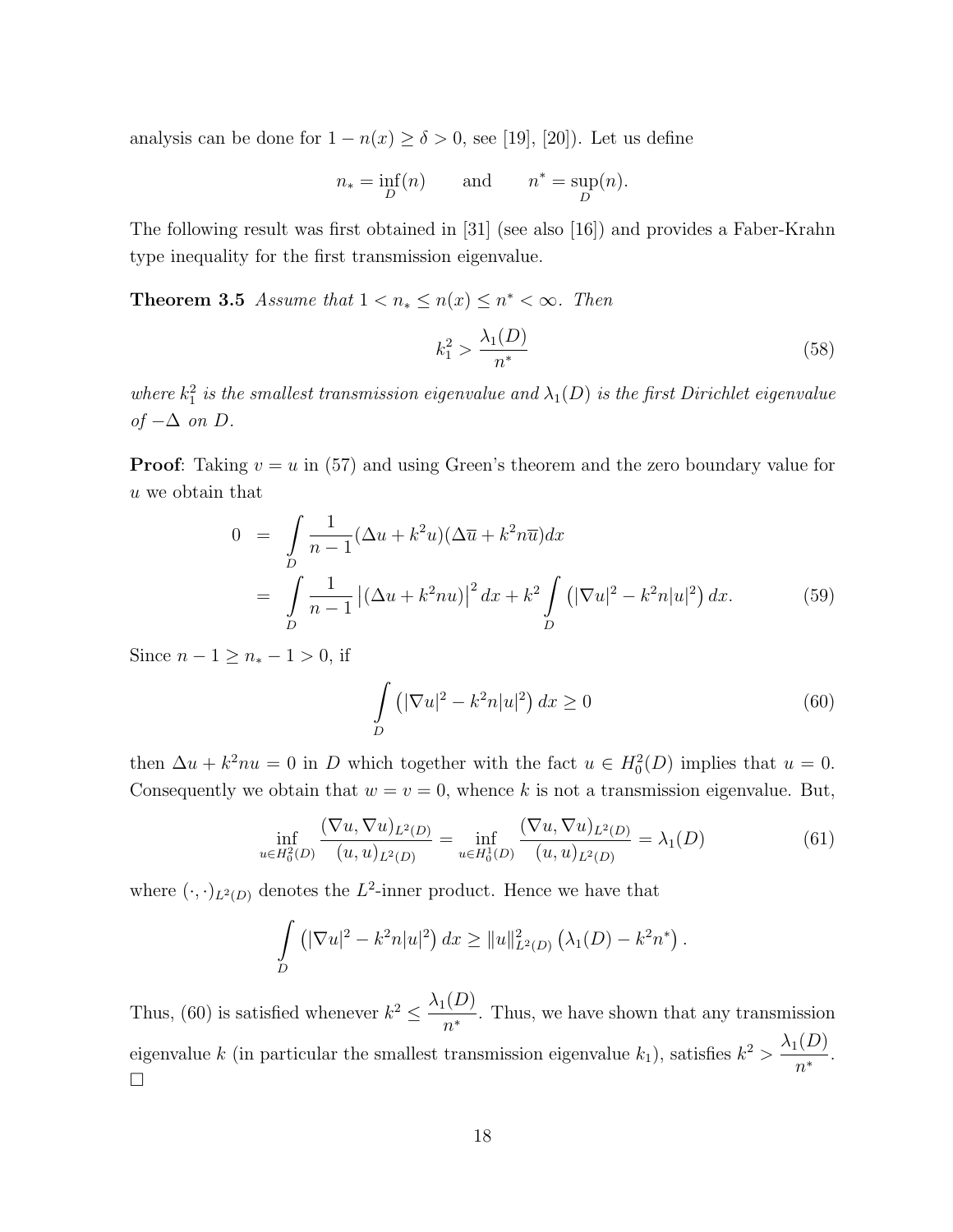analysis can be done for $1 - n(x) \geq \delta > 0$, see [19], [20]). Let us define

$$n_* = \inf_D(n) \qquad \text{and} \qquad n^* = \sup_D(n).$$

The following result was first obtained in [31] (see also [16]) and provides a Faber-Krahn type inequality for the first transmission eigenvalue.

**Theorem 3.5** *Assume that $1 < n_* \leq n(x) \leq n^* < \infty$. Then*

$$k_1^2 > \frac{\lambda_1(D)}{n^*} \tag{58}$$

*where $k_1^2$ is the smallest transmission eigenvalue and $\lambda_1(D)$ is the first Dirichlet eigenvalue of $-\Delta$ on $D$.*

**Proof**: Taking $v = u$ in (57) and using Green's theorem and the zero boundary value for $u$ we obtain that

$$\begin{aligned} 0 &= \int_D \frac{1}{n-1}(\Delta u + k^2 u)(\Delta \overline{u} + k^2 n \overline{u}) dx \\ &= \int_D \frac{1}{n-1}\left|(\Delta u + k^2 n u)\right|^2 dx + k^2 \int_D \left(|\nabla u|^2 - k^2 n |u|^2\right) dx. \end{aligned} \tag{59}$$

Since $n - 1 \geq n_* - 1 > 0$, if

$$\int_D \left(|\nabla u|^2 - k^2 n |u|^2\right) dx \geq 0 \tag{60}$$

then $\Delta u + k^2 n u = 0$ in $D$ which together with the fact $u \in H_0^2(D)$ implies that $u = 0$. Consequently we obtain that $w = v = 0$, whence $k$ is not a transmission eigenvalue. But,

$$\inf_{u \in H_0^2(D)} \frac{(\nabla u, \nabla u)_{L^2(D)}}{(u, u)_{L^2(D)}} = \inf_{u \in H_0^1(D)} \frac{(\nabla u, \nabla u)_{L^2(D)}}{(u, u)_{L^2(D)}} = \lambda_1(D) \tag{61}$$

where $(\cdot, \cdot)_{L^2(D)}$ denotes the $L^2$-inner product. Hence we have that

$$\int_D \left(|\nabla u|^2 - k^2 n |u|^2\right) dx \geq \|u\|_{L^2(D)}^2 \left(\lambda_1(D) - k^2 n^*\right).$$

Thus, (60) is satisfied whenever $k^2 \leq \dfrac{\lambda_1(D)}{n^*}$. Thus, we have shown that any transmission eigenvalue $k$ (in particular the smallest transmission eigenvalue $k_1$), satisfies $k^2 > \dfrac{\lambda_1(D)}{n^*}$. $\square$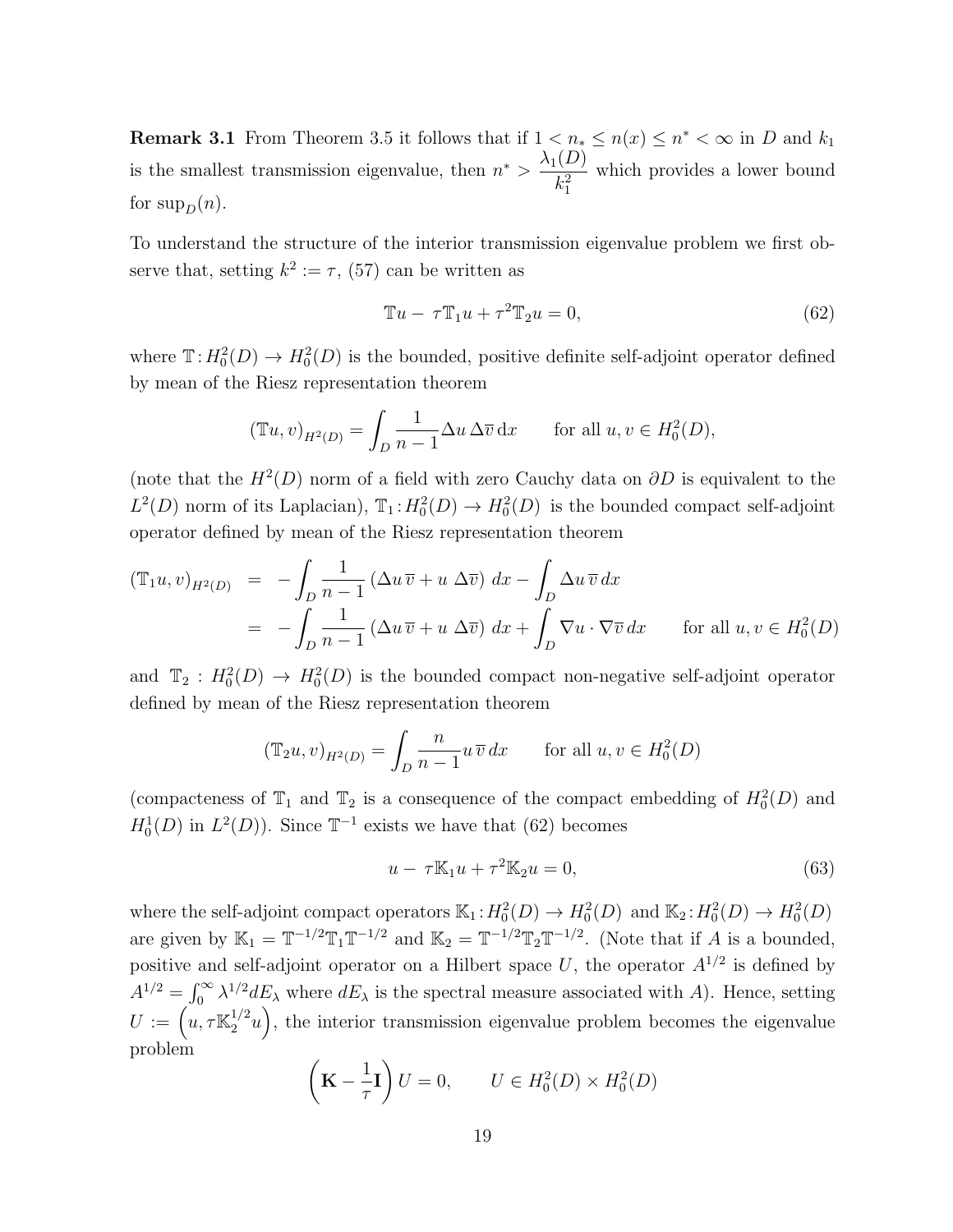**Remark 3.1** From Theorem 3.5 it follows that if $1 < n_* \leq n(x) \leq n^* < \infty$ in $D$ and $k_1$ is the smallest transmission eigenvalue, then $n^* > \dfrac{\lambda_1(D)}{k_1^2}$ which provides a lower bound for $\sup_D(n)$.

To understand the structure of the interior transmission eigenvalue problem we first observe that, setting $k^2 := \tau$, (57) can be written as

$$\mathbb{T}u - \tau \mathbb{T}_1 u + \tau^2 \mathbb{T}_2 u = 0, \tag{62}$$

where $\mathbb{T}: H_0^2(D) \to H_0^2(D)$ is the bounded, positive definite self-adjoint operator defined by mean of the Riesz representation theorem

$$(\mathbb{T}u, v)_{H^2(D)} = \int_D \frac{1}{n-1} \Delta u \, \Delta \overline{v} \, \mathrm{d}x \qquad \text{for all } u, v \in H_0^2(D),$$

(note that the $H^2(D)$ norm of a field with zero Cauchy data on $\partial D$ is equivalent to the $L^2(D)$ norm of its Laplacian), $\mathbb{T}_1: H_0^2(D) \to H_0^2(D)$ is the bounded compact self-adjoint operator defined by mean of the Riesz representation theorem

$$\begin{aligned}
(\mathbb{T}_1 u, v)_{H^2(D)} &= -\int_D \frac{1}{n-1} \left(\Delta u \, \overline{v} + u \, \Delta \overline{v}\right) \, dx - \int_D \Delta u \, \overline{v} \, dx \\
&= -\int_D \frac{1}{n-1} \left(\Delta u \, \overline{v} + u \, \Delta \overline{v}\right) \, dx + \int_D \nabla u \cdot \nabla \overline{v} \, dx \qquad \text{for all } u, v \in H_0^2(D)
\end{aligned}$$

and $\mathbb{T}_2 : H_0^2(D) \to H_0^2(D)$ is the bounded compact non-negative self-adjoint operator defined by mean of the Riesz representation theorem

$$(\mathbb{T}_2 u, v)_{H^2(D)} = \int_D \frac{n}{n-1} u \, \overline{v} \, dx \qquad \text{for all } u, v \in H_0^2(D)$$

(compacteness of $\mathbb{T}_1$ and $\mathbb{T}_2$ is a consequence of the compact embedding of $H_0^2(D)$ and $H_0^1(D)$ in $L^2(D)$). Since $\mathbb{T}^{-1}$ exists we have that (62) becomes

$$u - \tau \mathbb{K}_1 u + \tau^2 \mathbb{K}_2 u = 0, \tag{63}$$

where the self-adjoint compact operators $\mathbb{K}_1: H_0^2(D) \to H_0^2(D)$ and $\mathbb{K}_2: H_0^2(D) \to H_0^2(D)$ are given by $\mathbb{K}_1 = \mathbb{T}^{-1/2} \mathbb{T}_1 \mathbb{T}^{-1/2}$ and $\mathbb{K}_2 = \mathbb{T}^{-1/2} \mathbb{T}_2 \mathbb{T}^{-1/2}$. (Note that if $A$ is a bounded, positive and self-adjoint operator on a Hilbert space $U$, the operator $A^{1/2}$ is defined by $A^{1/2} = \int_0^\infty \lambda^{1/2} dE_\lambda$ where $dE_\lambda$ is the spectral measure associated with $A$). Hence, setting $U := \left(u, \tau \mathbb{K}_2^{1/2} u\right)$, the interior transmission eigenvalue problem becomes the eigenvalue problem

$$\left(\mathbf{K} - \frac{1}{\tau} \mathbf{I}\right) U = 0, \qquad U \in H_0^2(D) \times H_0^2(D)$$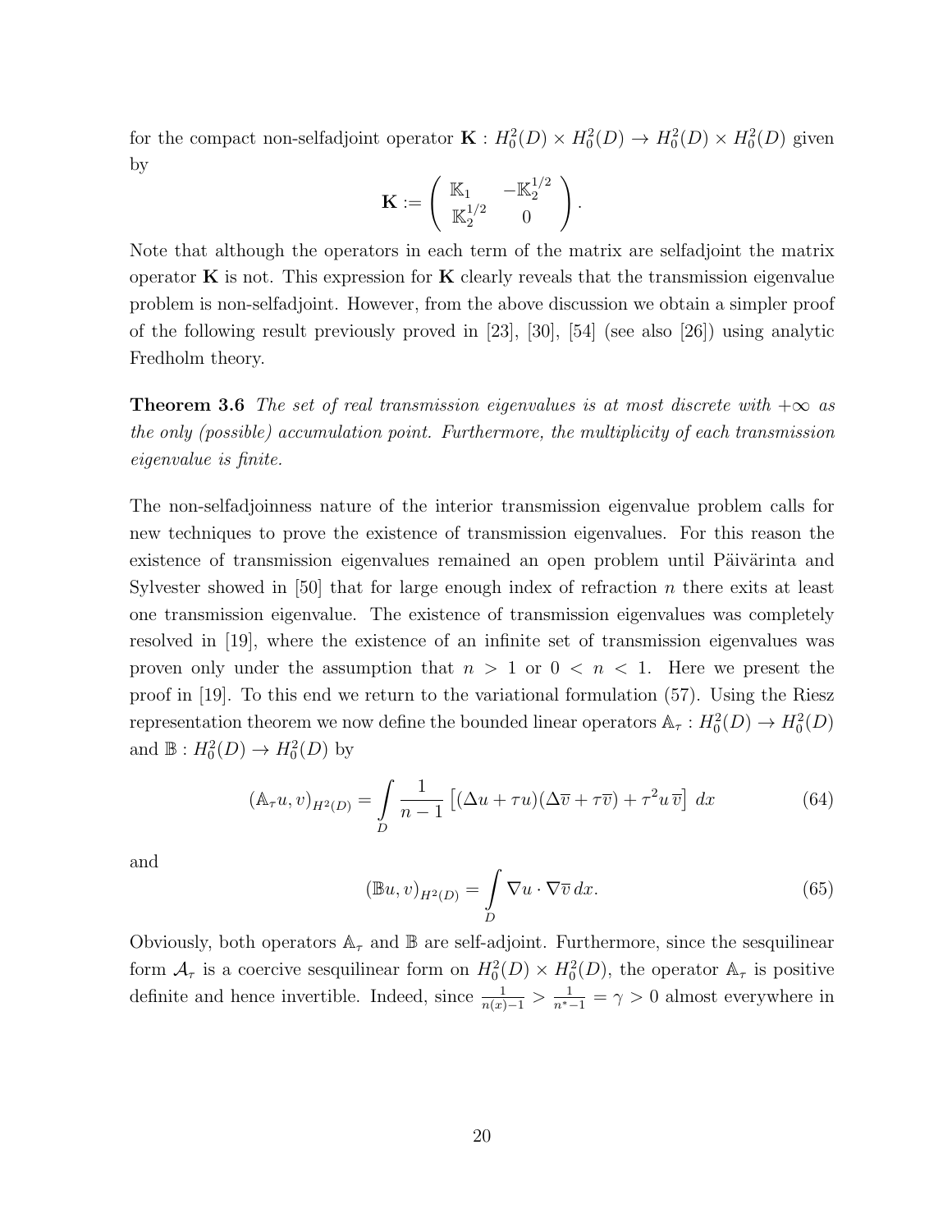for the compact non-selfadjoint operator $\mathbf{K} : H_0^2(D) \times H_0^2(D) \to H_0^2(D) \times H_0^2(D)$ given by

$$\mathbf{K} := \begin{pmatrix} \mathbb{K}_1 & -\mathbb{K}_2^{1/2} \\ \mathbb{K}_2^{1/2} & 0 \end{pmatrix}.$$

Note that although the operators in each term of the matrix are selfadjoint the matrix operator $\mathbf{K}$ is not. This expression for $\mathbf{K}$ clearly reveals that the transmission eigenvalue problem is non-selfadjoint. However, from the above discussion we obtain a simpler proof of the following result previously proved in [23], [30], [54] (see also [26]) using analytic Fredholm theory.

**Theorem 3.6** *The set of real transmission eigenvalues is at most discrete with $+\infty$ as the only (possible) accumulation point. Furthermore, the multiplicity of each transmission eigenvalue is finite.*

The non-selfadjoinness nature of the interior transmission eigenvalue problem calls for new techniques to prove the existence of transmission eigenvalues. For this reason the existence of transmission eigenvalues remained an open problem until Päivärinta and Sylvester showed in [50] that for large enough index of refraction $n$ there exits at least one transmission eigenvalue. The existence of transmission eigenvalues was completely resolved in [19], where the existence of an infinite set of transmission eigenvalues was proven only under the assumption that $n > 1$ or $0 < n < 1$. Here we present the proof in [19]. To this end we return to the variational formulation (57). Using the Riesz representation theorem we now define the bounded linear operators $\mathbb{A}_\tau : H_0^2(D) \to H_0^2(D)$ and $\mathbb{B} : H_0^2(D) \to H_0^2(D)$ by

$$(\mathbb{A}_\tau u, v)_{H^2(D)} = \int_D \frac{1}{n-1} \left[ (\Delta u + \tau u)(\Delta \overline{v} + \tau \overline{v}) + \tau^2 u \, \overline{v} \right] \, dx \tag{64}$$

and

$$(\mathbb{B} u, v)_{H^2(D)} = \int_D \nabla u \cdot \nabla \overline{v} \, dx. \tag{65}$$

Obviously, both operators $\mathbb{A}_\tau$ and $\mathbb{B}$ are self-adjoint. Furthermore, since the sesquilinear form $\mathcal{A}_\tau$ is a coercive sesquilinear form on $H_0^2(D) \times H_0^2(D)$, the operator $\mathbb{A}_\tau$ is positive definite and hence invertible. Indeed, since $\frac{1}{n(x)-1} > \frac{1}{n^*-1} = \gamma > 0$ almost everywhere in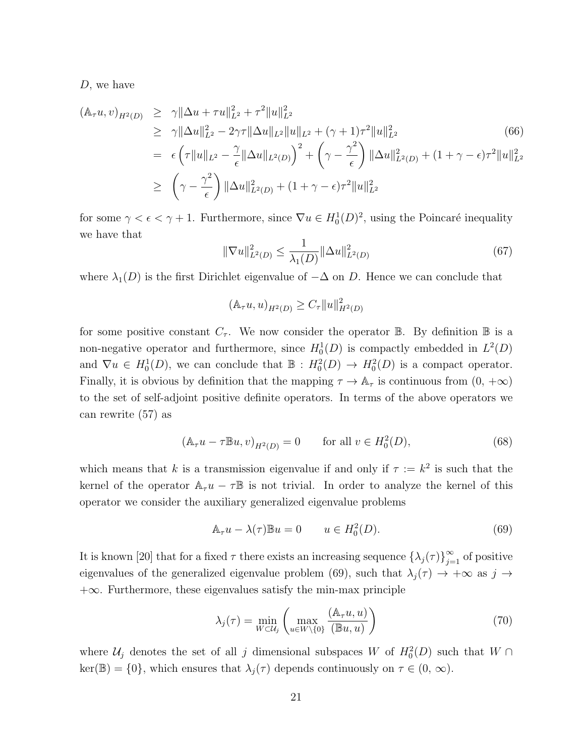$D$, we have

$$
\begin{aligned}
(\mathbb{A}_\tau u, v)_{H^2(D)} &\geq \gamma\|\Delta u + \tau u\|_{L^2}^2 + \tau^2\|u\|_{L^2}^2 \\
&\geq \gamma\|\Delta u\|_{L^2}^2 - 2\gamma\tau\|\Delta u\|_{L^2}\|u\|_{L^2} + (\gamma+1)\tau^2\|u\|_{L^2}^2 \\
&= \epsilon\left(\tau\|u\|_{L^2} - \frac{\gamma}{\epsilon}\|\Delta u\|_{L^2(D)}\right)^2 + \left(\gamma - \frac{\gamma^2}{\epsilon}\right)\|\Delta u\|_{L^2(D)}^2 + (1+\gamma-\epsilon)\tau^2\|u\|_{L^2}^2 \\
&\geq \left(\gamma - \frac{\gamma^2}{\epsilon}\right)\|\Delta u\|_{L^2(D)}^2 + (1+\gamma-\epsilon)\tau^2\|u\|_{L^2}^2
\end{aligned} \tag{66}
$$

for some $\gamma < \epsilon < \gamma + 1$. Furthermore, since $\nabla u \in H_0^1(D)^2$, using the Poincaré inequality we have that

$$
\|\nabla u\|_{L^2(D)}^2 \leq \frac{1}{\lambda_1(D)}\|\Delta u\|_{L^2(D)}^2 \tag{67}
$$

where $\lambda_1(D)$ is the first Dirichlet eigenvalue of $-\Delta$ on $D$. Hence we can conclude that

$$
(\mathbb{A}_\tau u, u)_{H^2(D)} \geq C_\tau \|u\|_{H^2(D)}^2
$$

for some positive constant $C_\tau$. We now consider the operator $\mathbb{B}$. By definition $\mathbb{B}$ is a non-negative operator and furthermore, since $H_0^1(D)$ is compactly embedded in $L^2(D)$ and $\nabla u \in H_0^1(D)$, we can conclude that $\mathbb{B} : H_0^2(D) \to H_0^2(D)$ is a compact operator. Finally, it is obvious by definition that the mapping $\tau \to \mathbb{A}_\tau$ is continuous from $(0, +\infty)$ to the set of self-adjoint positive definite operators. In terms of the above operators we can rewrite (57) as

$$
(\mathbb{A}_\tau u - \tau\mathbb{B}u, v)_{H^2(D)} = 0 \qquad \text{for all } v \in H_0^2(D), \tag{68}
$$

which means that $k$ is a transmission eigenvalue if and only if $\tau := k^2$ is such that the kernel of the operator $\mathbb{A}_\tau u - \tau\mathbb{B}$ is not trivial. In order to analyze the kernel of this operator we consider the auxiliary generalized eigenvalue problems

$$
\mathbb{A}_\tau u - \lambda(\tau)\mathbb{B}u = 0 \qquad u \in H_0^2(D). \tag{69}
$$

It is known [20] that for a fixed $\tau$ there exists an increasing sequence $\{\lambda_j(\tau)\}_{j=1}^\infty$ of positive eigenvalues of the generalized eigenvalue problem (69), such that $\lambda_j(\tau) \to +\infty$ as $j \to +\infty$. Furthermore, these eigenvalues satisfy the min-max principle

$$
\lambda_j(\tau) = \min_{W \subset \mathcal{U}_j}\left(\max_{u \in W\setminus\{0\}} \frac{(\mathbb{A}_\tau u, u)}{(\mathbb{B}u, u)}\right) \tag{70}
$$

where $\mathcal{U}_j$ denotes the set of all $j$ dimensional subspaces $W$ of $H_0^2(D)$ such that $W \cap \ker(\mathbb{B}) = \{0\}$, which ensures that $\lambda_j(\tau)$ depends continuously on $\tau \in (0, \infty)$.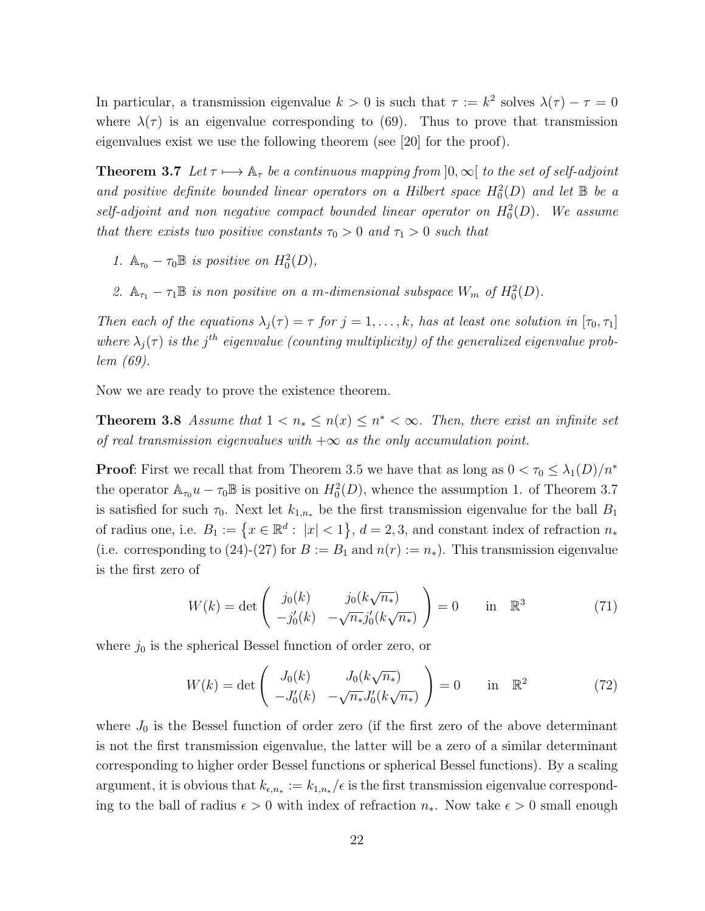In particular, a transmission eigenvalue $k > 0$ is such that $\tau := k^2$ solves $\lambda(\tau) - \tau = 0$ where $\lambda(\tau)$ is an eigenvalue corresponding to (69). Thus to prove that transmission eigenvalues exist we use the following theorem (see [20] for the proof).

**Theorem 3.7** *Let $\tau \longmapsto \mathbb{A}_\tau$ be a continuous mapping from $]0, \infty[$ to the set of self-adjoint and positive definite bounded linear operators on a Hilbert space $H_0^2(D)$ and let $\mathbb{B}$ be a self-adjoint and non negative compact bounded linear operator on $H_0^2(D)$. We assume that there exists two positive constants $\tau_0 > 0$ and $\tau_1 > 0$ such that*

1. *$\mathbb{A}_{\tau_0} - \tau_0 \mathbb{B}$ is positive on $H_0^2(D)$,*
2. *$\mathbb{A}_{\tau_1} - \tau_1 \mathbb{B}$ is non positive on a m-dimensional subspace $W_m$ of $H_0^2(D)$.*

*Then each of the equations $\lambda_j(\tau) = \tau$ for $j = 1, \dots, k$, has at least one solution in $[\tau_0, \tau_1]$ where $\lambda_j(\tau)$ is the $j^{th}$ eigenvalue (counting multiplicity) of the generalized eigenvalue problem (69).*

Now we are ready to prove the existence theorem.

**Theorem 3.8** *Assume that $1 < n_* \leq n(x) \leq n^* < \infty$. Then, there exist an infinite set of real transmission eigenvalues with $+\infty$ as the only accumulation point.*

**Proof**: First we recall that from Theorem 3.5 we have that as long as $0 < \tau_0 \leq \lambda_1(D)/n^*$ the operator $\mathbb{A}_{\tau_0} u - \tau_0 \mathbb{B}$ is positive on $H_0^2(D)$, whence the assumption 1. of Theorem 3.7 is satisfied for such $\tau_0$. Next let $k_{1,n_*}$ be the first transmission eigenvalue for the ball $B_1$ of radius one, i.e. $B_1 := \{x \in \mathbb{R}^d : \ |x| < 1\}$, $d = 2, 3$, and constant index of refraction $n_*$ (i.e. corresponding to (24)-(27) for $B := B_1$ and $n(r) := n_*$). This transmission eigenvalue is the first zero of

$$W(k) = \det \begin{pmatrix} j_0(k) & j_0(k\sqrt{n_*}) \\ -j_0'(k) & -\sqrt{n_*} j_0'(k\sqrt{n_*}) \end{pmatrix} = 0 \qquad \text{in} \quad \mathbb{R}^3 \tag{71}$$

where $j_0$ is the spherical Bessel function of order zero, or

$$W(k) = \det \begin{pmatrix} J_0(k) & J_0(k\sqrt{n_*}) \\ -J_0'(k) & -\sqrt{n_*} J_0'(k\sqrt{n_*}) \end{pmatrix} = 0 \qquad \text{in} \quad \mathbb{R}^2 \tag{72}$$

where $J_0$ is the Bessel function of order zero (if the first zero of the above determinant is not the first transmission eigenvalue, the latter will be a zero of a similar determinant corresponding to higher order Bessel functions or spherical Bessel functions). By a scaling argument, it is obvious that $k_{\epsilon,n_*} := k_{1,n_*}/\epsilon$ is the first transmission eigenvalue corresponding to the ball of radius $\epsilon > 0$ with index of refraction $n_*$. Now take $\epsilon > 0$ small enough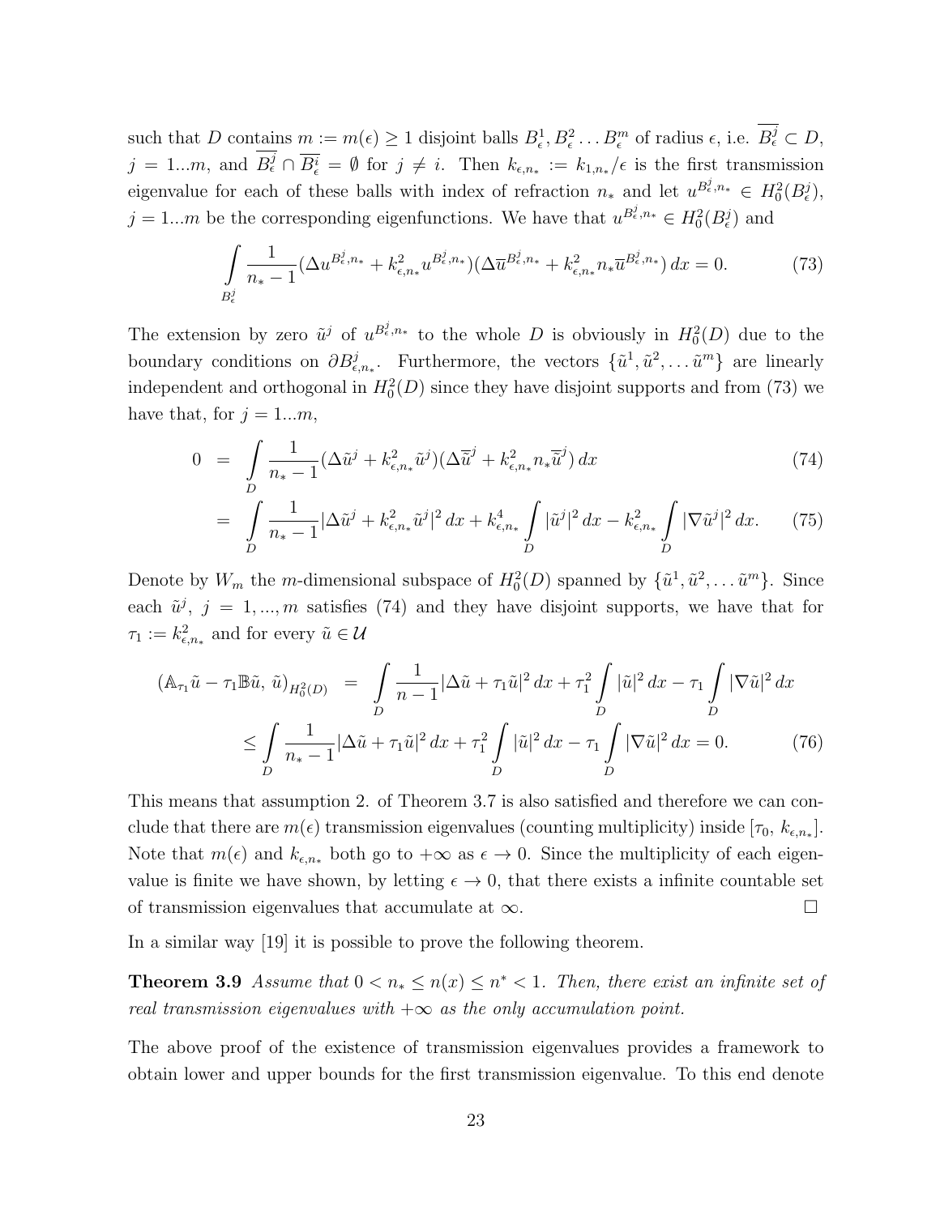such that $D$ contains $m := m(\epsilon) \geq 1$ disjoint balls $B_\epsilon^1, B_\epsilon^2 \dots B_\epsilon^m$ of radius $\epsilon$, i.e. $\overline{B_\epsilon^j} \subset D$, $j = 1...m$, and $\overline{B_\epsilon^j} \cap \overline{B_\epsilon^i} = \emptyset$ for $j \neq i$. Then $k_{\epsilon,n_*} := k_{1,n_*}/\epsilon$ is the first transmission eigenvalue for each of these balls with index of refraction $n_*$ and let $u^{B_\epsilon^j,n_*} \in H_0^2(B_\epsilon^j)$, $j = 1...m$ be the corresponding eigenfunctions. We have that $u^{B_\epsilon^j,n_*} \in H_0^2(B_\epsilon^j)$ and

$$\int_{B_\epsilon^j} \frac{1}{n_* - 1}(\Delta u^{B_\epsilon^j,n_*} + k_{\epsilon,n_*}^2 u^{B_\epsilon^j,n_*})(\Delta \overline{u}^{B_\epsilon^j,n_*} + k_{\epsilon,n_*}^2 n_* \overline{u}^{B_\epsilon^j,n_*})\, dx = 0. \tag{73}$$

The extension by zero $\tilde{u}^j$ of $u^{B_\epsilon^j,n_*}$ to the whole $D$ is obviously in $H_0^2(D)$ due to the boundary conditions on $\partial B_{\epsilon,n_*}^j$. Furthermore, the vectors $\{\tilde{u}^1, \tilde{u}^2, \dots \tilde{u}^m\}$ are linearly independent and orthogonal in $H_0^2(D)$ since they have disjoint supports and from (73) we have that, for $j = 1...m$,

$$0 = \int_D \frac{1}{n_* - 1}(\Delta \tilde{u}^j + k_{\epsilon,n_*}^2 \tilde{u}^j)(\Delta \overline{\tilde{u}}^j + k_{\epsilon,n_*}^2 n_* \overline{\tilde{u}}^j)\, dx \tag{74}$$

$$= \int_D \frac{1}{n_* - 1}|\Delta \tilde{u}^j + k_{\epsilon,n_*}^2 \tilde{u}^j|^2\, dx + k_{\epsilon,n_*}^4 \int_D |\tilde{u}^j|^2\, dx - k_{\epsilon,n_*}^2 \int_D |\nabla \tilde{u}^j|^2\, dx. \tag{75}$$

Denote by $W_m$ the $m$-dimensional subspace of $H_0^2(D)$ spanned by $\{\tilde{u}^1, \tilde{u}^2, \dots \tilde{u}^m\}$. Since each $\tilde{u}^j$, $j = 1, ..., m$ satisfies (74) and they have disjoint supports, we have that for $\tau_1 := k_{\epsilon,n_*}^2$ and for every $\tilde{u} \in \mathcal{U}$

$$\begin{aligned}
(\mathbb{A}_{\tau_1}\tilde{u} - \tau_1 \mathbb{B}\tilde{u},\, \tilde{u})_{H_0^2(D)} &= \int_D \frac{1}{n-1}|\Delta \tilde{u} + \tau_1 \tilde{u}|^2\, dx + \tau_1^2 \int_D |\tilde{u}|^2\, dx - \tau_1 \int_D |\nabla \tilde{u}|^2\, dx \\
&\leq \int_D \frac{1}{n_* - 1}|\Delta \tilde{u} + \tau_1 \tilde{u}|^2\, dx + \tau_1^2 \int_D |\tilde{u}|^2\, dx - \tau_1 \int_D |\nabla \tilde{u}|^2\, dx = 0.
\end{aligned} \tag{76}$$

This means that assumption 2. of Theorem 3.7 is also satisfied and therefore we can conclude that there are $m(\epsilon)$ transmission eigenvalues (counting multiplicity) inside $[\tau_0,\, k_{\epsilon,n_*}]$. Note that $m(\epsilon)$ and $k_{\epsilon,n_*}$ both go to $+\infty$ as $\epsilon \to 0$. Since the multiplicity of each eigenvalue is finite we have shown, by letting $\epsilon \to 0$, that there exists a infinite countable set of transmission eigenvalues that accumulate at $\infty$. $\square$

In a similar way [19] it is possible to prove the following theorem.

**Theorem 3.9** *Assume that $0 < n_* \leq n(x) \leq n^* < 1$. Then, there exist an infinite set of real transmission eigenvalues with $+\infty$ as the only accumulation point.*

The above proof of the existence of transmission eigenvalues provides a framework to obtain lower and upper bounds for the first transmission eigenvalue. To this end denote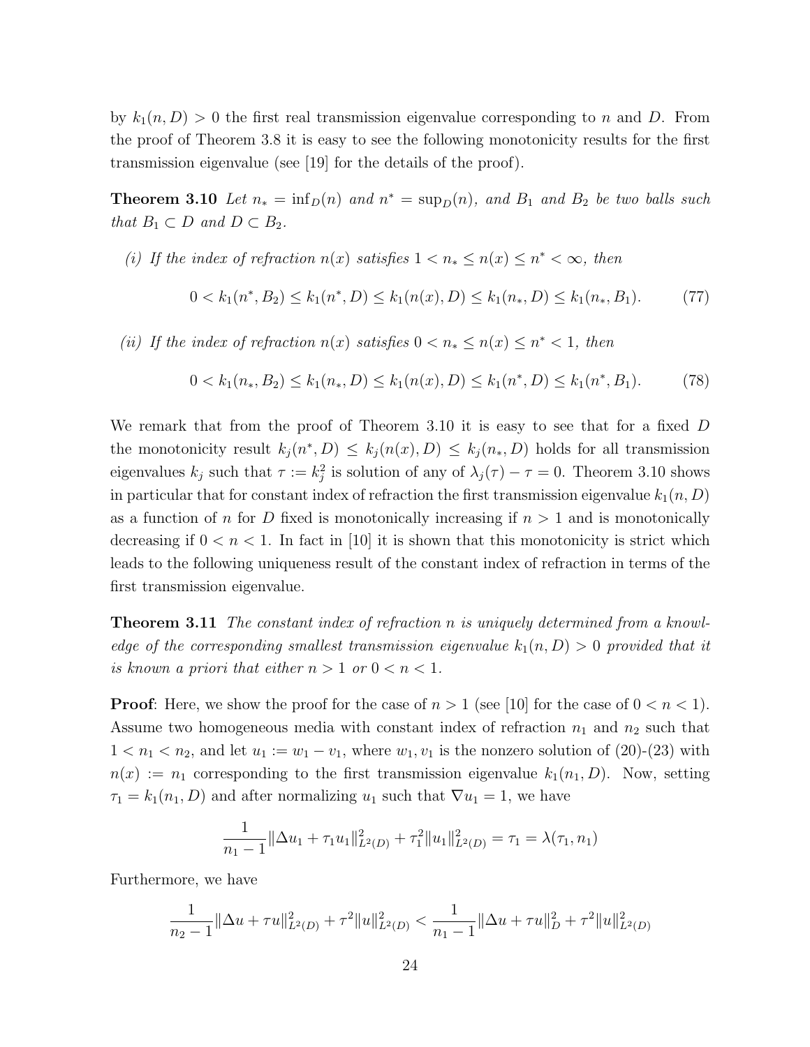by $k_1(n, D) > 0$ the first real transmission eigenvalue corresponding to $n$ and $D$. From the proof of Theorem 3.8 it is easy to see the following monotonicity results for the first transmission eigenvalue (see [19] for the details of the proof).

**Theorem 3.10** *Let $n_* = \inf_D(n)$ and $n^* = \sup_D(n)$, and $B_1$ and $B_2$ be two balls such that $B_1 \subset D$ and $D \subset B_2$.*

*(i) If the index of refraction $n(x)$ satisfies $1 < n_* \leq n(x) \leq n^* < \infty$, then*

$$0 < k_1(n^*, B_2) \leq k_1(n^*, D) \leq k_1(n(x), D) \leq k_1(n_*, D) \leq k_1(n_*, B_1). \tag{77}$$

*(ii) If the index of refraction $n(x)$ satisfies $0 < n_* \leq n(x) \leq n^* < 1$, then*

$$0 < k_1(n_*, B_2) \leq k_1(n_*, D) \leq k_1(n(x), D) \leq k_1(n^*, D) \leq k_1(n^*, B_1). \tag{78}$$

We remark that from the proof of Theorem 3.10 it is easy to see that for a fixed $D$ the monotonicity result $k_j(n^*, D) \leq k_j(n(x), D) \leq k_j(n_*, D)$ holds for all transmission eigenvalues $k_j$ such that $\tau := k_j^2$ is solution of any of $\lambda_j(\tau) - \tau = 0$. Theorem 3.10 shows in particular that for constant index of refraction the first transmission eigenvalue $k_1(n, D)$ as a function of $n$ for $D$ fixed is monotonically increasing if $n > 1$ and is monotonically decreasing if $0 < n < 1$. In fact in [10] it is shown that this monotonicity is strict which leads to the following uniqueness result of the constant index of refraction in terms of the first transmission eigenvalue.

**Theorem 3.11** *The constant index of refraction $n$ is uniquely determined from a knowledge of the corresponding smallest transmission eigenvalue $k_1(n, D) > 0$ provided that it is known a priori that either $n > 1$ or $0 < n < 1$.*

**Proof**: Here, we show the proof for the case of $n > 1$ (see [10] for the case of $0 < n < 1$). Assume two homogeneous media with constant index of refraction $n_1$ and $n_2$ such that $1 < n_1 < n_2$, and let $u_1 := w_1 - v_1$, where $w_1, v_1$ is the nonzero solution of (20)-(23) with $n(x) := n_1$ corresponding to the first transmission eigenvalue $k_1(n_1, D)$. Now, setting $\tau_1 = k_1(n_1, D)$ and after normalizing $u_1$ such that $\nabla u_1 = 1$, we have

$$\frac{1}{n_1 - 1}\|\Delta u_1 + \tau_1 u_1\|^2_{L^2(D)} + \tau_1^2\|u_1\|^2_{L^2(D)} = \tau_1 = \lambda(\tau_1, n_1)$$

Furthermore, we have

$$\frac{1}{n_2 - 1}\|\Delta u + \tau u\|^2_{L^2(D)} + \tau^2\|u\|^2_{L^2(D)} < \frac{1}{n_1 - 1}\|\Delta u + \tau u\|^2_D + \tau^2\|u\|^2_{L^2(D)}$$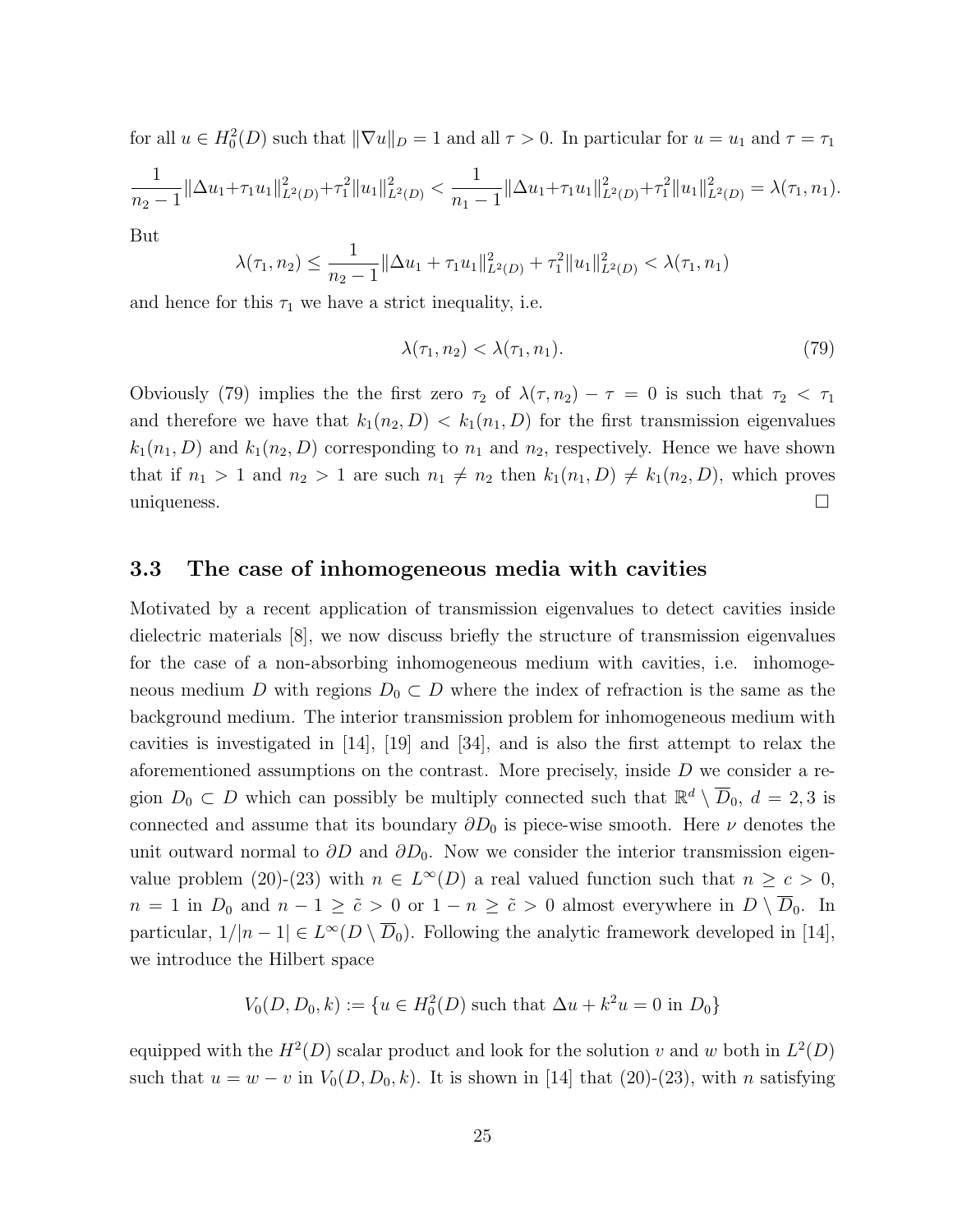for all $u \in H_0^2(D)$ such that $\|\nabla u\|_D = 1$ and all $\tau > 0$. In particular for $u = u_1$ and $\tau = \tau_1$

$$\frac{1}{n_2 - 1}\|\Delta u_1 + \tau_1 u_1\|^2_{L^2(D)} + \tau_1^2 \|u_1\|^2_{L^2(D)} < \frac{1}{n_1 - 1}\|\Delta u_1 + \tau_1 u_1\|^2_{L^2(D)} + \tau_1^2 \|u_1\|^2_{L^2(D)} = \lambda(\tau_1, n_1).$$

But

$$\lambda(\tau_1, n_2) \leq \frac{1}{n_2 - 1}\|\Delta u_1 + \tau_1 u_1\|^2_{L^2(D)} + \tau_1^2 \|u_1\|^2_{L^2(D)} < \lambda(\tau_1, n_1)$$

and hence for this $\tau_1$ we have a strict inequality, i.e.

$$\lambda(\tau_1, n_2) < \lambda(\tau_1, n_1). \tag{79}$$

Obviously (79) implies the the first zero $\tau_2$ of $\lambda(\tau, n_2) - \tau = 0$ is such that $\tau_2 < \tau_1$ and therefore we have that $k_1(n_2, D) < k_1(n_1, D)$ for the first transmission eigenvalues $k_1(n_1, D)$ and $k_1(n_2, D)$ corresponding to $n_1$ and $n_2$, respectively. Hence we have shown that if $n_1 > 1$ and $n_2 > 1$ are such $n_1 \neq n_2$ then $k_1(n_1, D) \neq k_1(n_2, D)$, which proves uniqueness. □

### 3.3 The case of inhomogeneous media with cavities

Motivated by a recent application of transmission eigenvalues to detect cavities inside dielectric materials [8], we now discuss briefly the structure of transmission eigenvalues for the case of a non-absorbing inhomogeneous medium with cavities, i.e. inhomogeneous medium $D$ with regions $D_0 \subset D$ where the index of refraction is the same as the background medium. The interior transmission problem for inhomogeneous medium with cavities is investigated in [14], [19] and [34], and is also the first attempt to relax the aforementioned assumptions on the contrast. More precisely, inside $D$ we consider a region $D_0 \subset D$ which can possibly be multiply connected such that $\mathbb{R}^d \setminus \overline{D}_0$, $d = 2, 3$ is connected and assume that its boundary $\partial D_0$ is piece-wise smooth. Here $\nu$ denotes the unit outward normal to $\partial D$ and $\partial D_0$. Now we consider the interior transmission eigenvalue problem (20)-(23) with $n \in L^\infty(D)$ a real valued function such that $n \geq c > 0$, $n = 1$ in $D_0$ and $n - 1 \geq \tilde{c} > 0$ or $1 - n \geq \tilde{c} > 0$ almost everywhere in $D \setminus \overline{D}_0$. In particular, $1/|n - 1| \in L^\infty(D \setminus \overline{D}_0)$. Following the analytic framework developed in [14], we introduce the Hilbert space

$$V_0(D, D_0, k) := \{u \in H_0^2(D) \text{ such that } \Delta u + k^2 u = 0 \text{ in } D_0\}$$

equipped with the $H^2(D)$ scalar product and look for the solution $v$ and $w$ both in $L^2(D)$ such that $u = w - v$ in $V_0(D, D_0, k)$. It is shown in [14] that (20)-(23), with $n$ satisfying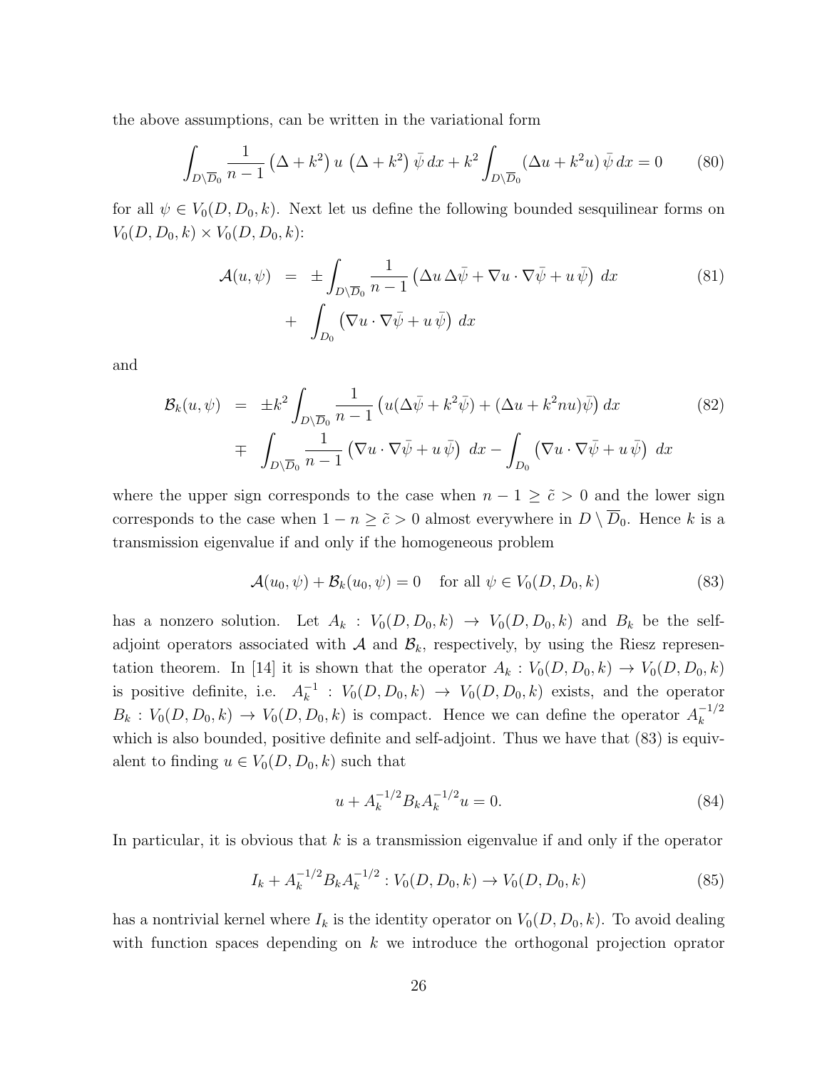the above assumptions, can be written in the variational form

$$\int_{D\setminus\overline{D}_0} \frac{1}{n-1}\left(\Delta + k^2\right) u \,\left(\Delta + k^2\right)\bar{\psi}\,dx + k^2\int_{D\setminus\overline{D}_0}\left(\Delta u + k^2 u\right)\bar{\psi}\,dx = 0 \tag{80}$$

for all $\psi \in V_0(D, D_0, k)$. Next let us define the following bounded sesquilinear forms on $V_0(D, D_0, k) \times V_0(D, D_0, k)$:

$$\begin{aligned}\mathcal{A}(u,\psi) &= \pm\int_{D\setminus\overline{D}_0} \frac{1}{n-1}\left(\Delta u\,\Delta\bar{\psi} + \nabla u\cdot\nabla\bar{\psi} + u\,\bar{\psi}\right)\,dx \\ &+ \int_{D_0}\left(\nabla u\cdot\nabla\bar{\psi} + u\,\bar{\psi}\right)\,dx\end{aligned} \tag{81}$$

and

$$\begin{aligned}\mathcal{B}_k(u,\psi) &= \pm k^2\int_{D\setminus\overline{D}_0} \frac{1}{n-1}\left(u(\Delta\bar{\psi} + k^2\bar{\psi}) + (\Delta u + k^2 n u)\bar{\psi}\right)dx \\ &\mp \int_{D\setminus\overline{D}_0}\frac{1}{n-1}\left(\nabla u\cdot\nabla\bar{\psi} + u\,\bar{\psi}\right)\,dx - \int_{D_0}\left(\nabla u\cdot\nabla\bar{\psi} + u\,\bar{\psi}\right)\,dx\end{aligned} \tag{82}$$

where the upper sign corresponds to the case when $n - 1 \geq \tilde{c} > 0$ and the lower sign corresponds to the case when $1 - n \geq \tilde{c} > 0$ almost everywhere in $D \setminus \overline{D}_0$. Hence $k$ is a transmission eigenvalue if and only if the homogeneous problem

$$\mathcal{A}(u_0,\psi) + \mathcal{B}_k(u_0,\psi) = 0 \quad \text{for all } \psi \in V_0(D, D_0, k) \tag{83}$$

has a nonzero solution. Let $A_k : V_0(D, D_0, k) \to V_0(D, D_0, k)$ and $B_k$ be the self-adjoint operators associated with $\mathcal{A}$ and $\mathcal{B}_k$, respectively, by using the Riesz representation theorem. In [14] it is shown that the operator $A_k : V_0(D, D_0, k) \to V_0(D, D_0, k)$ is positive definite, i.e. $A_k^{-1} : V_0(D, D_0, k) \to V_0(D, D_0, k)$ exists, and the operator $B_k : V_0(D, D_0, k) \to V_0(D, D_0, k)$ is compact. Hence we can define the operator $A_k^{-1/2}$ which is also bounded, positive definite and self-adjoint. Thus we have that (83) is equivalent to finding $u \in V_0(D, D_0, k)$ such that

$$u + A_k^{-1/2}B_kA_k^{-1/2}u = 0. \tag{84}$$

In particular, it is obvious that $k$ is a transmission eigenvalue if and only if the operator

$$I_k + A_k^{-1/2}B_kA_k^{-1/2} : V_0(D, D_0, k) \to V_0(D, D_0, k) \tag{85}$$

has a nontrivial kernel where $I_k$ is the identity operator on $V_0(D, D_0, k)$. To avoid dealing with function spaces depending on $k$ we introduce the orthogonal projection oprator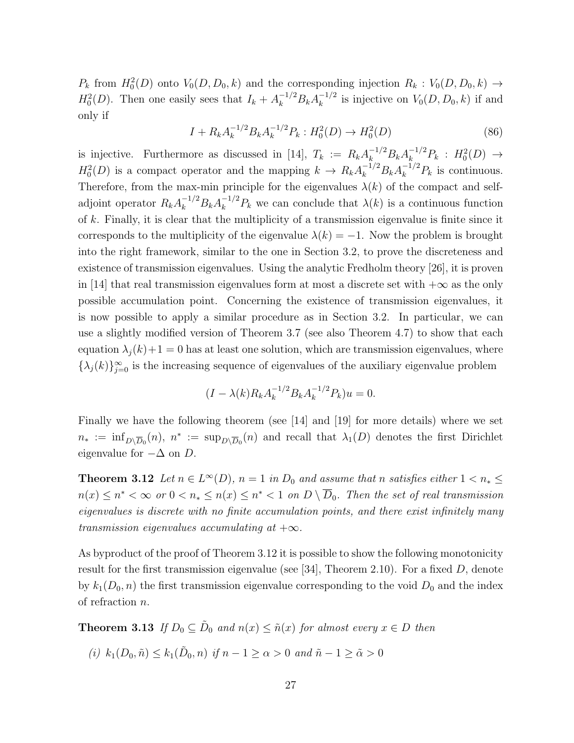$P_k$ from $H_0^2(D)$ onto $V_0(D, D_0, k)$ and the corresponding injection $R_k : V_0(D, D_0, k) \to H_0^2(D)$. Then one easily sees that $I_k + A_k^{-1/2} B_k A_k^{-1/2}$ is injective on $V_0(D, D_0, k)$ if and only if

$$I + R_k A_k^{-1/2} B_k A_k^{-1/2} P_k : H_0^2(D) \to H_0^2(D) \tag{86}$$

is injective. Furthermore as discussed in [14], $T_k := R_k A_k^{-1/2} B_k A_k^{-1/2} P_k : H_0^2(D) \to H_0^2(D)$ is a compact operator and the mapping $k \to R_k A_k^{-1/2} B_k A_k^{-1/2} P_k$ is continuous. Therefore, from the max-min principle for the eigenvalues $\lambda(k)$ of the compact and self-adjoint operator $R_k A_k^{-1/2} B_k A_k^{-1/2} P_k$ we can conclude that $\lambda(k)$ is a continuous function of $k$. Finally, it is clear that the multiplicity of a transmission eigenvalue is finite since it corresponds to the multiplicity of the eigenvalue $\lambda(k) = -1$. Now the problem is brought into the right framework, similar to the one in Section 3.2, to prove the discreteness and existence of transmission eigenvalues. Using the analytic Fredholm theory [26], it is proven in [14] that real transmission eigenvalues form at most a discrete set with $+\infty$ as the only possible accumulation point. Concerning the existence of transmission eigenvalues, it is now possible to apply a similar procedure as in Section 3.2. In particular, we can use a slightly modified version of Theorem 3.7 (see also Theorem 4.7) to show that each equation $\lambda_j(k) + 1 = 0$ has at least one solution, which are transmission eigenvalues, where $\{\lambda_j(k)\}_{j=0}^{\infty}$ is the increasing sequence of eigenvalues of the auxiliary eigenvalue problem

$$(I - \lambda(k) R_k A_k^{-1/2} B_k A_k^{-1/2} P_k) u = 0.$$

Finally we have the following theorem (see [14] and [19] for more details) where we set $n_* := \inf_{D \setminus \overline{D}_0}(n)$, $n^* := \sup_{D \setminus \overline{D}_0}(n)$ and recall that $\lambda_1(D)$ denotes the first Dirichlet eigenvalue for $-\Delta$ on $D$.

**Theorem 3.12** *Let $n \in L^\infty(D)$, $n = 1$ in $D_0$ and assume that $n$ satisfies either $1 < n_* \leq n(x) \leq n^* < \infty$ or $0 < n_* \leq n(x) \leq n^* < 1$ on $D \setminus \overline{D}_0$. Then the set of real transmission eigenvalues is discrete with no finite accumulation points, and there exist infinitely many transmission eigenvalues accumulating at $+\infty$.*

As byproduct of the proof of Theorem 3.12 it is possible to show the following monotonicity result for the first transmission eigenvalue (see [34], Theorem 2.10). For a fixed $D$, denote by $k_1(D_0, n)$ the first transmission eigenvalue corresponding to the void $D_0$ and the index of refraction $n$.

**Theorem 3.13** *If $D_0 \subseteq \tilde{D}_0$ and $n(x) \leq \tilde{n}(x)$ for almost every $x \in D$ then*

*(i) $k_1(D_0, \tilde{n}) \leq k_1(\tilde{D}_0, n)$ if $n - 1 \geq \alpha > 0$ and $\tilde{n} - 1 \geq \tilde{\alpha} > 0$*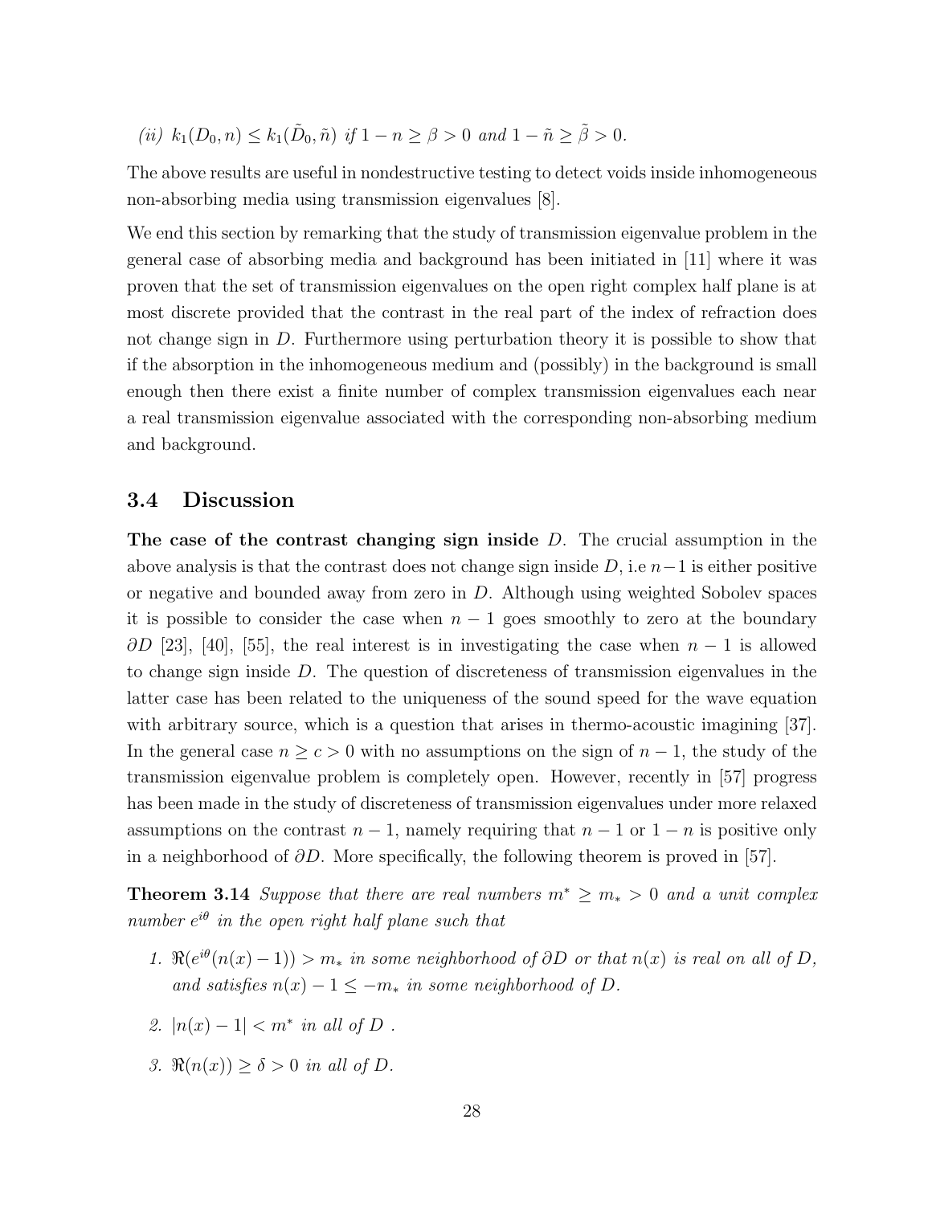(ii) $k_1(D_0, n) \leq k_1(\tilde{D}_0, \tilde{n})$ *if* $1 - n \geq \beta > 0$ *and* $1 - \tilde{n} \geq \tilde{\beta} > 0$.

The above results are useful in nondestructive testing to detect voids inside inhomogeneous non-absorbing media using transmission eigenvalues [8].

We end this section by remarking that the study of transmission eigenvalue problem in the general case of absorbing media and background has been initiated in [11] where it was proven that the set of transmission eigenvalues on the open right complex half plane is at most discrete provided that the contrast in the real part of the index of refraction does not change sign in $D$. Furthermore using perturbation theory it is possible to show that if the absorption in the inhomogeneous medium and (possibly) in the background is small enough then there exist a finite number of complex transmission eigenvalues each near a real transmission eigenvalue associated with the corresponding non-absorbing medium and background.

### 3.4 Discussion

**The case of the contrast changing sign inside** $D$. The crucial assumption in the above analysis is that the contrast does not change sign inside $D$, i.e $n-1$ is either positive or negative and bounded away from zero in $D$. Although using weighted Sobolev spaces it is possible to consider the case when $n-1$ goes smoothly to zero at the boundary $\partial D$ [23], [40], [55], the real interest is in investigating the case when $n-1$ is allowed to change sign inside $D$. The question of discreteness of transmission eigenvalues in the latter case has been related to the uniqueness of the sound speed for the wave equation with arbitrary source, which is a question that arises in thermo-acoustic imagining [37]. In the general case $n \geq c > 0$ with no assumptions on the sign of $n-1$, the study of the transmission eigenvalue problem is completely open. However, recently in [57] progress has been made in the study of discreteness of transmission eigenvalues under more relaxed assumptions on the contrast $n-1$, namely requiring that $n-1$ or $1-n$ is positive only in a neighborhood of $\partial D$. More specifically, the following theorem is proved in [57].

**Theorem 3.14** *Suppose that there are real numbers* $m^* \geq m_* > 0$ *and a unit complex number* $e^{i\theta}$ *in the open right half plane such that*

1. $\Re(e^{i\theta}(n(x)-1)) > m_*$ *in some neighborhood of* $\partial D$ *or that* $n(x)$ *is real on all of* $D$*, and satisfies* $n(x) - 1 \leq -m_*$ *in some neighborhood of* $D$.
2. $|n(x) - 1| < m^*$ *in all of* $D$ .
3. $\Re(n(x)) \geq \delta > 0$ *in all of* $D$.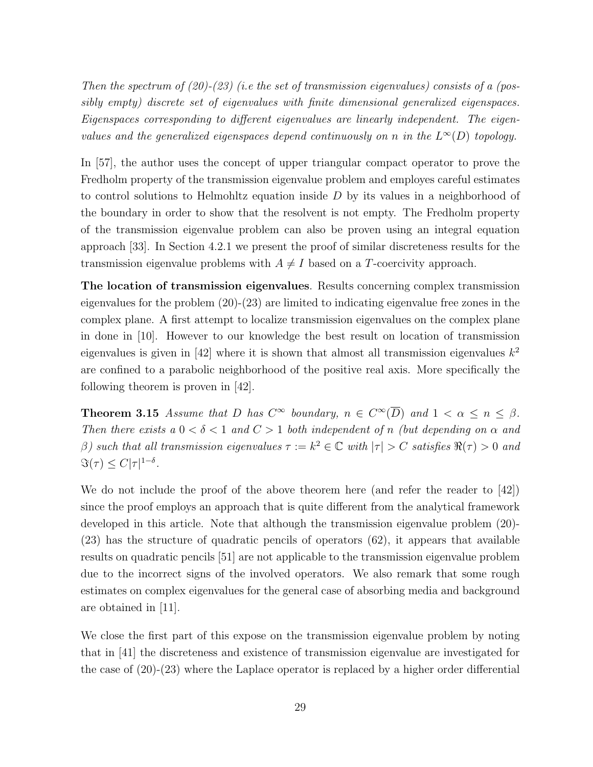*Then the spectrum of (20)-(23) (i.e the set of transmission eigenvalues) consists of a (possibly empty) discrete set of eigenvalues with finite dimensional generalized eigenspaces. Eigenspaces corresponding to different eigenvalues are linearly independent. The eigenvalues and the generalized eigenspaces depend continuously on $n$ in the $L^\infty(D)$ topology.*

In [57], the author uses the concept of upper triangular compact operator to prove the Fredholm property of the transmission eigenvalue problem and employes careful estimates to control solutions to Helmohltz equation inside $D$ by its values in a neighborhood of the boundary in order to show that the resolvent is not empty. The Fredholm property of the transmission eigenvalue problem can also be proven using an integral equation approach [33]. In Section 4.2.1 we present the proof of similar discreteness results for the transmission eigenvalue problems with $A \neq I$ based on a $T$-coercivity approach.

**The location of transmission eigenvalues**. Results concerning complex transmission eigenvalues for the problem (20)-(23) are limited to indicating eigenvalue free zones in the complex plane. A first attempt to localize transmission eigenvalues on the complex plane in done in [10]. However to our knowledge the best result on location of transmission eigenvalues is given in [42] where it is shown that almost all transmission eigenvalues $k^2$ are confined to a parabolic neighborhood of the positive real axis. More specifically the following theorem is proven in [42].

**Theorem 3.15** *Assume that $D$ has $C^\infty$ boundary, $n \in C^\infty(\overline{D})$ and $1 < \alpha \leq n \leq \beta$. Then there exists a $0 < \delta < 1$ and $C > 1$ both independent of $n$ (but depending on $\alpha$ and $\beta$) such that all transmission eigenvalues $\tau := k^2 \in \mathbb{C}$ with $|\tau| > C$ satisfies $\Re(\tau) > 0$ and $\Im(\tau) \leq C|\tau|^{1-\delta}$.*

We do not include the proof of the above theorem here (and refer the reader to [42]) since the proof employs an approach that is quite different from the analytical framework developed in this article. Note that although the transmission eigenvalue problem (20)-(23) has the structure of quadratic pencils of operators (62), it appears that available results on quadratic pencils [51] are not applicable to the transmission eigenvalue problem due to the incorrect signs of the involved operators. We also remark that some rough estimates on complex eigenvalues for the general case of absorbing media and background are obtained in [11].

We close the first part of this expose on the transmission eigenvalue problem by noting that in [41] the discreteness and existence of transmission eigenvalue are investigated for the case of (20)-(23) where the Laplace operator is replaced by a higher order differential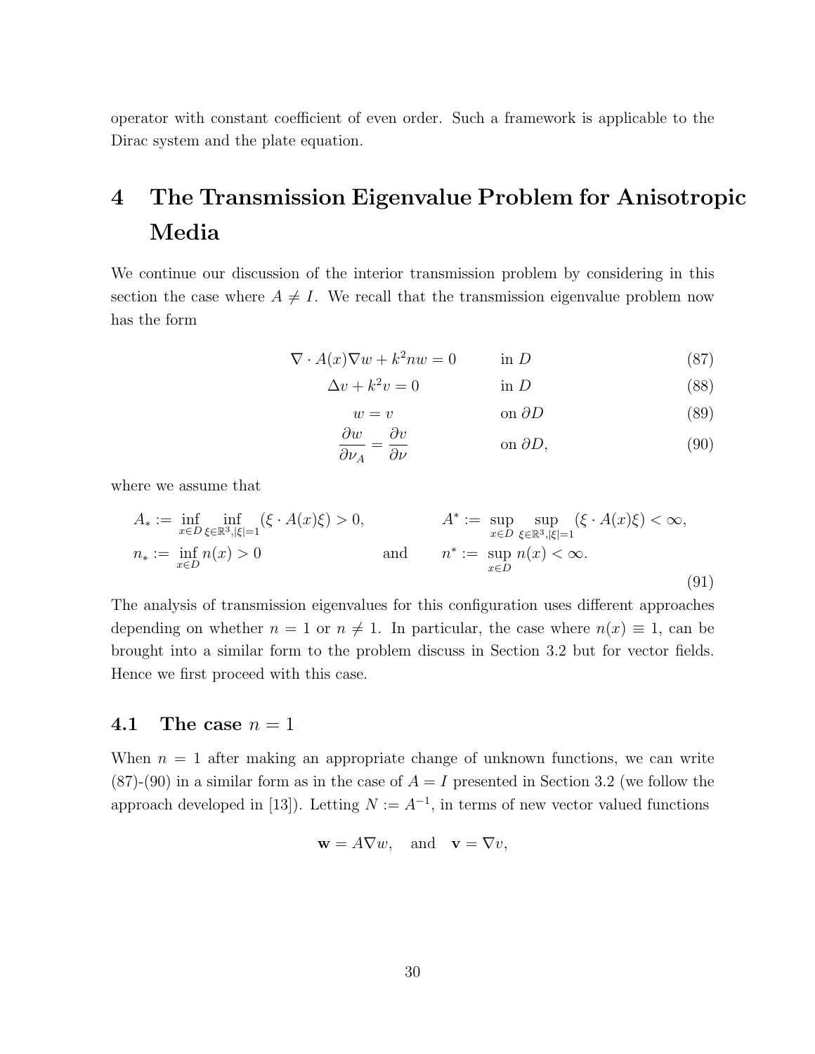operator with constant coefficient of even order. Such a framework is applicable to the Dirac system and the plate equation.

# 4 The Transmission Eigenvalue Problem for Anisotropic Media

We continue our discussion of the interior transmission problem by considering in this section the case where $A \neq I$. We recall that the transmission eigenvalue problem now has the form

$$\nabla \cdot A(x)\nabla w + k^2 n w = 0 \qquad \text{in } D \tag{87}$$

$$\Delta v + k^2 v = 0 \qquad \text{in } D \tag{88}$$

$$w = v \qquad \text{on } \partial D \tag{89}$$

$$\frac{\partial w}{\partial \nu_A} = \frac{\partial v}{\partial \nu} \qquad \text{on } \partial D, \tag{90}$$

where we assume that

$$\begin{aligned} A_* &:= \inf_{x\in D} \inf_{\xi\in\mathbb{R}^3, |\xi|=1} (\xi \cdot A(x)\xi) > 0, & A^* &:= \sup_{x\in D} \sup_{\xi\in\mathbb{R}^3, |\xi|=1} (\xi \cdot A(x)\xi) < \infty, \\ n_* &:= \inf_{x\in D} n(x) > 0 \qquad \text{and} & n^* &:= \sup_{x\in D} n(x) < \infty. \end{aligned} \tag{91}$$

The analysis of transmission eigenvalues for this configuration uses different approaches depending on whether $n = 1$ or $n \neq 1$. In particular, the case where $n(x) \equiv 1$, can be brought into a similar form to the problem discuss in Section 3.2 but for vector fields. Hence we first proceed with this case.

## 4.1 The case $n = 1$

When $n = 1$ after making an appropriate change of unknown functions, we can write (87)-(90) in a similar form as in the case of $A = I$ presented in Section 3.2 (we follow the approach developed in [13]). Letting $N := A^{-1}$, in terms of new vector valued functions

$$\mathbf{w} = A\nabla w, \quad \text{and} \quad \mathbf{v} = \nabla v,$$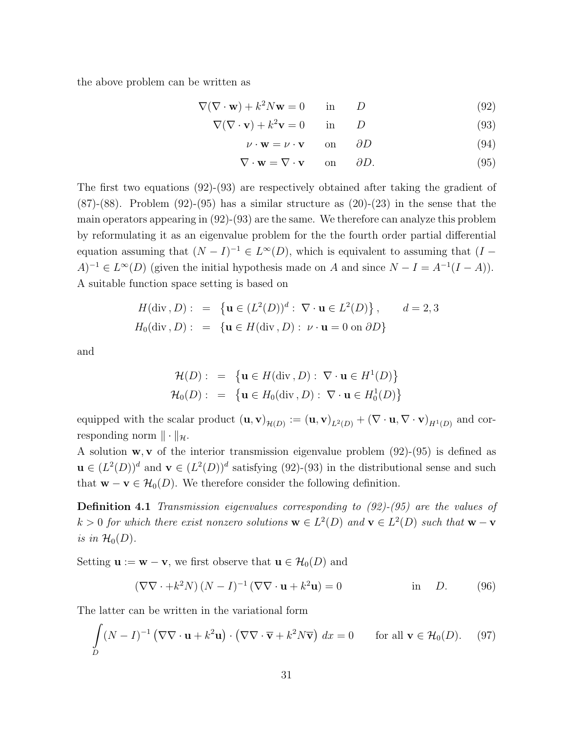the above problem can be written as

$$\nabla(\nabla \cdot \mathbf{w}) + k^2 N \mathbf{w} = 0 \qquad \text{in} \qquad D \tag{92}$$

$$\nabla(\nabla \cdot \mathbf{v}) + k^2 \mathbf{v} = 0 \qquad \text{in} \qquad D \tag{93}$$

$$\nu \cdot \mathbf{w} = \nu \cdot \mathbf{v} \qquad \text{on} \qquad \partial D \tag{94}$$

$$\nabla \cdot \mathbf{w} = \nabla \cdot \mathbf{v} \qquad \text{on} \qquad \partial D. \tag{95}$$

The first two equations (92)-(93) are respectively obtained after taking the gradient of (87)-(88). Problem (92)-(95) has a similar structure as (20)-(23) in the sense that the main operators appearing in (92)-(93) are the same. We therefore can analyze this problem by reformulating it as an eigenvalue problem for the the fourth order partial differential equation assuming that $(N - I)^{-1} \in L^\infty(D)$, which is equivalent to assuming that $(I - A)^{-1} \in L^\infty(D)$ (given the initial hypothesis made on $A$ and since $N - I = A^{-1}(I - A)$). A suitable function space setting is based on

$$H(\mathrm{div}\,, D) : \;=\; \left\{ \mathbf{u} \in (L^2(D))^d : \; \nabla \cdot \mathbf{u} \in L^2(D) \right\}, \qquad d = 2, 3$$

$$H_0(\mathrm{div}\,, D) : \;=\; \left\{ \mathbf{u} \in H(\mathrm{div}\,, D) : \; \nu \cdot \mathbf{u} = 0 \text{ on } \partial D \right\}$$

and

$$\mathcal{H}(D) : \;=\; \left\{ \mathbf{u} \in H(\mathrm{div}\,, D) : \; \nabla \cdot \mathbf{u} \in H^1(D) \right\}$$

$$\mathcal{H}_0(D) : \;=\; \left\{ \mathbf{u} \in H_0(\mathrm{div}\,, D) : \; \nabla \cdot \mathbf{u} \in H^1_0(D) \right\}$$

equipped with the scalar product $(\mathbf{u}, \mathbf{v})_{\mathcal{H}(D)} := (\mathbf{u}, \mathbf{v})_{L^2(D)} + (\nabla \cdot \mathbf{u}, \nabla \cdot \mathbf{v})_{H^1(D)}$ and corresponding norm $\| \cdot \|_{\mathcal{H}}$.

A solution $\mathbf{w}, \mathbf{v}$ of the interior transmission eigenvalue problem (92)-(95) is defined as $\mathbf{u} \in (L^2(D))^d$ and $\mathbf{v} \in (L^2(D))^d$ satisfying (92)-(93) in the distributional sense and such that $\mathbf{w} - \mathbf{v} \in \mathcal{H}_0(D)$. We therefore consider the following definition.

**Definition 4.1** *Transmission eigenvalues corresponding to (92)-(95) are the values of $k > 0$ for which there exist nonzero solutions $\mathbf{w} \in L^2(D)$ and $\mathbf{v} \in L^2(D)$ such that $\mathbf{w} - \mathbf{v}$ is in $\mathcal{H}_0(D)$.*

Setting $\mathbf{u} := \mathbf{w} - \mathbf{v}$, we first observe that $\mathbf{u} \in \mathcal{H}_0(D)$ and

$$(\nabla\nabla \cdot + k^2 N)\,(N - I)^{-1}\,(\nabla\nabla \cdot \mathbf{u} + k^2 \mathbf{u}) = 0 \qquad \text{in} \quad D. \tag{96}$$

The latter can be written in the variational form

$$\int_D (N - I)^{-1} \left( \nabla\nabla \cdot \mathbf{u} + k^2 \mathbf{u} \right) \cdot \left( \nabla\nabla \cdot \overline{\mathbf{v}} + k^2 N \overline{\mathbf{v}} \right) \, dx = 0 \qquad \text{for all } \mathbf{v} \in \mathcal{H}_0(D). \tag{97}$$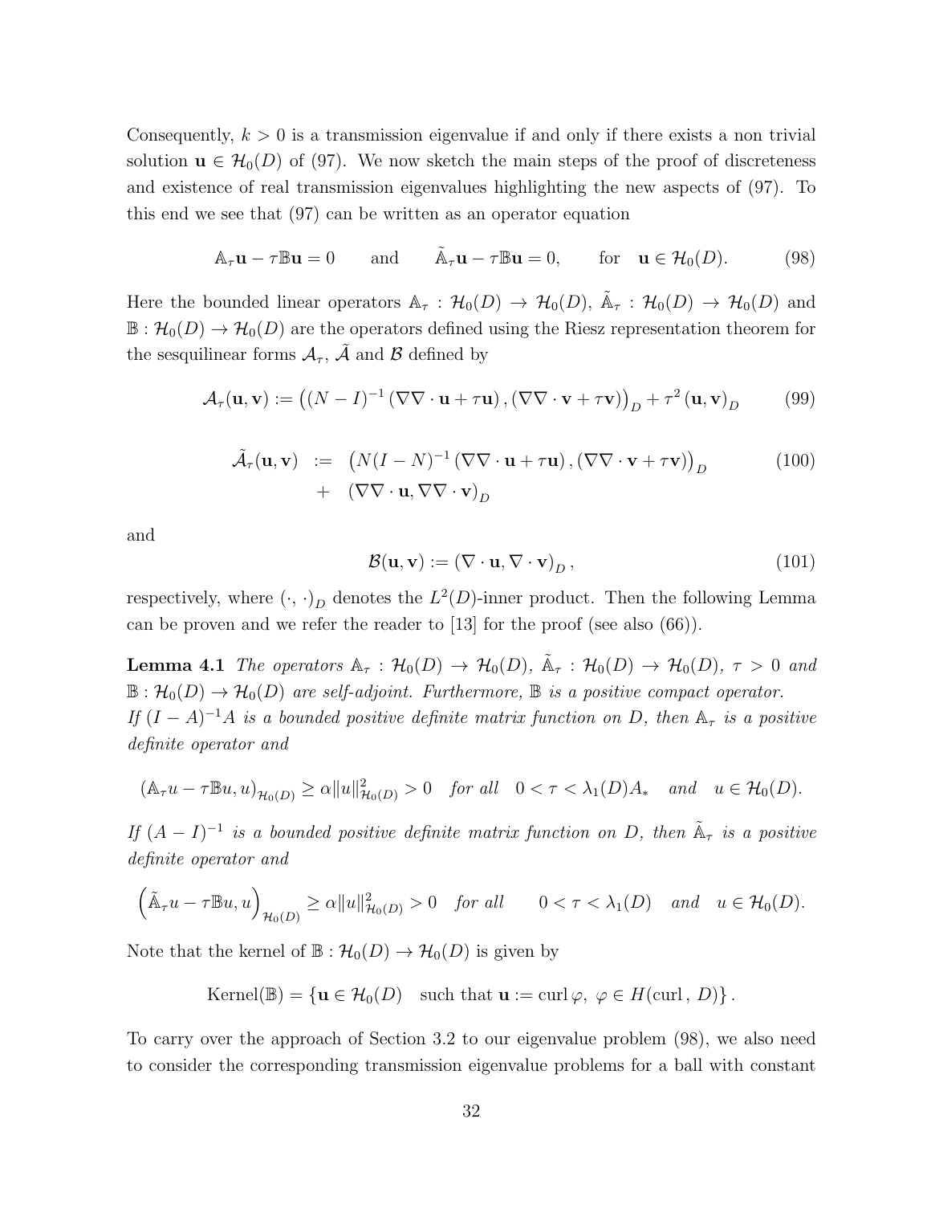Consequently, $k > 0$ is a transmission eigenvalue if and only if there exists a non trivial solution $\mathbf{u} \in \mathcal{H}_0(D)$ of (97). We now sketch the main steps of the proof of discreteness and existence of real transmission eigenvalues highlighting the new aspects of (97). To this end we see that (97) can be written as an operator equation

$$\mathbb{A}_\tau \mathbf{u} - \tau \mathbb{B}\mathbf{u} = 0 \qquad \text{and} \qquad \tilde{\mathbb{A}}_\tau \mathbf{u} - \tau \mathbb{B}\mathbf{u} = 0, \qquad \text{for} \quad \mathbf{u} \in \mathcal{H}_0(D). \tag{98}$$

Here the bounded linear operators $\mathbb{A}_\tau : \mathcal{H}_0(D) \to \mathcal{H}_0(D)$, $\tilde{\mathbb{A}}_\tau : \mathcal{H}_0(D) \to \mathcal{H}_0(D)$ and $\mathbb{B} : \mathcal{H}_0(D) \to \mathcal{H}_0(D)$ are the operators defined using the Riesz representation theorem for the sesquilinear forms $\mathcal{A}_\tau$, $\tilde{\mathcal{A}}$ and $\mathcal{B}$ defined by

$$\mathcal{A}_\tau(\mathbf{u}, \mathbf{v}) := \left((N - I)^{-1} \left(\nabla\nabla \cdot \mathbf{u} + \tau \mathbf{u}\right), \left(\nabla\nabla \cdot \mathbf{v} + \tau \mathbf{v}\right)\right)_D + \tau^2 \left(\mathbf{u}, \mathbf{v}\right)_D \tag{99}$$

$$\begin{aligned} \tilde{\mathcal{A}}_\tau(\mathbf{u}, \mathbf{v}) \;&:=\; \left(N(I - N)^{-1} \left(\nabla\nabla \cdot \mathbf{u} + \tau \mathbf{u}\right), \left(\nabla\nabla \cdot \mathbf{v} + \tau \mathbf{v}\right)\right)_D \\ &+\; \left(\nabla\nabla \cdot \mathbf{u}, \nabla\nabla \cdot \mathbf{v}\right)_D \end{aligned} \tag{100}$$

and

$$\mathcal{B}(\mathbf{u}, \mathbf{v}) := \left(\nabla \cdot \mathbf{u}, \nabla \cdot \mathbf{v}\right)_D, \tag{101}$$

respectively, where $(\cdot, \cdot)_D$ denotes the $L^2(D)$-inner product. Then the following Lemma can be proven and we refer the reader to [13] for the proof (see also (66)).

**Lemma 4.1** *The operators $\mathbb{A}_\tau : \mathcal{H}_0(D) \to \mathcal{H}_0(D)$, $\tilde{\mathbb{A}}_\tau : \mathcal{H}_0(D) \to \mathcal{H}_0(D)$, $\tau > 0$ and $\mathbb{B} : \mathcal{H}_0(D) \to \mathcal{H}_0(D)$ are self-adjoint. Furthermore, $\mathbb{B}$ is a positive compact operator.*
*If $(I - A)^{-1}A$ is a bounded positive definite matrix function on $D$, then $\mathbb{A}_\tau$ is a positive definite operator and*

$$(\mathbb{A}_\tau u - \tau \mathbb{B} u, u)_{\mathcal{H}_0(D)} \geq \alpha \|u\|^2_{\mathcal{H}_0(D)} > 0 \quad \text{for all} \quad 0 < \tau < \lambda_1(D) A_* \quad \text{and} \quad u \in \mathcal{H}_0(D).$$

*If $(A - I)^{-1}$ is a bounded positive definite matrix function on $D$, then $\tilde{\mathbb{A}}_\tau$ is a positive definite operator and*

$$\left(\tilde{\mathbb{A}}_\tau u - \tau \mathbb{B} u, u\right)_{\mathcal{H}_0(D)} \geq \alpha \|u\|^2_{\mathcal{H}_0(D)} > 0 \quad \text{for all} \qquad 0 < \tau < \lambda_1(D) \quad \text{and} \quad u \in \mathcal{H}_0(D).$$

Note that the kernel of $\mathbb{B} : \mathcal{H}_0(D) \to \mathcal{H}_0(D)$ is given by

$$\text{Kernel}(\mathbb{B}) = \left\{\mathbf{u} \in \mathcal{H}_0(D) \quad \text{such that } \mathbf{u} := \text{curl}\, \varphi,\ \varphi \in H(\text{curl}\,, D)\right\}.$$

To carry over the approach of Section 3.2 to our eigenvalue problem (98), we also need to consider the corresponding transmission eigenvalue problems for a ball with constant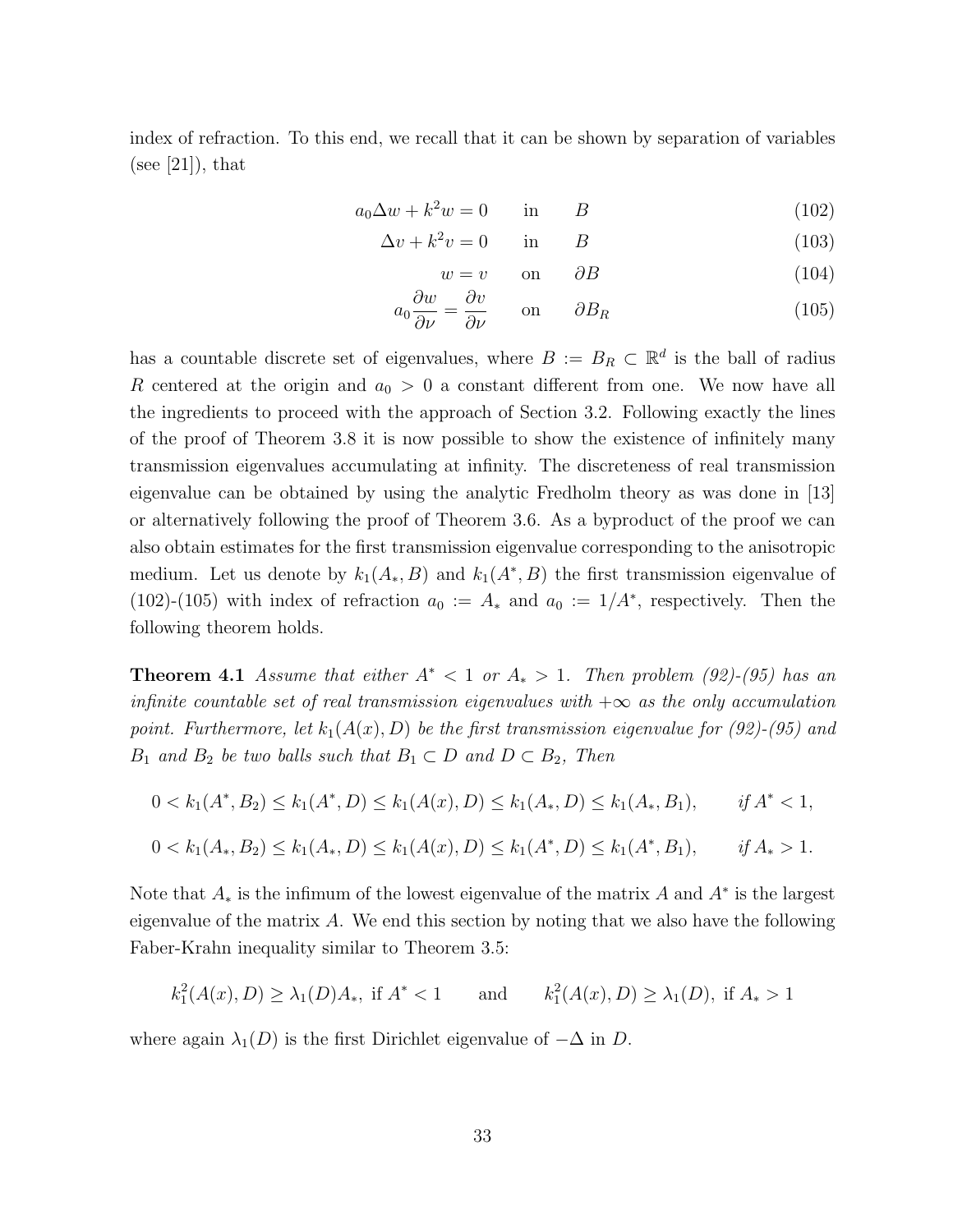index of refraction. To this end, we recall that it can be shown by separation of variables (see [21]), that

$$
\begin{aligned}
a_0 \Delta w + k^2 w = 0 \qquad & \text{in} \qquad B & (102)\\
\Delta v + k^2 v = 0 \qquad & \text{in} \qquad B & (103)\\
w = v \qquad & \text{on} \qquad \partial B & (104)\\
a_0 \frac{\partial w}{\partial \nu} = \frac{\partial v}{\partial \nu} \qquad & \text{on} \qquad \partial B_R & (105)
\end{aligned}
$$

has a countable discrete set of eigenvalues, where $B := B_R \subset \mathbb{R}^d$ is the ball of radius $R$ centered at the origin and $a_0 > 0$ a constant different from one. We now have all the ingredients to proceed with the approach of Section 3.2. Following exactly the lines of the proof of Theorem 3.8 it is now possible to show the existence of infinitely many transmission eigenvalues accumulating at infinity. The discreteness of real transmission eigenvalue can be obtained by using the analytic Fredholm theory as was done in [13] or alternatively following the proof of Theorem 3.6. As a byproduct of the proof we can also obtain estimates for the first transmission eigenvalue corresponding to the anisotropic medium. Let us denote by $k_1(A_*, B)$ and $k_1(A^*, B)$ the first transmission eigenvalue of (102)-(105) with index of refraction $a_0 := A_*$ and $a_0 := 1/A^*$, respectively. Then the following theorem holds.

**Theorem 4.1** *Assume that either $A^* < 1$ or $A_* > 1$. Then problem (92)-(95) has an infinite countable set of real transmission eigenvalues with $+\infty$ as the only accumulation point. Furthermore, let $k_1(A(x), D)$ be the first transmission eigenvalue for (92)-(95) and $B_1$ and $B_2$ be two balls such that $B_1 \subset D$ and $D \subset B_2$, Then*

$$
0 < k_1(A^*, B_2) \leq k_1(A^*, D) \leq k_1(A(x), D) \leq k_1(A_*, D) \leq k_1(A_*, B_1), \qquad \textit{if } A^* < 1,
$$

$$
0 < k_1(A_*, B_2) \leq k_1(A_*, D) \leq k_1(A(x), D) \leq k_1(A^*, D) \leq k_1(A^*, B_1), \qquad \textit{if } A_* > 1.
$$

Note that $A_*$ is the infimum of the lowest eigenvalue of the matrix $A$ and $A^*$ is the largest eigenvalue of the matrix $A$. We end this section by noting that we also have the following Faber-Krahn inequality similar to Theorem 3.5:

$$
k_1^2(A(x), D) \geq \lambda_1(D) A_*, \text{ if } A^* < 1 \qquad \text{and} \qquad k_1^2(A(x), D) \geq \lambda_1(D), \text{ if } A_* > 1
$$

where again $\lambda_1(D)$ is the first Dirichlet eigenvalue of $-\Delta$ in $D$.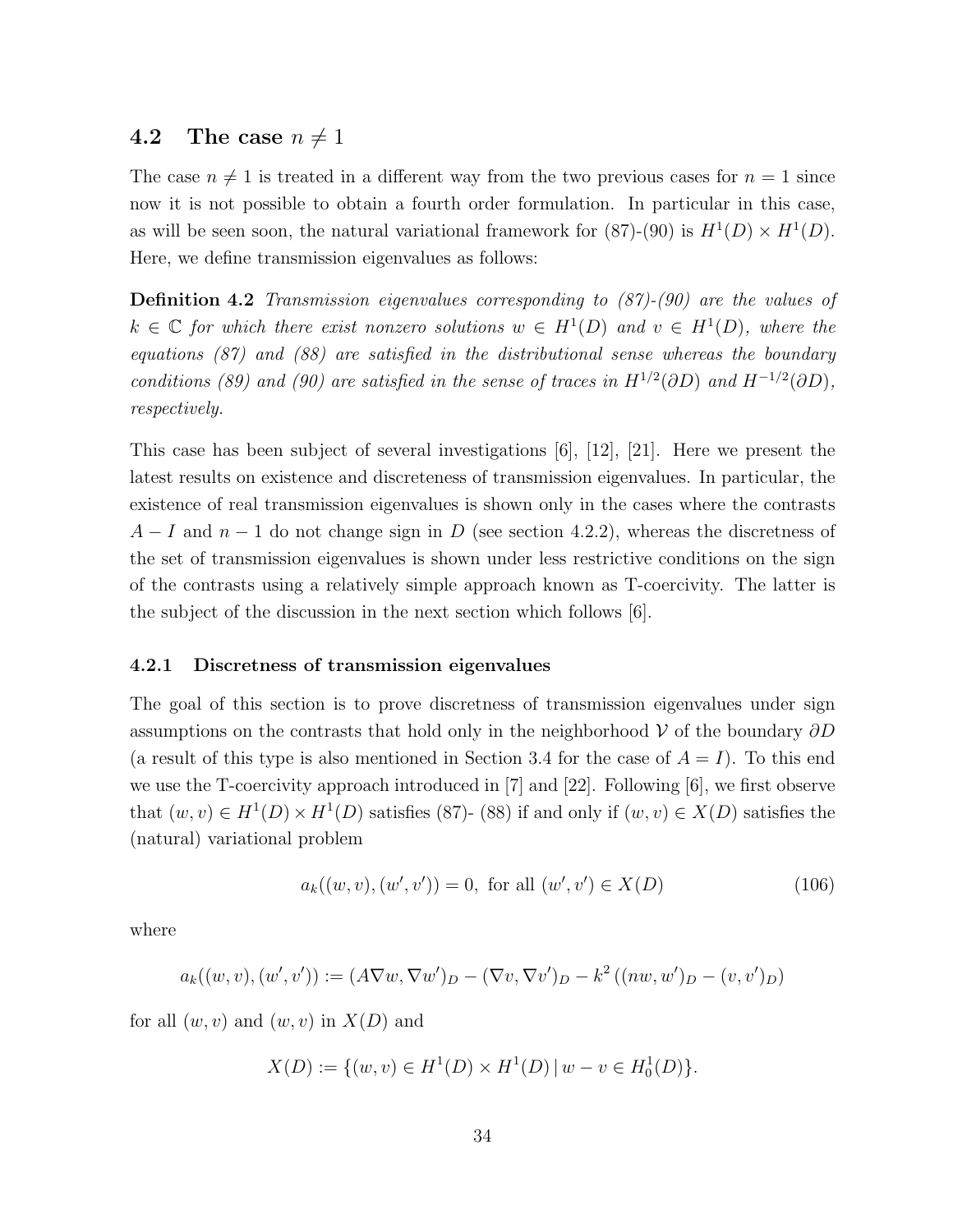## 4.2 The case $n \neq 1$

The case $n \neq 1$ is treated in a different way from the two previous cases for $n = 1$ since now it is not possible to obtain a fourth order formulation. In particular in this case, as will be seen soon, the natural variational framework for (87)-(90) is $H^1(D) \times H^1(D)$. Here, we define transmission eigenvalues as follows:

**Definition 4.2** *Transmission eigenvalues corresponding to (87)-(90) are the values of $k \in \mathbb{C}$ for which there exist nonzero solutions $w \in H^1(D)$ and $v \in H^1(D)$, where the equations (87) and (88) are satisfied in the distributional sense whereas the boundary conditions (89) and (90) are satisfied in the sense of traces in $H^{1/2}(\partial D)$ and $H^{-1/2}(\partial D)$, respectively.*

This case has been subject of several investigations [6], [12], [21]. Here we present the latest results on existence and discreteness of transmission eigenvalues. In particular, the existence of real transmission eigenvalues is shown only in the cases where the contrasts $A - I$ and $n - 1$ do not change sign in $D$ (see section 4.2.2), whereas the discretness of the set of transmission eigenvalues is shown under less restrictive conditions on the sign of the contrasts using a relatively simple approach known as T-coercivity. The latter is the subject of the discussion in the next section which follows [6].

### 4.2.1 Discretness of transmission eigenvalues

The goal of this section is to prove discretness of transmission eigenvalues under sign assumptions on the contrasts that hold only in the neighborhood $\mathcal{V}$ of the boundary $\partial D$ (a result of this type is also mentioned in Section 3.4 for the case of $A = I$). To this end we use the T-coercivity approach introduced in [7] and [22]. Following [6], we first observe that $(w, v) \in H^1(D) \times H^1(D)$ satisfies (87)- (88) if and only if $(w, v) \in X(D)$ satisfies the (natural) variational problem

$$a_k((w, v), (w', v')) = 0, \text{ for all } (w', v') \in X(D) \tag{106}$$

where

$$a_k((w, v), (w', v')) := (A\nabla w, \nabla w')_D - (\nabla v, \nabla v')_D - k^2 \left((nw, w')_D - (v, v')_D\right)$$

for all $(w, v)$ and $(w, v)$ in $X(D)$ and

$$X(D) := \{(w, v) \in H^1(D) \times H^1(D) \,|\, w - v \in H^1_0(D)\}.$$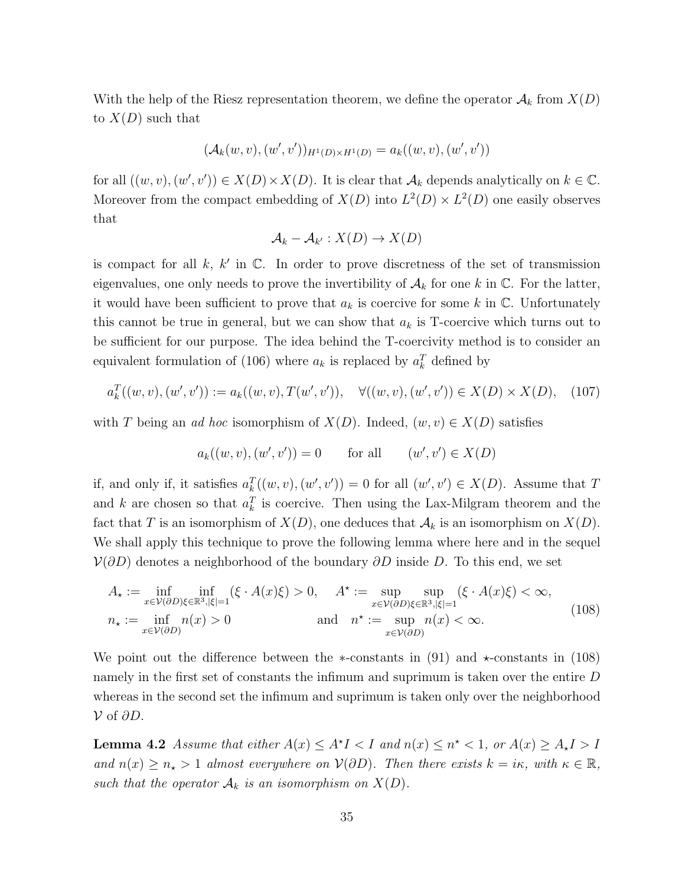With the help of the Riesz representation theorem, we define the operator $\mathcal{A}_k$ from $X(D)$ to $X(D)$ such that

$$(\mathcal{A}_k(w,v),(w',v'))_{H^1(D)\times H^1(D)} = a_k((w,v),(w',v'))$$

for all $((w,v),(w',v')) \in X(D)\times X(D)$. It is clear that $\mathcal{A}_k$ depends analytically on $k \in \mathbb{C}$. Moreover from the compact embedding of $X(D)$ into $L^2(D)\times L^2(D)$ one easily observes that

$$\mathcal{A}_k - \mathcal{A}_{k'} : X(D) \to X(D)$$

is compact for all $k$, $k'$ in $\mathbb{C}$. In order to prove discretness of the set of transmission eigenvalues, one only needs to prove the invertibility of $\mathcal{A}_k$ for one $k$ in $\mathbb{C}$. For the latter, it would have been sufficient to prove that $a_k$ is coercive for some $k$ in $\mathbb{C}$. Unfortunately this cannot be true in general, but we can show that $a_k$ is T-coercive which turns out to be sufficient for our purpose. The idea behind the T-coercivity method is to consider an equivalent formulation of (106) where $a_k$ is replaced by $a_k^T$ defined by

$$a_k^T((w,v),(w',v')) := a_k((w,v),T(w',v')), \quad \forall ((w,v),(w',v')) \in X(D)\times X(D), \quad (107)$$

with $T$ being an *ad hoc* isomorphism of $X(D)$. Indeed, $(w,v)\in X(D)$ satisfies

$$a_k((w,v),(w',v')) = 0 \qquad \text{for all} \qquad (w',v') \in X(D)$$

if, and only if, it satisfies $a_k^T((w,v),(w',v')) = 0$ for all $(w',v')\in X(D)$. Assume that $T$ and $k$ are chosen so that $a_k^T$ is coercive. Then using the Lax-Milgram theorem and the fact that $T$ is an isomorphism of $X(D)$, one deduces that $\mathcal{A}_k$ is an isomorphism on $X(D)$. We shall apply this technique to prove the following lemma where here and in the sequel $\mathcal{V}(\partial D)$ denotes a neighborhood of the boundary $\partial D$ inside $D$. To this end, we set

$$\begin{aligned} A_\star &:= \inf_{x\in\mathcal{V}(\partial D)} \inf_{\xi\in\mathbb{R}^3, |\xi|=1} (\xi\cdot A(x)\xi) > 0, \quad & A^\star &:= \sup_{x\in\mathcal{V}(\partial D)} \sup_{\xi\in\mathbb{R}^3, |\xi|=1} (\xi\cdot A(x)\xi) < \infty, \\ n_\star &:= \inf_{x\in\mathcal{V}(\partial D)} n(x) > 0 & \text{and} \quad n^\star &:= \sup_{x\in\mathcal{V}(\partial D)} n(x) < \infty. \end{aligned} \quad (108)$$

We point out the difference between the $*$-constants in (91) and $\star$-constants in (108) namely in the first set of constants the infimum and suprimum is taken over the entire $D$ whereas in the second set the infimum and suprimum is taken only over the neighborhood $\mathcal{V}$ of $\partial D$.

**Lemma 4.2** *Assume that either $A(x) \le A^\star I < I$ and $n(x) \le n^\star < 1$, or $A(x) \ge A_\star I > I$ and $n(x) \ge n_\star > 1$ almost everywhere on $\mathcal{V}(\partial D)$. Then there exists $k = i\kappa$, with $\kappa \in \mathbb{R}$, such that the operator $\mathcal{A}_k$ is an isomorphism on $X(D)$.*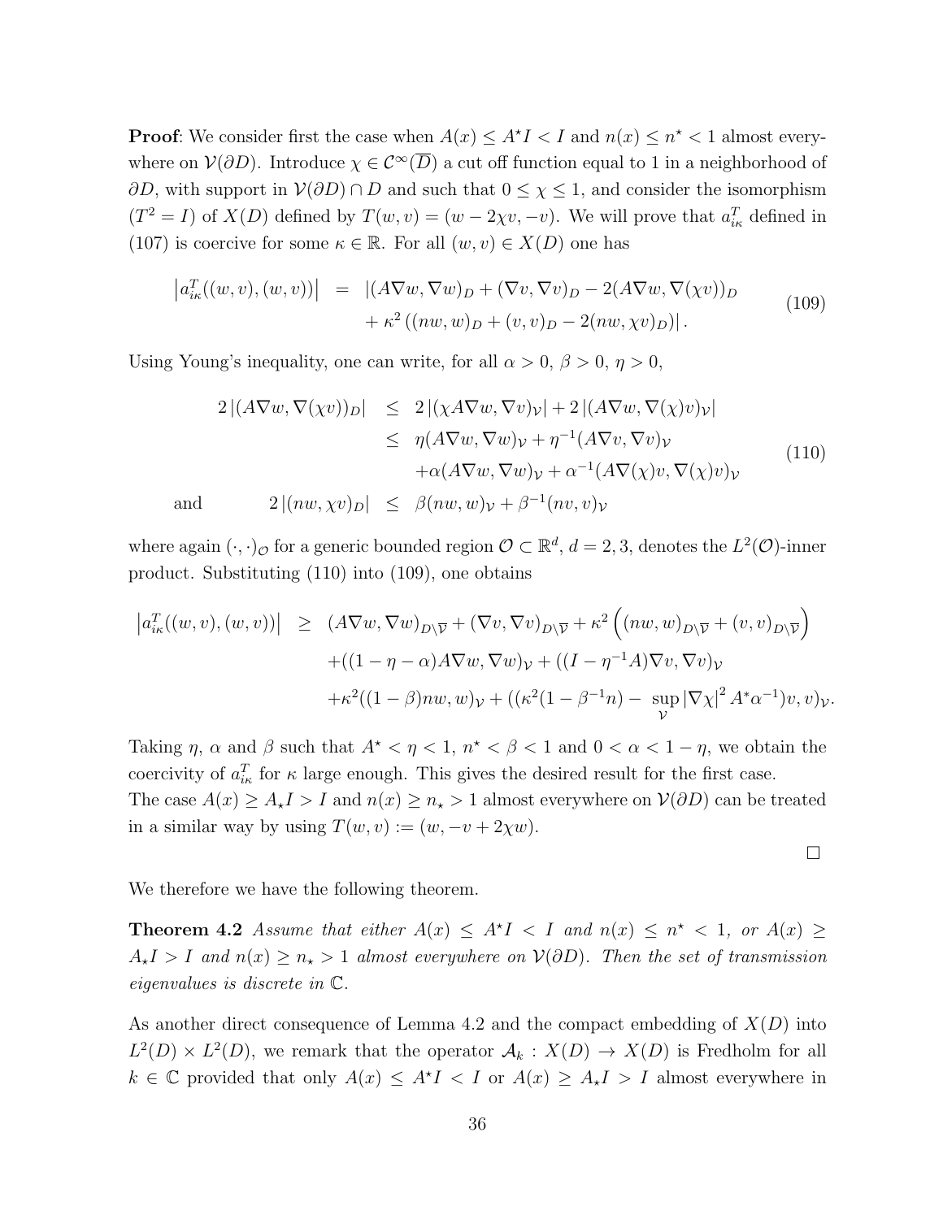**Proof**: We consider first the case when $A(x) \leq A^\star I < I$ and $n(x) \leq n^\star < 1$ almost everywhere on $\mathcal{V}(\partial D)$. Introduce $\chi \in \mathcal{C}^\infty(\overline{D})$ a cut off function equal to 1 in a neighborhood of $\partial D$, with support in $\mathcal{V}(\partial D) \cap D$ and such that $0 \leq \chi \leq 1$, and consider the isomorphism $(T^2 = I)$ of $X(D)$ defined by $T(w, v) = (w - 2\chi v, -v)$. We will prove that $a^T_{i\kappa}$ defined in (107) is coercive for some $\kappa \in \mathbb{R}$. For all $(w, v) \in X(D)$ one has

$$
\begin{aligned}
\left|a^T_{i\kappa}((w,v),(w,v))\right| \;=\;& |(A\nabla w, \nabla w)_D + (\nabla v, \nabla v)_D - 2(A\nabla w, \nabla(\chi v))_D \\
&+ \kappa^2 \left((nw, w)_D + (v,v)_D - 2(nw, \chi v)_D\right)|.
\end{aligned} \tag{109}
$$

Using Young's inequality, one can write, for all $\alpha > 0$, $\beta > 0$, $\eta > 0$,

$$
\begin{aligned}
2\left|(A\nabla w, \nabla(\chi v))_D\right| \;\leq\;& 2\left|(\chi A\nabla w, \nabla v)_{\mathcal{V}}\right| + 2\left|(A\nabla w, \nabla(\chi) v)_{\mathcal{V}}\right| \\
\leq\;& \eta(A\nabla w, \nabla w)_{\mathcal{V}} + \eta^{-1}(A\nabla v, \nabla v)_{\mathcal{V}} \\
&+ \alpha(A\nabla w, \nabla w)_{\mathcal{V}} + \alpha^{-1}(A\nabla(\chi) v, \nabla(\chi) v)_{\mathcal{V}} \\
\text{and} \qquad 2\left|(nw, \chi v)_D\right| \;\leq\;& \beta(nw, w)_{\mathcal{V}} + \beta^{-1}(nv, v)_{\mathcal{V}}
\end{aligned} \tag{110}
$$

where again $(\cdot,\cdot)_{\mathcal{O}}$ for a generic bounded region $\mathcal{O} \subset \mathbb{R}^d$, $d = 2, 3$, denotes the $L^2(\mathcal{O})$-inner product. Substituting (110) into (109), one obtains

$$
\begin{aligned}
\left|a^T_{i\kappa}((w,v),(w,v))\right| \;\geq\;& (A\nabla w, \nabla w)_{D\setminus\overline{\mathcal{V}}} + (\nabla v, \nabla v)_{D\setminus\overline{\mathcal{V}}} + \kappa^2\left((nw, w)_{D\setminus\overline{\mathcal{V}}} + (v,v)_{D\setminus\overline{\mathcal{V}}}\right) \\
&+ ((1-\eta-\alpha)A\nabla w, \nabla w)_{\mathcal{V}} + ((I - \eta^{-1}A)\nabla v, \nabla v)_{\mathcal{V}} \\
&+ \kappa^2((1-\beta)nw, w)_{\mathcal{V}} + ((\kappa^2(1-\beta^{-1}n) - \sup_{\mathcal{V}}|\nabla\chi|^2 A^* \alpha^{-1})v, v)_{\mathcal{V}}.
\end{aligned}
$$

Taking $\eta$, $\alpha$ and $\beta$ such that $A^\star < \eta < 1$, $n^\star < \beta < 1$ and $0 < \alpha < 1 - \eta$, we obtain the coercivity of $a^T_{i\kappa}$ for $\kappa$ large enough. This gives the desired result for the first case.
The case $A(x) \geq A_\star I > I$ and $n(x) \geq n_\star > 1$ almost everywhere on $\mathcal{V}(\partial D)$ can be treated in a similar way by using $T(w, v) := (w, -v + 2\chi w)$.

$\square$

We therefore we have the following theorem.

**Theorem 4.2** *Assume that either $A(x) \leq A^\star I < I$ and $n(x) \leq n^\star < 1$, or $A(x) \geq A_\star I > I$ and $n(x) \geq n_\star > 1$ almost everywhere on $\mathcal{V}(\partial D)$. Then the set of transmission eigenvalues is discrete in $\mathbb{C}$.*

As another direct consequence of Lemma 4.2 and the compact embedding of $X(D)$ into $L^2(D) \times L^2(D)$, we remark that the operator $\mathcal{A}_k : X(D) \to X(D)$ is Fredholm for all $k \in \mathbb{C}$ provided that only $A(x) \leq A^\star I < I$ or $A(x) \geq A_\star I > I$ almost everywhere in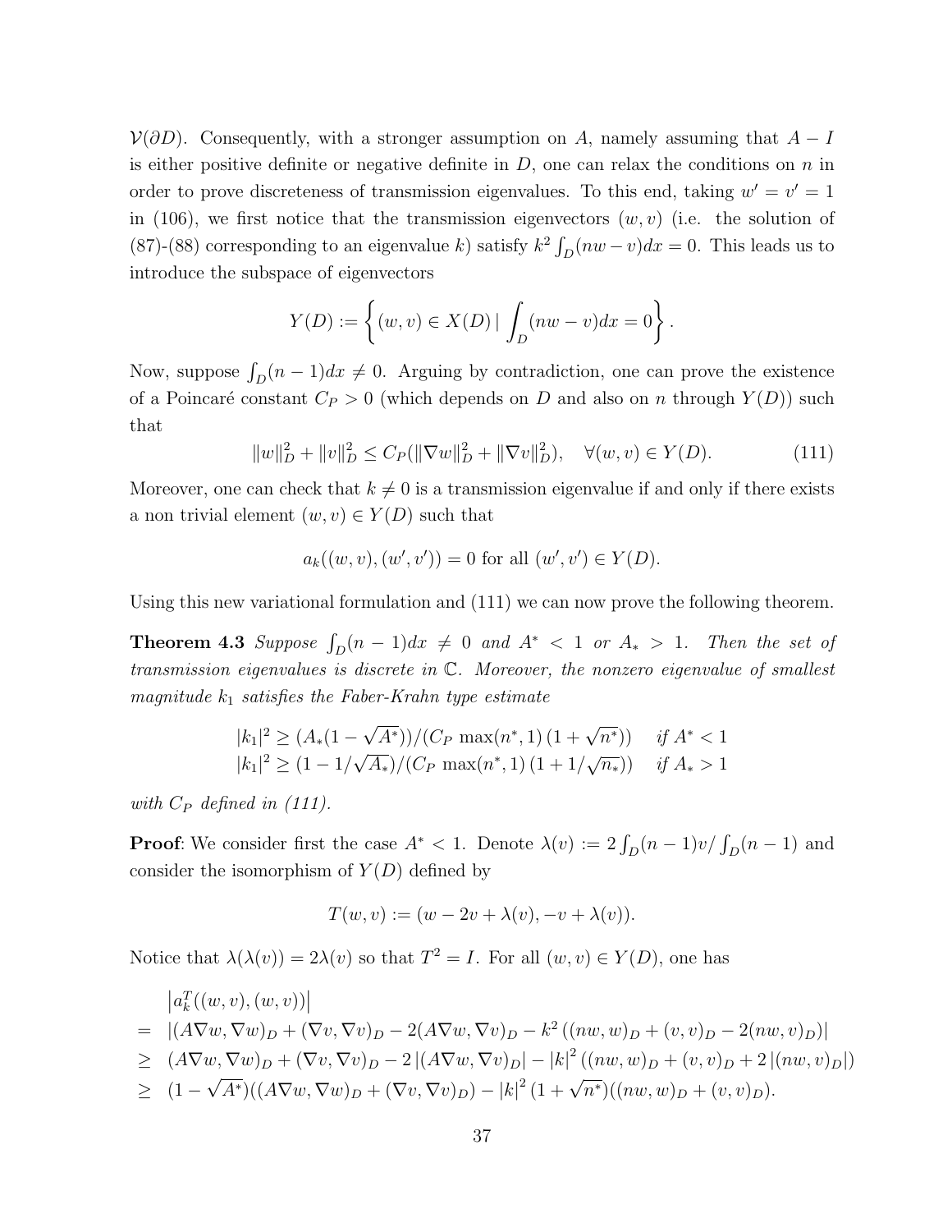$\mathcal{V}(\partial D)$. Consequently, with a stronger assumption on $A$, namely assuming that $A - I$ is either positive definite or negative definite in $D$, one can relax the conditions on $n$ in order to prove discreteness of transmission eigenvalues. To this end, taking $w' = v' = 1$ in (106), we first notice that the transmission eigenvectors $(w, v)$ (i.e. the solution of (87)-(88) corresponding to an eigenvalue $k$) satisfy $k^2 \int_D (nw - v)dx = 0$. This leads us to introduce the subspace of eigenvectors

$$Y(D) := \left\{ (w, v) \in X(D) \mid \int_D (nw - v)dx = 0 \right\}.$$

Now, suppose $\int_D (n-1)dx \neq 0$. Arguing by contradiction, one can prove the existence of a Poincaré constant $C_P > 0$ (which depends on $D$ and also on $n$ through $Y(D)$) such that

$$\|w\|_D^2 + \|v\|_D^2 \leq C_P(\|\nabla w\|_D^2 + \|\nabla v\|_D^2), \quad \forall (w, v) \in Y(D). \tag{111}$$

Moreover, one can check that $k \neq 0$ is a transmission eigenvalue if and only if there exists a non trivial element $(w, v) \in Y(D)$ such that

$$a_k((w, v), (w', v')) = 0 \text{ for all } (w', v') \in Y(D).$$

Using this new variational formulation and (111) we can now prove the following theorem.

**Theorem 4.3** *Suppose $\int_D (n-1)dx \neq 0$ and $A^* < 1$ or $A_* > 1$. Then the set of transmission eigenvalues is discrete in $\mathbb{C}$. Moreover, the nonzero eigenvalue of smallest magnitude $k_1$ satisfies the Faber-Krahn type estimate*

$$\begin{array}{ll} |k_1|^2 \geq (A_*(1 - \sqrt{A^*}))/(C_P \max(n^*, 1)(1 + \sqrt{n^*})) & \text{if } A^* < 1 \\ |k_1|^2 \geq (1 - 1/\sqrt{A_*})/(C_P \max(n^*, 1)(1 + 1/\sqrt{n_*})) & \text{if } A_* > 1 \end{array}$$

*with $C_P$ defined in (111).*

**Proof**: We consider first the case $A^* < 1$. Denote $\lambda(v) := 2\int_D (n-1)v / \int_D (n-1)$ and consider the isomorphism of $Y(D)$ defined by

$$T(w, v) := (w - 2v + \lambda(v), -v + \lambda(v)).$$

Notice that $\lambda(\lambda(v)) = 2\lambda(v)$ so that $T^2 = I$. For all $(w, v) \in Y(D)$, one has

$$\begin{aligned} & \left| a_k^T((w, v), (w, v)) \right| \\ = \; & |(A\nabla w, \nabla w)_D + (\nabla v, \nabla v)_D - 2(A\nabla w, \nabla v)_D - k^2 ((nw, w)_D + (v, v)_D - 2(nw, v)_D)| \\ \geq \; & (A\nabla w, \nabla w)_D + (\nabla v, \nabla v)_D - 2 |(A\nabla w, \nabla v)_D| - |k|^2 ((nw, w)_D + (v, v)_D + 2 |(nw, v)_D|) \\ \geq \; & (1 - \sqrt{A^*})((A\nabla w, \nabla w)_D + (\nabla v, \nabla v)_D) - |k|^2 (1 + \sqrt{n^*})((nw, w)_D + (v, v)_D). \end{aligned}$$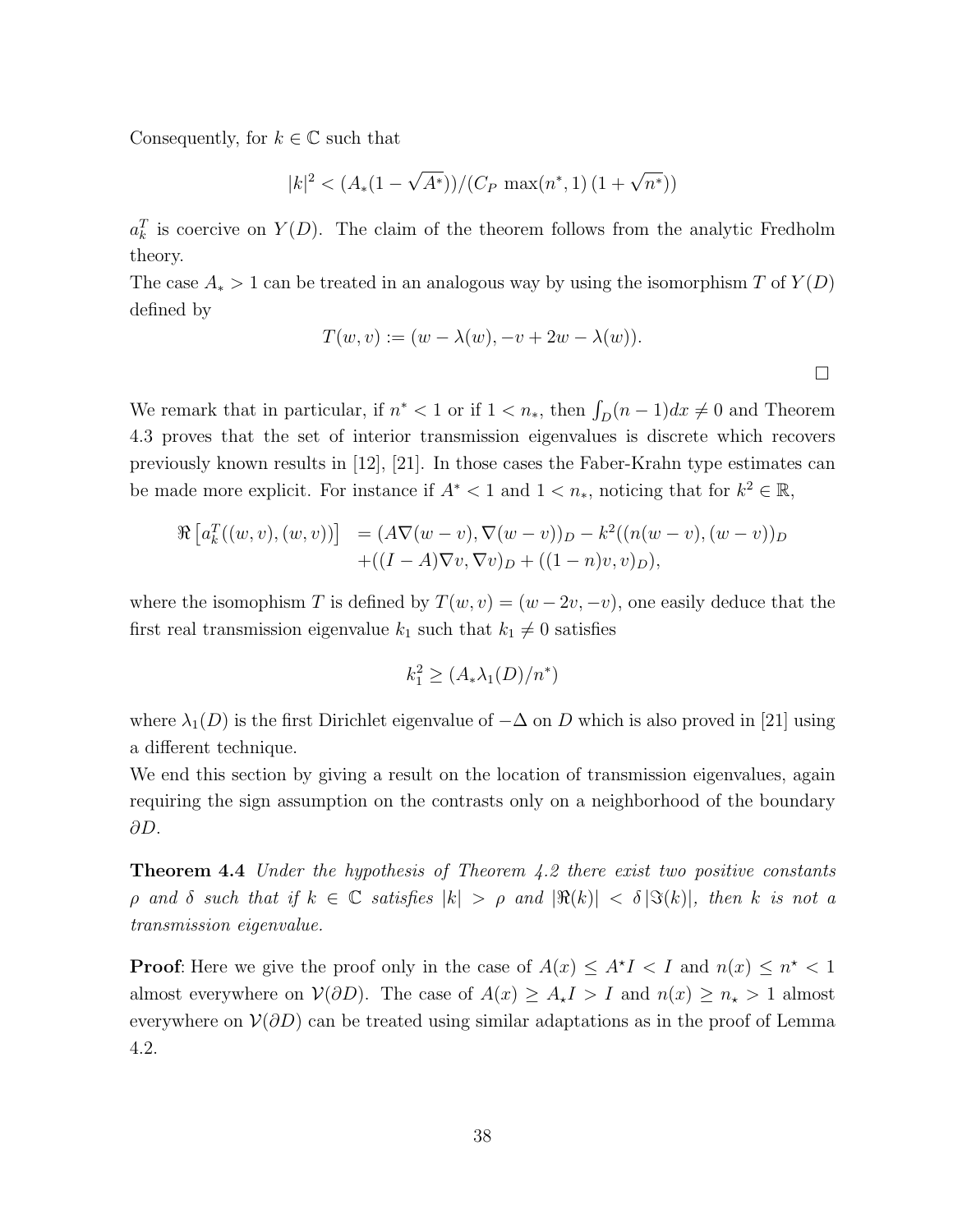Consequently, for $k \in \mathbb{C}$ such that

$$|k|^2 < (A_*(1 - \sqrt{A^*}))/(C_P \max(n^*, 1)(1 + \sqrt{n^*}))$$

$a_k^T$ is coercive on $Y(D)$. The claim of the theorem follows from the analytic Fredholm theory.
The case $A_* > 1$ can be treated in an analogous way by using the isomorphism $T$ of $Y(D)$ defined by

$$T(w, v) := (w - \lambda(w), -v + 2w - \lambda(w)).$$

□

We remark that in particular, if $n^* < 1$ or if $1 < n_*$, then $\int_D (n - 1)dx \neq 0$ and Theorem 4.3 proves that the set of interior transmission eigenvalues is discrete which recovers previously known results in [12], [21]. In those cases the Faber-Krahn type estimates can be made more explicit. For instance if $A^* < 1$ and $1 < n_*$, noticing that for $k^2 \in \mathbb{R}$,

$$\begin{aligned}\Re\left[a_k^T((w, v), (w, v))\right] &= (A\nabla(w - v), \nabla(w - v))_D - k^2((n(w - v), (w - v))_D \\ &\quad + ((I - A)\nabla v, \nabla v)_D + ((1 - n)v, v)_D),\end{aligned}$$

where the isomophism $T$ is defined by $T(w, v) = (w - 2v, -v)$, one easily deduce that the first real transmission eigenvalue $k_1$ such that $k_1 \neq 0$ satisfies

$$k_1^2 \geq (A_* \lambda_1(D)/n^*)$$

where $\lambda_1(D)$ is the first Dirichlet eigenvalue of $-\Delta$ on $D$ which is also proved in [21] using a different technique.
We end this section by giving a result on the location of transmission eigenvalues, again requiring the sign assumption on the contrasts only on a neighborhood of the boundary $\partial D$.

**Theorem 4.4** *Under the hypothesis of Theorem 4.2 there exist two positive constants $\rho$ and $\delta$ such that if $k \in \mathbb{C}$ satisfies $|k| > \rho$ and $|\Re(k)| < \delta |\Im(k)|$, then $k$ is not a transmission eigenvalue.*

**Proof**: Here we give the proof only in the case of $A(x) \leq A^\star I < I$ and $n(x) \leq n^\star < 1$ almost everywhere on $\mathcal{V}(\partial D)$. The case of $A(x) \geq A_\star I > I$ and $n(x) \geq n_\star > 1$ almost everywhere on $\mathcal{V}(\partial D)$ can be treated using similar adaptations as in the proof of Lemma 4.2.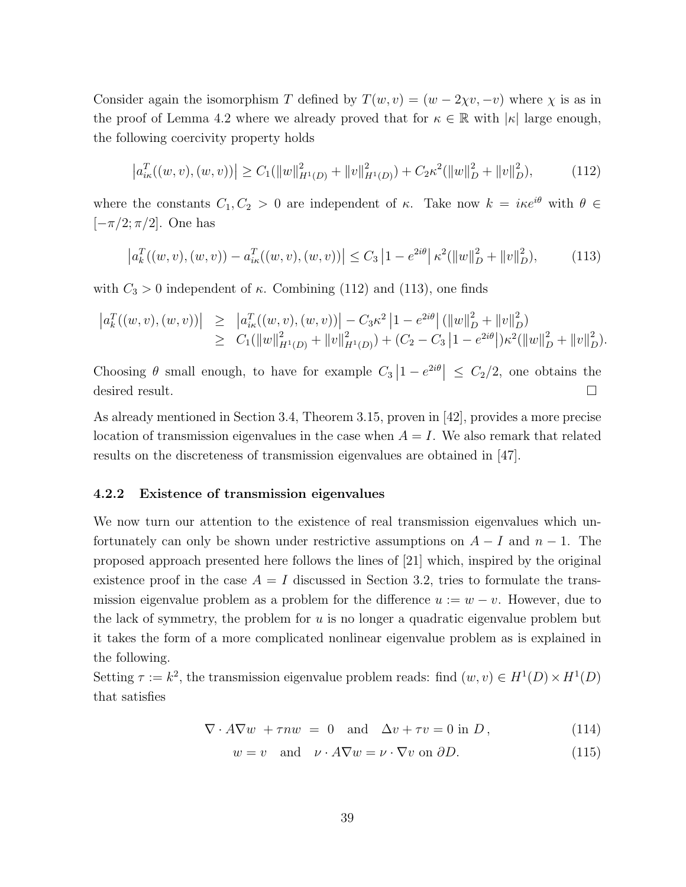Consider again the isomorphism $T$ defined by $T(w,v) = (w - 2\chi v, -v)$ where $\chi$ is as in the proof of Lemma 4.2 where we already proved that for $\kappa \in \mathbb{R}$ with $|\kappa|$ large enough, the following coercivity property holds

$$\left|a^T_{i\kappa}((w,v),(w,v))\right| \geq C_1(\|w\|^2_{H^1(D)} + \|v\|^2_{H^1(D)}) + C_2\kappa^2(\|w\|^2_D + \|v\|^2_D), \tag{112}$$

where the constants $C_1, C_2 > 0$ are independent of $\kappa$. Take now $k = i\kappa e^{i\theta}$ with $\theta \in [-\pi/2; \pi/2]$. One has

$$\left|a^T_k((w,v),(w,v)) - a^T_{i\kappa}((w,v),(w,v))\right| \leq C_3\left|1 - e^{2i\theta}\right|\kappa^2(\|w\|^2_D + \|v\|^2_D), \tag{113}$$

with $C_3 > 0$ independent of $\kappa$. Combining (112) and (113), one finds

$$\begin{aligned}
\left|a^T_k((w,v),(w,v))\right| &\geq \left|a^T_{i\kappa}((w,v),(w,v))\right| - C_3\kappa^2\left|1 - e^{2i\theta}\right|(\|w\|^2_D + \|v\|^2_D) \\
&\geq C_1(\|w\|^2_{H^1(D)} + \|v\|^2_{H^1(D)}) + (C_2 - C_3\left|1 - e^{2i\theta}\right|)\kappa^2(\|w\|^2_D + \|v\|^2_D).
\end{aligned}$$

Choosing $\theta$ small enough, to have for example $C_3\left|1 - e^{2i\theta}\right| \leq C_2/2$, one obtains the desired result. □

As already mentioned in Section 3.4, Theorem 3.15, proven in [42], provides a more precise location of transmission eigenvalues in the case when $A = I$. We also remark that related results on the discreteness of transmission eigenvalues are obtained in [47].

### 4.2.2 Existence of transmission eigenvalues

We now turn our attention to the existence of real transmission eigenvalues which unfortunately can only be shown under restrictive assumptions on $A - I$ and $n - 1$. The proposed approach presented here follows the lines of [21] which, inspired by the original existence proof in the case $A = I$ discussed in Section 3.2, tries to formulate the transmission eigenvalue problem as a problem for the difference $u := w - v$. However, due to the lack of symmetry, the problem for $u$ is no longer a quadratic eigenvalue problem but it takes the form of a more complicated nonlinear eigenvalue problem as is explained in the following.

Setting $\tau := k^2$, the transmission eigenvalue problem reads: find $(w,v) \in H^1(D) \times H^1(D)$ that satisfies

$$\nabla \cdot A\nabla w + \tau n w = 0 \quad \text{and} \quad \Delta v + \tau v = 0 \text{ in } D\,, \tag{114}$$

$$w = v \quad \text{and} \quad \nu \cdot A\nabla w = \nu \cdot \nabla v \text{ on } \partial D. \tag{115}$$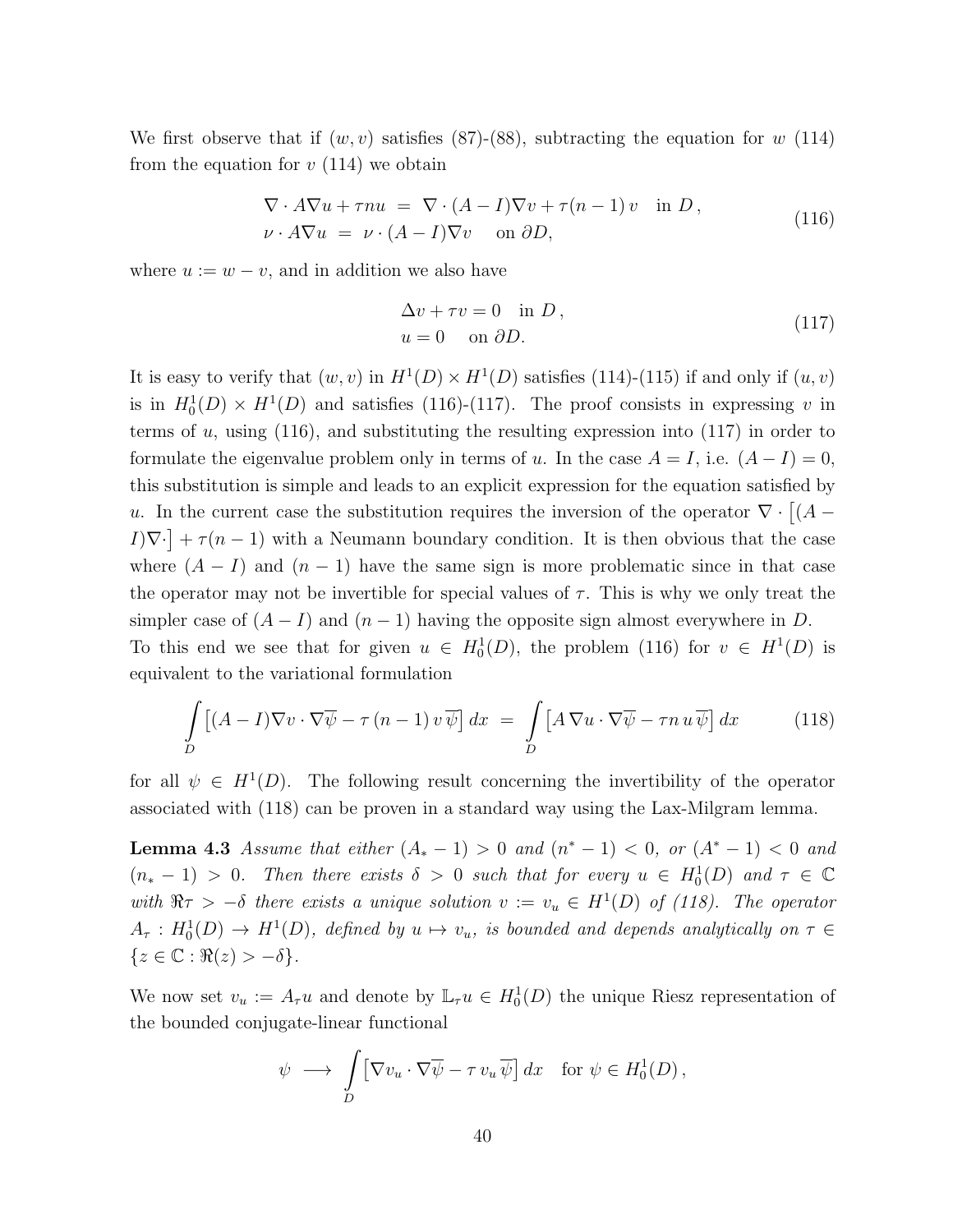We first observe that if $(w, v)$ satisfies (87)-(88), subtracting the equation for $w$ (114) from the equation for $v$ (114) we obtain

$$
\begin{aligned}
\nabla \cdot A\nabla u + \tau n u &= \nabla \cdot (A - I)\nabla v + \tau(n-1)\, v \quad \text{in } D\,, \\
\nu \cdot A\nabla u &= \nu \cdot (A - I)\nabla v \quad \text{on } \partial D,
\end{aligned}
\tag{116}
$$

where $u := w - v$, and in addition we also have

$$
\begin{aligned}
&\Delta v + \tau v = 0 \quad \text{in } D\,, \\
&u = 0 \quad \text{on } \partial D.
\end{aligned}
\tag{117}
$$

It is easy to verify that $(w, v)$ in $H^1(D) \times H^1(D)$ satisfies (114)-(115) if and only if $(u, v)$ is in $H_0^1(D) \times H^1(D)$ and satisfies (116)-(117). The proof consists in expressing $v$ in terms of $u$, using (116), and substituting the resulting expression into (117) in order to formulate the eigenvalue problem only in terms of $u$. In the case $A = I$, i.e. $(A - I) = 0$, this substitution is simple and leads to an explicit expression for the equation satisfied by $u$. In the current case the substitution requires the inversion of the operator $\nabla \cdot \big[(A - I)\nabla \cdot\big] + \tau(n-1)$ with a Neumann boundary condition. It is then obvious that the case where $(A - I)$ and $(n - 1)$ have the same sign is more problematic since in that case the operator may not be invertible for special values of $\tau$. This is why we only treat the simpler case of $(A - I)$ and $(n - 1)$ having the opposite sign almost everywhere in $D$.
To this end we see that for given $u \in H_0^1(D)$, the problem (116) for $v \in H^1(D)$ is equivalent to the variational formulation

$$
\int_D \big[(A - I)\nabla v \cdot \nabla \overline{\psi} - \tau\,(n-1)\, v\, \overline{\psi}\big]\, dx \;=\; \int_D \big[A\, \nabla u \cdot \nabla \overline{\psi} - \tau n\, u\, \overline{\psi}\big]\, dx \tag{118}
$$

for all $\psi \in H^1(D)$. The following result concerning the invertibility of the operator associated with (118) can be proven in a standard way using the Lax-Milgram lemma.

**Lemma 4.3** *Assume that either $(A_* - 1) > 0$ and $(n^* - 1) < 0$, or $(A^* - 1) < 0$ and $(n_* - 1) > 0$. Then there exists $\delta > 0$ such that for every $u \in H_0^1(D)$ and $\tau \in \mathbb{C}$ with $\Re\tau > -\delta$ there exists a unique solution $v := v_u \in H^1(D)$ of (118). The operator $A_\tau : H_0^1(D) \to H^1(D)$, defined by $u \mapsto v_u$, is bounded and depends analytically on $\tau \in \{z \in \mathbb{C} : \Re(z) > -\delta\}$.*

We now set $v_u := A_\tau u$ and denote by $\mathbb{L}_\tau u \in H_0^1(D)$ the unique Riesz representation of the bounded conjugate-linear functional

$$
\psi \;\longrightarrow\; \int_D \big[\nabla v_u \cdot \nabla \overline{\psi} - \tau\, v_u\, \overline{\psi}\big]\, dx \quad \text{for } \psi \in H_0^1(D)\,,
$$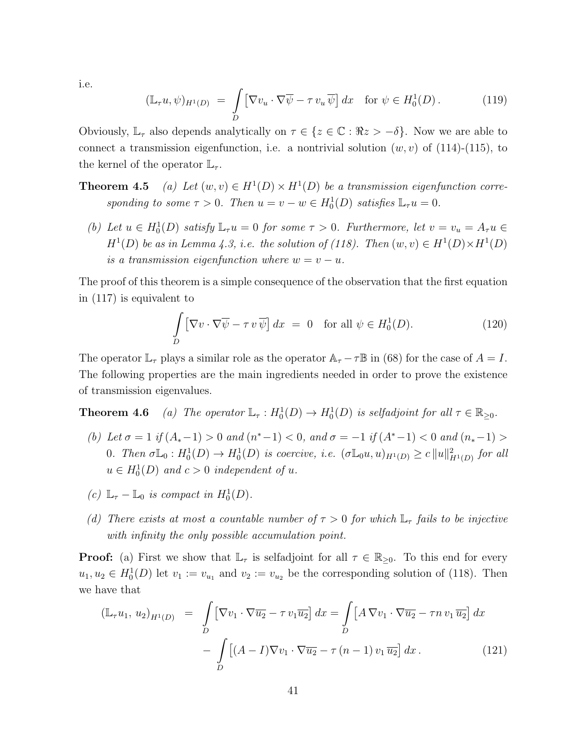i.e.

$$(\mathbb{L}_\tau u, \psi)_{H^1(D)} \;=\; \int\limits_D \left[\nabla v_u \cdot \nabla \overline{\psi} - \tau\, v_u\, \overline{\psi}\right] dx \quad \text{for } \psi \in H_0^1(D)\,. \tag{119}$$

Obviously, $\mathbb{L}_\tau$ also depends analytically on $\tau \in \{z \in \mathbb{C} : \Re z > -\delta\}$. Now we are able to connect a transmission eigenfunction, i.e. a nontrivial solution $(w, v)$ of (114)-(115), to the kernel of the operator $\mathbb{L}_\tau$.

**Theorem 4.5** *(a) Let $(w, v) \in H^1(D) \times H^1(D)$ be a transmission eigenfunction corresponding to some $\tau > 0$. Then $u = v - w \in H_0^1(D)$ satisfies $\mathbb{L}_\tau u = 0$.*

*(b) Let $u \in H_0^1(D)$ satisfy $\mathbb{L}_\tau u = 0$ for some $\tau > 0$. Furthermore, let $v = v_u = A_\tau u \in H^1(D)$ be as in Lemma 4.3, i.e. the solution of (118). Then $(w, v) \in H^1(D) \times H^1(D)$ is a transmission eigenfunction where $w = v - u$.*

The proof of this theorem is a simple consequence of the observation that the first equation in (117) is equivalent to

$$\int\limits_D \left[\nabla v \cdot \nabla \overline{\psi} - \tau\, v\, \overline{\psi}\right] dx \;=\; 0 \quad \text{for all } \psi \in H_0^1(D). \tag{120}$$

The operator $\mathbb{L}_\tau$ plays a similar role as the operator $\mathbb{A}_\tau - \tau \mathbb{B}$ in (68) for the case of $A = I$. The following properties are the main ingredients needed in order to prove the existence of transmission eigenvalues.

**Theorem 4.6** *(a) The operator $\mathbb{L}_\tau : H_0^1(D) \to H_0^1(D)$ is selfadjoint for all $\tau \in \mathbb{R}_{\geq 0}$.*

*(b) Let $\sigma = 1$ if $(A_* - 1) > 0$ and $(n^* - 1) < 0$, and $\sigma = -1$ if $(A^* - 1) < 0$ and $(n_* - 1) > 0$. Then $\sigma \mathbb{L}_0 : H_0^1(D) \to H_0^1(D)$ is coercive, i.e. $(\sigma \mathbb{L}_0 u, u)_{H^1(D)} \geq c\, \|u\|^2_{H^1(D)}$ for all $u \in H_0^1(D)$ and $c > 0$ independent of $u$.*

*(c) $\mathbb{L}_\tau - \mathbb{L}_0$ is compact in $H_0^1(D)$.*

*(d) There exists at most a countable number of $\tau > 0$ for which $\mathbb{L}_\tau$ fails to be injective with infinity the only possible accumulation point.*

**Proof:** (a) First we show that $\mathbb{L}_\tau$ is selfadjoint for all $\tau \in \mathbb{R}_{\geq 0}$. To this end for every $u_1, u_2 \in H_0^1(D)$ let $v_1 := v_{u_1}$ and $v_2 := v_{u_2}$ be the corresponding solution of (118). Then we have that

$$\begin{aligned}
(\mathbb{L}_\tau u_1,\, u_2)_{H^1(D)} \;&=\; \int\limits_D \left[\nabla v_1 \cdot \nabla \overline{u_2} - \tau\, v_1 \overline{u_2}\right] dx = \int\limits_D \left[A\, \nabla v_1 \cdot \nabla \overline{u_2} - \tau n\, v_1\, \overline{u_2}\right] dx \\
&\quad - \int\limits_D \left[(A - I) \nabla v_1 \cdot \nabla \overline{u_2} - \tau\, (n-1)\, v_1\, \overline{u_2}\right] dx\,.
\end{aligned} \tag{121}$$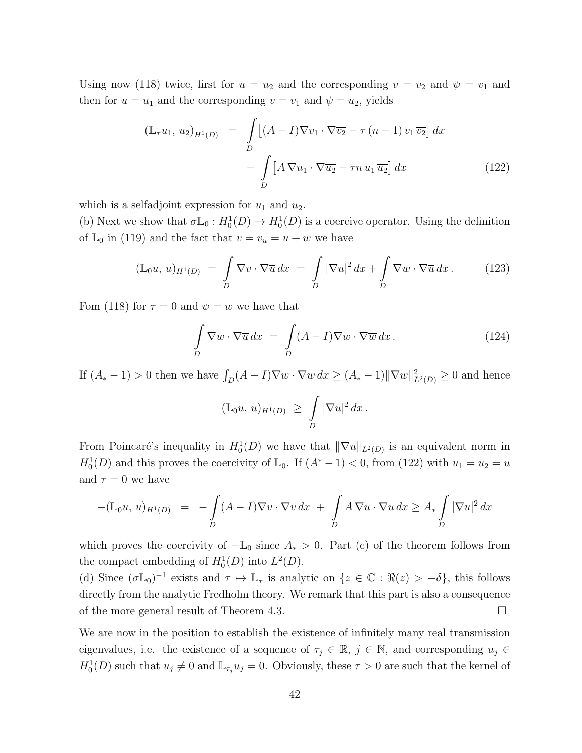Using now (118) twice, first for $u = u_2$ and the corresponding $v = v_2$ and $\psi = v_1$ and then for $u = u_1$ and the corresponding $v = v_1$ and $\psi = u_2$, yields

$$
\begin{aligned}
(\mathbb{L}_\tau u_1,\, u_2)_{H^1(D)} \;&=\; \int_D \big[(A - I)\nabla v_1 \cdot \nabla \overline{v_2} - \tau\,(n-1)\, v_1\, \overline{v_2}\big]\, dx \\
&\quad - \int_D \big[A\, \nabla u_1 \cdot \nabla \overline{u_2} - \tau n\, u_1\, \overline{u_2}\big]\, dx
\end{aligned}
\tag{122}
$$

which is a selfadjoint expression for $u_1$ and $u_2$.

(b) Next we show that $\sigma \mathbb{L}_0 : H_0^1(D) \to H_0^1(D)$ is a coercive operator. Using the definition of $\mathbb{L}_0$ in (119) and the fact that $v = v_u = u + w$ we have

$$
(\mathbb{L}_0 u,\, u)_{H^1(D)} \;=\; \int_D \nabla v \cdot \nabla \overline{u}\, dx \;=\; \int_D |\nabla u|^2\, dx + \int_D \nabla w \cdot \nabla \overline{u}\, dx\,. \tag{123}
$$

Fom (118) for $\tau = 0$ and $\psi = w$ we have that

$$
\int_D \nabla w \cdot \nabla \overline{u}\, dx \;=\; \int_D (A - I)\nabla w \cdot \nabla \overline{w}\, dx\,. \tag{124}
$$

If $(A_* - 1) > 0$ then we have $\int_D (A - I)\nabla w \cdot \nabla \overline{w}\, dx \geq (A_* - 1)\|\nabla w\|^2_{L^2(D)} \geq 0$ and hence

$$
(\mathbb{L}_0 u,\, u)_{H^1(D)} \;\geq\; \int_D |\nabla u|^2\, dx\,.
$$

From Poincaré's inequality in $H_0^1(D)$ we have that $\|\nabla u\|_{L^2(D)}$ is an equivalent norm in $H_0^1(D)$ and this proves the coercivity of $\mathbb{L}_0$. If $(A^* - 1) < 0$, from (122) with $u_1 = u_2 = u$ and $\tau = 0$ we have

$$
-(\mathbb{L}_0 u,\, u)_{H^1(D)} \;=\; -\int_D (A - I)\nabla v \cdot \nabla \overline{v}\, dx \;+\; \int_D A\, \nabla u \cdot \nabla \overline{u}\, dx \geq A_* \int_D |\nabla u|^2\, dx
$$

which proves the coercivity of $-\mathbb{L}_0$ since $A_* > 0$. Part (c) of the theorem follows from the compact embedding of $H_0^1(D)$ into $L^2(D)$.

(d) Since $(\sigma \mathbb{L}_0)^{-1}$ exists and $\tau \mapsto \mathbb{L}_\tau$ is analytic on $\{z \in \mathbb{C} : \Re(z) > -\delta\}$, this follows directly from the analytic Fredholm theory. We remark that this part is also a consequence of the more general result of Theorem 4.3. $\square$

We are now in the position to establish the existence of infinitely many real transmission eigenvalues, i.e. the existence of a sequence of $\tau_j \in \mathbb{R}$, $j \in \mathbb{N}$, and corresponding $u_j \in H_0^1(D)$ such that $u_j \neq 0$ and $\mathbb{L}_{\tau_j} u_j = 0$. Obviously, these $\tau > 0$ are such that the kernel of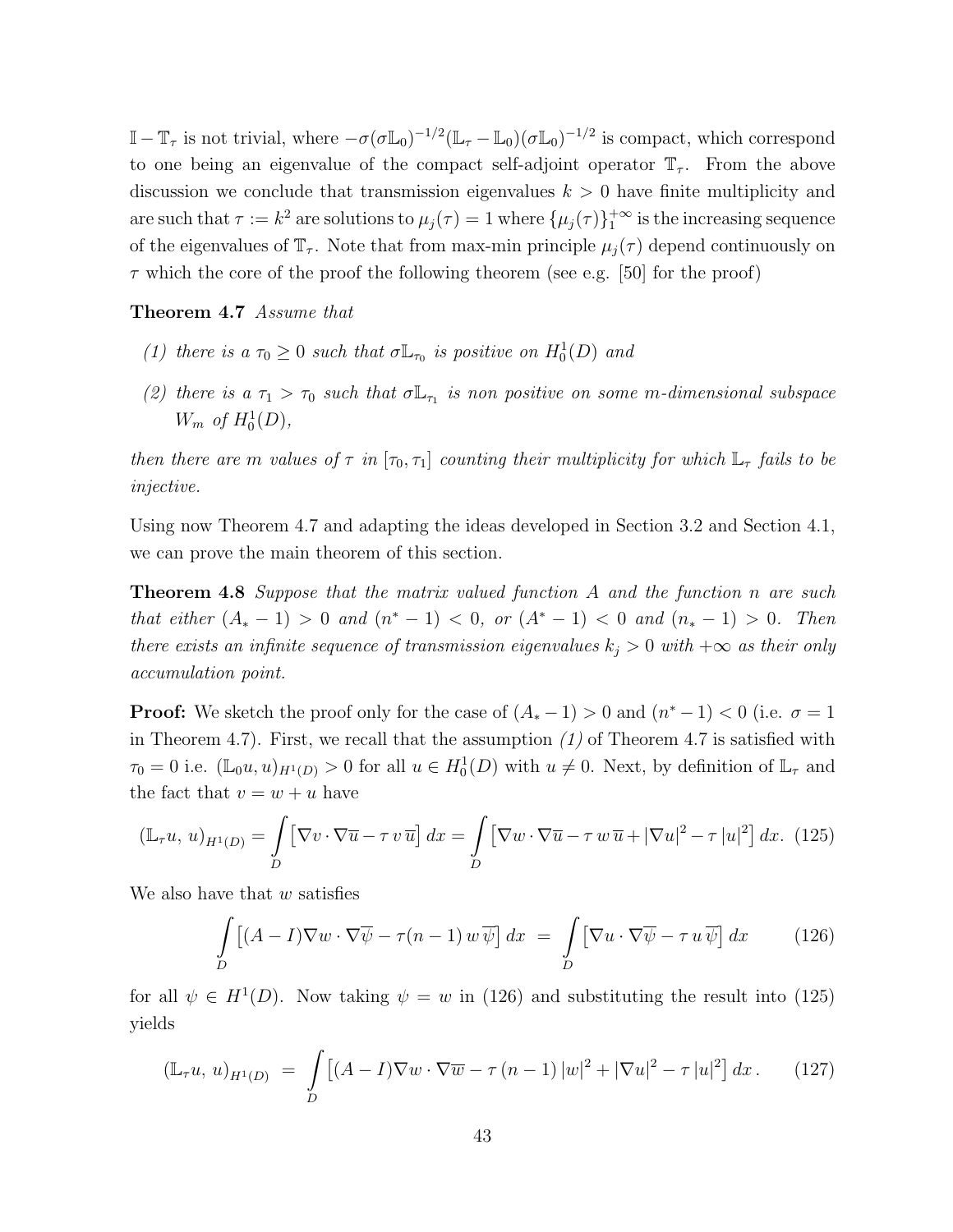$\mathbb{I} - \mathbb{T}_\tau$ is not trivial, where $-\sigma(\sigma\mathbb{L}_0)^{-1/2}(\mathbb{L}_\tau - \mathbb{L}_0)(\sigma\mathbb{L}_0)^{-1/2}$ is compact, which correspond to one being an eigenvalue of the compact self-adjoint operator $\mathbb{T}_\tau$. From the above discussion we conclude that transmission eigenvalues $k > 0$ have finite multiplicity and are such that $\tau := k^2$ are solutions to $\mu_j(\tau) = 1$ where $\{\mu_j(\tau)\}_1^{+\infty}$ is the increasing sequence of the eigenvalues of $\mathbb{T}_\tau$. Note that from max-min principle $\mu_j(\tau)$ depend continuously on $\tau$ which the core of the proof the following theorem (see e.g. [50] for the proof)

**Theorem 4.7** *Assume that*

*(1) there is a $\tau_0 \geq 0$ such that $\sigma\mathbb{L}_{\tau_0}$ is positive on $H_0^1(D)$ and*

*(2) there is a $\tau_1 > \tau_0$ such that $\sigma\mathbb{L}_{\tau_1}$ is non positive on some $m$-dimensional subspace $W_m$ of $H_0^1(D)$,*

*then there are $m$ values of $\tau$ in $[\tau_0, \tau_1]$ counting their multiplicity for which $\mathbb{L}_\tau$ fails to be injective.*

Using now Theorem 4.7 and adapting the ideas developed in Section 3.2 and Section 4.1, we can prove the main theorem of this section.

**Theorem 4.8** *Suppose that the matrix valued function $A$ and the function $n$ are such that either $(A_* - 1) > 0$ and $(n^* - 1) < 0$, or $(A^* - 1) < 0$ and $(n_* - 1) > 0$. Then there exists an infinite sequence of transmission eigenvalues $k_j > 0$ with $+\infty$ as their only accumulation point.*

**Proof:** We sketch the proof only for the case of $(A_* - 1) > 0$ and $(n^* - 1) < 0$ (i.e. $\sigma = 1$ in Theorem 4.7). First, we recall that the assumption *(1)* of Theorem 4.7 is satisfied with $\tau_0 = 0$ i.e. $(\mathbb{L}_0 u, u)_{H^1(D)} > 0$ for all $u \in H_0^1(D)$ with $u \neq 0$. Next, by definition of $\mathbb{L}_\tau$ and the fact that $v = w + u$ have

$$(\mathbb{L}_\tau u,\, u)_{H^1(D)} = \int_D \left[\nabla v \cdot \nabla \overline{u} - \tau\, v\, \overline{u}\right] dx = \int_D \left[\nabla w \cdot \nabla \overline{u} - \tau\, w\, \overline{u} + |\nabla u|^2 - \tau\, |u|^2\right] dx. \quad (125)$$

We also have that $w$ satisfies

$$\int_D \left[(A - I)\nabla w \cdot \nabla \overline{\psi} - \tau (n-1)\, w\, \overline{\psi}\right] dx \;=\; \int_D \left[\nabla u \cdot \nabla \overline{\psi} - \tau\, u\, \overline{\psi}\right] dx \qquad (126)$$

for all $\psi \in H^1(D)$. Now taking $\psi = w$ in (126) and substituting the result into (125) yields

$$(\mathbb{L}_\tau u,\, u)_{H^1(D)} \;=\; \int_D \left[(A - I)\nabla w \cdot \nabla \overline{w} - \tau\,(n-1)\,|w|^2 + |\nabla u|^2 - \tau\,|u|^2\right] dx\,. \qquad (127)$$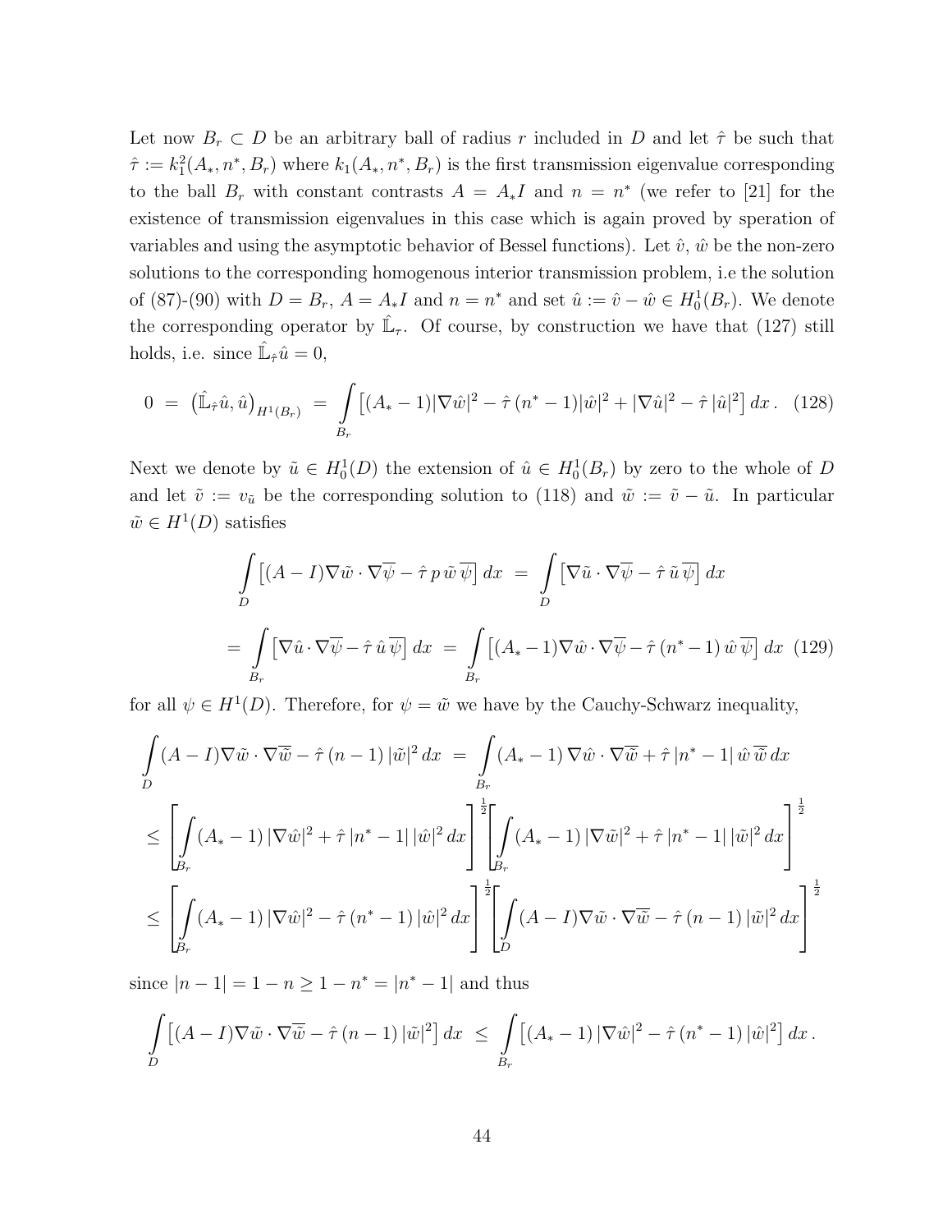Let now $B_r \subset D$ be an arbitrary ball of radius $r$ included in $D$ and let $\hat{\tau}$ be such that $\hat{\tau} := k_1^2(A_*, n^*, B_r)$ where $k_1(A_*, n^*, B_r)$ is the first transmission eigenvalue corresponding to the ball $B_r$ with constant contrasts $A = A_* I$ and $n = n^*$ (we refer to [21] for the existence of transmission eigenvalues in this case which is again proved by speration of variables and using the asymptotic behavior of Bessel functions). Let $\hat{v}$, $\hat{w}$ be the non-zero solutions to the corresponding homogenous interior transmission problem, i.e the solution of (87)-(90) with $D = B_r$, $A = A_* I$ and $n = n^*$ and set $\hat{u} := \hat{v} - \hat{w} \in H_0^1(B_r)$. We denote the corresponding operator by $\hat{\mathbb{L}}_\tau$. Of course, by construction we have that (127) still holds, i.e. since $\hat{\mathbb{L}}_{\hat{\tau}} \hat{u} = 0$,

$$0 \;=\; \left(\hat{\mathbb{L}}_{\hat{\tau}} \hat{u}, \hat{u}\right)_{H^1(B_r)} \;=\; \int_{B_r} \left[(A_* - 1)|\nabla \hat{w}|^2 - \hat{\tau}\,(n^* - 1)|\hat{w}|^2 + |\nabla \hat{u}|^2 - \hat{\tau}\,|\hat{u}|^2\right] dx\,. \quad (128)$$

Next we denote by $\tilde{u} \in H_0^1(D)$ the extension of $\hat{u} \in H_0^1(B_r)$ by zero to the whole of $D$ and let $\tilde{v} := v_{\tilde{u}}$ be the corresponding solution to (118) and $\tilde{w} := \tilde{v} - \tilde{u}$. In particular $\tilde{w} \in H^1(D)$ satisfies

$$\int_D \left[(A - I)\nabla \tilde{w} \cdot \nabla \overline{\psi} - \hat{\tau}\, p\, \tilde{w}\, \overline{\psi}\right] dx \;=\; \int_D \left[\nabla \tilde{u} \cdot \nabla \overline{\psi} - \hat{\tau}\, \tilde{u}\, \overline{\psi}\right] dx$$

$$= \int_{B_r} \left[\nabla \hat{u} \cdot \nabla \overline{\psi} - \hat{\tau}\, \hat{u}\, \overline{\psi}\right] dx \;=\; \int_{B_r} \left[(A_* - 1)\nabla \hat{w} \cdot \nabla \overline{\psi} - \hat{\tau}\,(n^* - 1)\, \hat{w}\, \overline{\psi}\right] dx \quad (129)$$

for all $\psi \in H^1(D)$. Therefore, for $\psi = \tilde{w}$ we have by the Cauchy-Schwarz inequality,

$$\int_D (A - I)\nabla \tilde{w} \cdot \nabla \overline{\tilde{w}} - \hat{\tau}\,(n - 1)\,|\tilde{w}|^2\, dx \;=\; \int_{B_r} (A_* - 1)\, \nabla \hat{w} \cdot \nabla \overline{\tilde{w}} + \hat{\tau}\,|n^* - 1|\, \hat{w}\, \overline{\tilde{w}}\, dx$$

$$\leq \left[\int_{B_r} (A_* - 1)\, |\nabla \hat{w}|^2 + \hat{\tau}\,|n^* - 1|\, |\hat{w}|^2\, dx\right]^{\frac{1}{2}} \left[\int_{B_r} (A_* - 1)\, |\nabla \tilde{w}|^2 + \hat{\tau}\,|n^* - 1|\, |\tilde{w}|^2\, dx\right]^{\frac{1}{2}}$$

$$\leq \left[\int_{B_r} (A_* - 1)\, |\nabla \hat{w}|^2 - \hat{\tau}\,(n^* - 1)\, |\hat{w}|^2\, dx\right]^{\frac{1}{2}} \left[\int_D (A - I)\nabla \tilde{w} \cdot \nabla \overline{\tilde{w}} - \hat{\tau}\,(n - 1)\, |\tilde{w}|^2\, dx\right]^{\frac{1}{2}}$$

since $|n - 1| = 1 - n \geq 1 - n^* = |n^* - 1|$ and thus

$$\int_D \left[(A - I)\nabla \tilde{w} \cdot \nabla \overline{\tilde{w}} - \hat{\tau}\,(n - 1)\, |\tilde{w}|^2\right] dx \;\leq\; \int_{B_r} \left[(A_* - 1)\, |\nabla \hat{w}|^2 - \hat{\tau}\,(n^* - 1)\, |\hat{w}|^2\right] dx\,.$$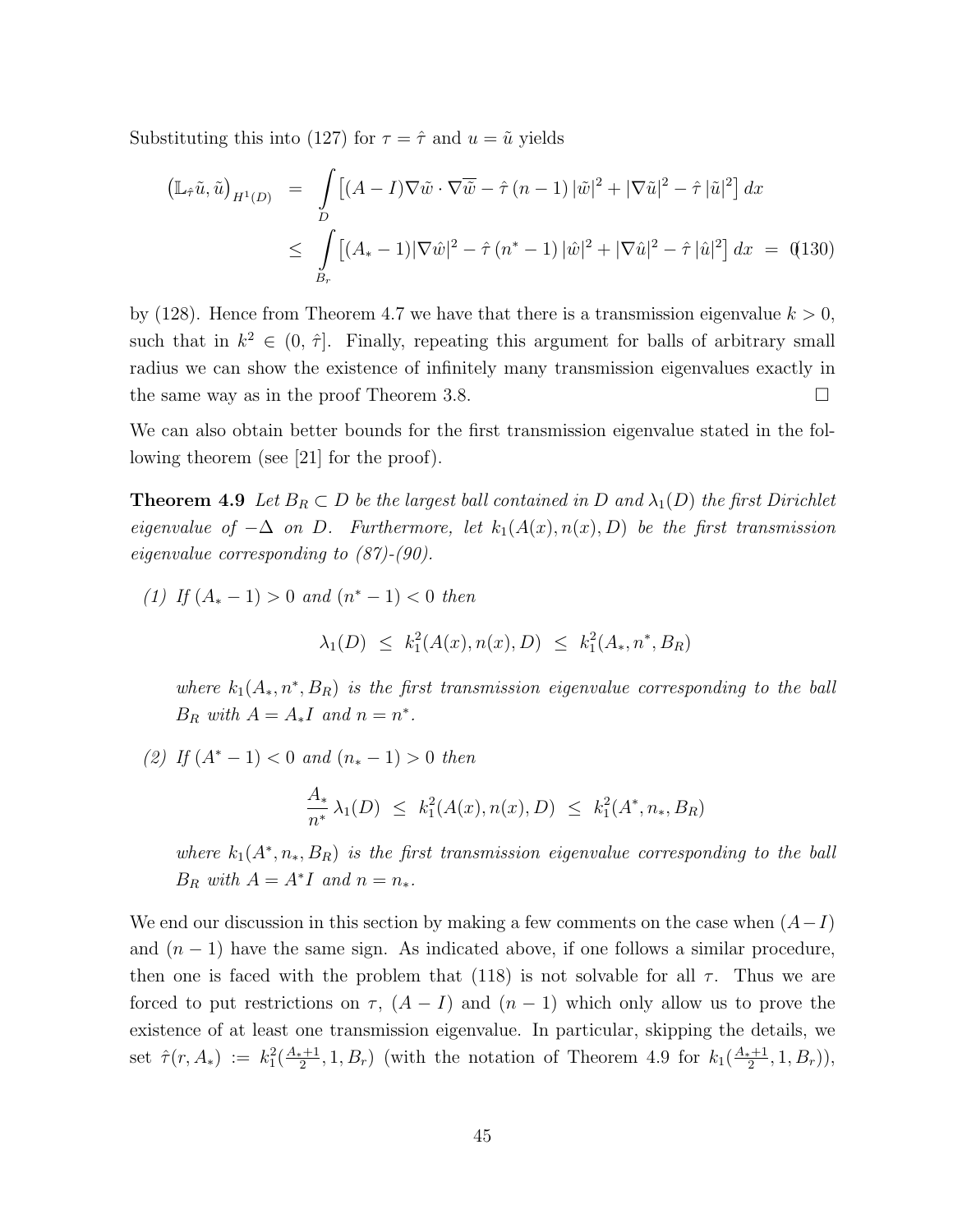Substituting this into (127) for $\tau = \hat{\tau}$ and $u = \tilde{u}$ yields

$$
\begin{aligned}
\left(\mathbb{L}_{\hat{\tau}}\tilde{u}, \tilde{u}\right)_{H^1(D)} &= \int_D \left[(A-I)\nabla\tilde{w}\cdot\nabla\overline{\tilde{w}} - \hat{\tau}\,(n-1)\,|\tilde{w}|^2 + |\nabla\tilde{u}|^2 - \hat{\tau}\,|\tilde{u}|^2\right] dx \\
&\leq \int_{B_r} \left[(A_*-1)|\nabla\hat{w}|^2 - \hat{\tau}\,(n^*-1)\,|\hat{w}|^2 + |\nabla\hat{u}|^2 - \hat{\tau}\,|\hat{u}|^2\right] dx \;=\; 0 \qquad (130)
\end{aligned}
$$

by (128). Hence from Theorem 4.7 we have that there is a transmission eigenvalue $k > 0$, such that in $k^2 \in (0, \hat{\tau}]$. Finally, repeating this argument for balls of arbitrary small radius we can show the existence of infinitely many transmission eigenvalues exactly in the same way as in the proof Theorem 3.8. $\square$

We can also obtain better bounds for the first transmission eigenvalue stated in the following theorem (see [21] for the proof).

**Theorem 4.9** *Let $B_R \subset D$ be the largest ball contained in $D$ and $\lambda_1(D)$ the first Dirichlet eigenvalue of $-\Delta$ on $D$. Furthermore, let $k_1(A(x), n(x), D)$ be the first transmission eigenvalue corresponding to (87)-(90).*

*(1) If $(A_* - 1) > 0$ and $(n^* - 1) < 0$ then*

$$\lambda_1(D) \;\leq\; k_1^2(A(x), n(x), D) \;\leq\; k_1^2(A_*, n^*, B_R)$$

*where $k_1(A_*, n^*, B_R)$ is the first transmission eigenvalue corresponding to the ball $B_R$ with $A = A_* I$ and $n = n^*$.*

*(2) If $(A^* - 1) < 0$ and $(n_* - 1) > 0$ then*

$$\frac{A_*}{n^*}\,\lambda_1(D) \;\leq\; k_1^2(A(x), n(x), D) \;\leq\; k_1^2(A^*, n_*, B_R)$$

*where $k_1(A^*, n_*, B_R)$ is the first transmission eigenvalue corresponding to the ball $B_R$ with $A = A^* I$ and $n = n_*$.*

We end our discussion in this section by making a few comments on the case when $(A-I)$ and $(n-1)$ have the same sign. As indicated above, if one follows a similar procedure, then one is faced with the problem that (118) is not solvable for all $\tau$. Thus we are forced to put restrictions on $\tau$, $(A-I)$ and $(n-1)$ which only allow us to prove the existence of at least one transmission eigenvalue. In particular, skipping the details, we set $\hat{\tau}(r, A_*) := k_1^2(\frac{A_*+1}{2}, 1, B_r)$ (with the notation of Theorem 4.9 for $k_1(\frac{A_*+1}{2}, 1, B_r)$),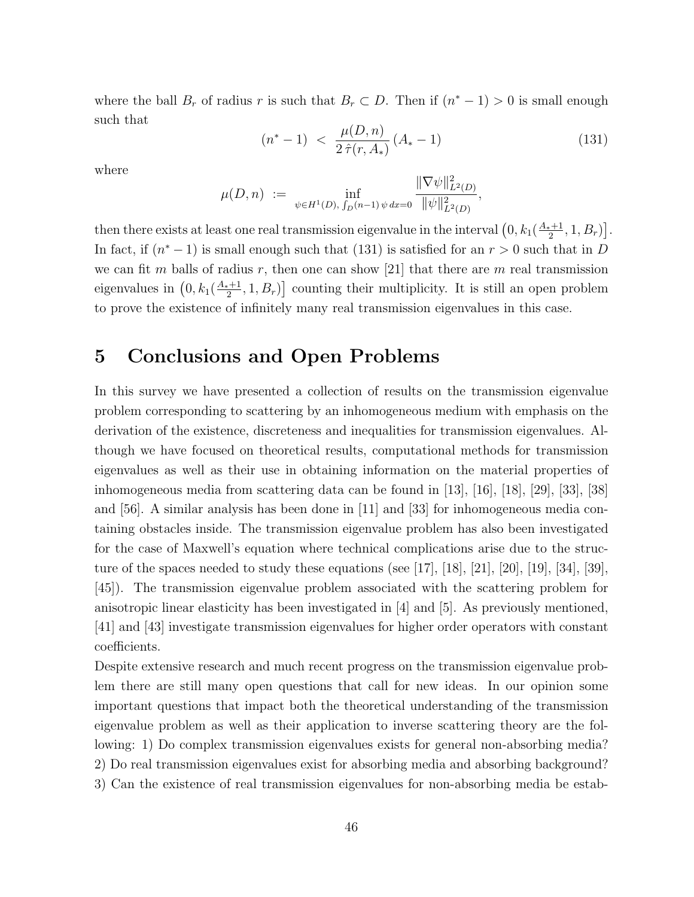where the ball $B_r$ of radius $r$ is such that $B_r \subset D$. Then if $(n^* - 1) > 0$ is small enough such that

$$(n^* - 1) \ < \ \frac{\mu(D,n)}{2\,\hat{\tau}(r,A_*)}\,(A_* - 1) \tag{131}$$

where

$$\mu(D,n) \ := \inf_{\psi \in H^1(D),\, \int_D (n-1)\,\psi\,dx = 0} \frac{\|\nabla \psi\|^2_{L^2(D)}}{\|\psi\|^2_{L^2(D)}},$$

then there exists at least one real transmission eigenvalue in the interval $\left(0, k_1(\frac{A_*+1}{2}, 1, B_r)\right]$. In fact, if $(n^* - 1)$ is small enough such that (131) is satisfied for an $r > 0$ such that in $D$ we can fit $m$ balls of radius $r$, then one can show [21] that there are $m$ real transmission eigenvalues in $\left(0, k_1(\frac{A_*+1}{2}, 1, B_r)\right]$ counting their multiplicity. It is still an open problem to prove the existence of infinitely many real transmission eigenvalues in this case.

# 5 Conclusions and Open Problems

In this survey we have presented a collection of results on the transmission eigenvalue problem corresponding to scattering by an inhomogeneous medium with emphasis on the derivation of the existence, discreteness and inequalities for transmission eigenvalues. Although we have focused on theoretical results, computational methods for transmission eigenvalues as well as their use in obtaining information on the material properties of inhomogeneous media from scattering data can be found in [13], [16], [18], [29], [33], [38] and [56]. A similar analysis has been done in [11] and [33] for inhomogeneous media containing obstacles inside. The transmission eigenvalue problem has also been investigated for the case of Maxwell's equation where technical complications arise due to the structure of the spaces needed to study these equations (see [17], [18], [21], [20], [19], [34], [39], [45]). The transmission eigenvalue problem associated with the scattering problem for anisotropic linear elasticity has been investigated in [4] and [5]. As previously mentioned, [41] and [43] investigate transmission eigenvalues for higher order operators with constant coefficients.

Despite extensive research and much recent progress on the transmission eigenvalue problem there are still many open questions that call for new ideas. In our opinion some important questions that impact both the theoretical understanding of the transmission eigenvalue problem as well as their application to inverse scattering theory are the following: 1) Do complex transmission eigenvalues exists for general non-absorbing media? 2) Do real transmission eigenvalues exist for absorbing media and absorbing background? 3) Can the existence of real transmission eigenvalues for non-absorbing media be estab-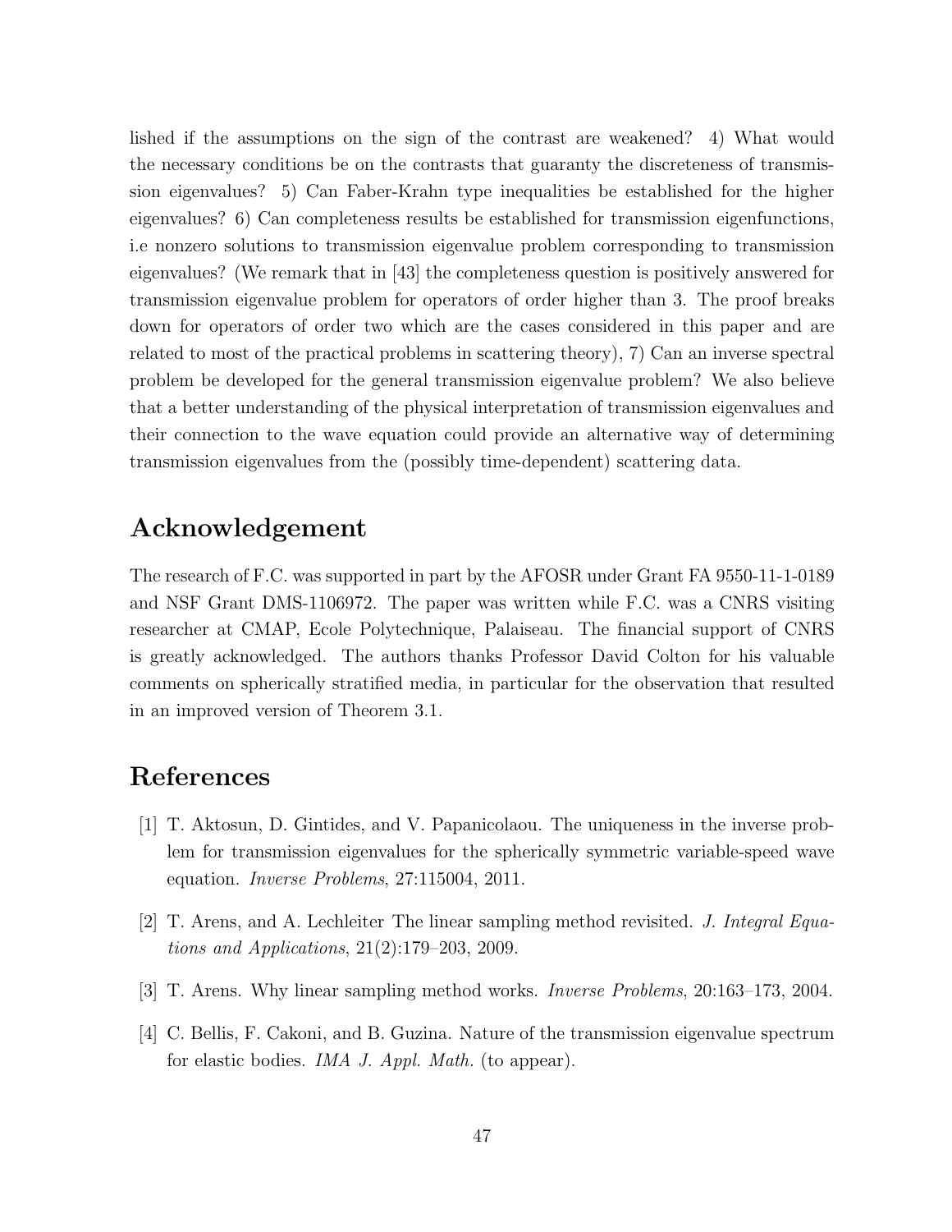lished if the assumptions on the sign of the contrast are weakened? 4) What would the necessary conditions be on the contrasts that guaranty the discreteness of transmission eigenvalues? 5) Can Faber-Krahn type inequalities be established for the higher eigenvalues? 6) Can completeness results be established for transmission eigenfunctions, i.e nonzero solutions to transmission eigenvalue problem corresponding to transmission eigenvalues? (We remark that in [43] the completeness question is positively answered for transmission eigenvalue problem for operators of order higher than 3. The proof breaks down for operators of order two which are the cases considered in this paper and are related to most of the practical problems in scattering theory), 7) Can an inverse spectral problem be developed for the general transmission eigenvalue problem? We also believe that a better understanding of the physical interpretation of transmission eigenvalues and their connection to the wave equation could provide an alternative way of determining transmission eigenvalues from the (possibly time-dependent) scattering data.

# Acknowledgement

The research of F.C. was supported in part by the AFOSR under Grant FA 9550-11-1-0189 and NSF Grant DMS-1106972. The paper was written while F.C. was a CNRS visiting researcher at CMAP, Ecole Polytechnique, Palaiseau. The financial support of CNRS is greatly acknowledged. The authors thanks Professor David Colton for his valuable comments on spherically stratified media, in particular for the observation that resulted in an improved version of Theorem 3.1.

# References

[1] T. Aktosun, D. Gintides, and V. Papanicolaou. The uniqueness in the inverse problem for transmission eigenvalues for the spherically symmetric variable-speed wave equation. *Inverse Problems*, 27:115004, 2011.

[2] T. Arens, and A. Lechleiter The linear sampling method revisited. *J. Integral Equations and Applications*, 21(2):179–203, 2009.

[3] T. Arens. Why linear sampling method works. *Inverse Problems*, 20:163–173, 2004.

[4] C. Bellis, F. Cakoni, and B. Guzina. Nature of the transmission eigenvalue spectrum for elastic bodies. *IMA J. Appl. Math.* (to appear).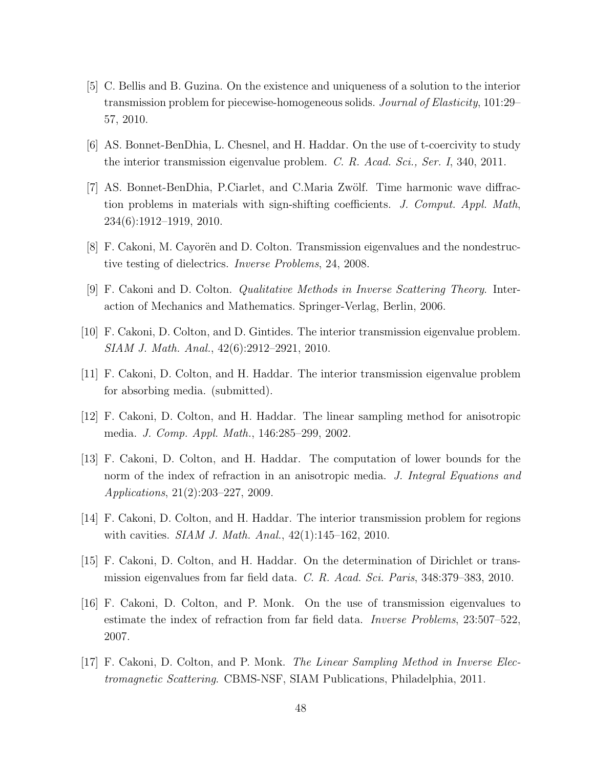[5] C. Bellis and B. Guzina. On the existence and uniqueness of a solution to the interior transmission problem for piecewise-homogeneous solids. *Journal of Elasticity*, 101:29–57, 2010.

[6] AS. Bonnet-BenDhia, L. Chesnel, and H. Haddar. On the use of t-coercivity to study the interior transmission eigenvalue problem. *C. R. Acad. Sci., Ser. I*, 340, 2011.

[7] AS. Bonnet-BenDhia, P.Ciarlet, and C.Maria Zwölf. Time harmonic wave diffraction problems in materials with sign-shifting coefficients. *J. Comput. Appl. Math*, 234(6):1912–1919, 2010.

[8] F. Cakoni, M. Cayorën and D. Colton. Transmission eigenvalues and the nondestructive testing of dielectrics. *Inverse Problems*, 24, 2008.

[9] F. Cakoni and D. Colton. *Qualitative Methods in Inverse Scattering Theory*. Interaction of Mechanics and Mathematics. Springer-Verlag, Berlin, 2006.

[10] F. Cakoni, D. Colton, and D. Gintides. The interior transmission eigenvalue problem. *SIAM J. Math. Anal.*, 42(6):2912–2921, 2010.

[11] F. Cakoni, D. Colton, and H. Haddar. The interior transmission eigenvalue problem for absorbing media. (submitted).

[12] F. Cakoni, D. Colton, and H. Haddar. The linear sampling method for anisotropic media. *J. Comp. Appl. Math.*, 146:285–299, 2002.

[13] F. Cakoni, D. Colton, and H. Haddar. The computation of lower bounds for the norm of the index of refraction in an anisotropic media. *J. Integral Equations and Applications*, 21(2):203–227, 2009.

[14] F. Cakoni, D. Colton, and H. Haddar. The interior transmission problem for regions with cavities. *SIAM J. Math. Anal.*, 42(1):145–162, 2010.

[15] F. Cakoni, D. Colton, and H. Haddar. On the determination of Dirichlet or transmission eigenvalues from far field data. *C. R. Acad. Sci. Paris*, 348:379–383, 2010.

[16] F. Cakoni, D. Colton, and P. Monk. On the use of transmission eigenvalues to estimate the index of refraction from far field data. *Inverse Problems*, 23:507–522, 2007.

[17] F. Cakoni, D. Colton, and P. Monk. *The Linear Sampling Method in Inverse Electromagnetic Scattering*. CBMS-NSF, SIAM Publications, Philadelphia, 2011.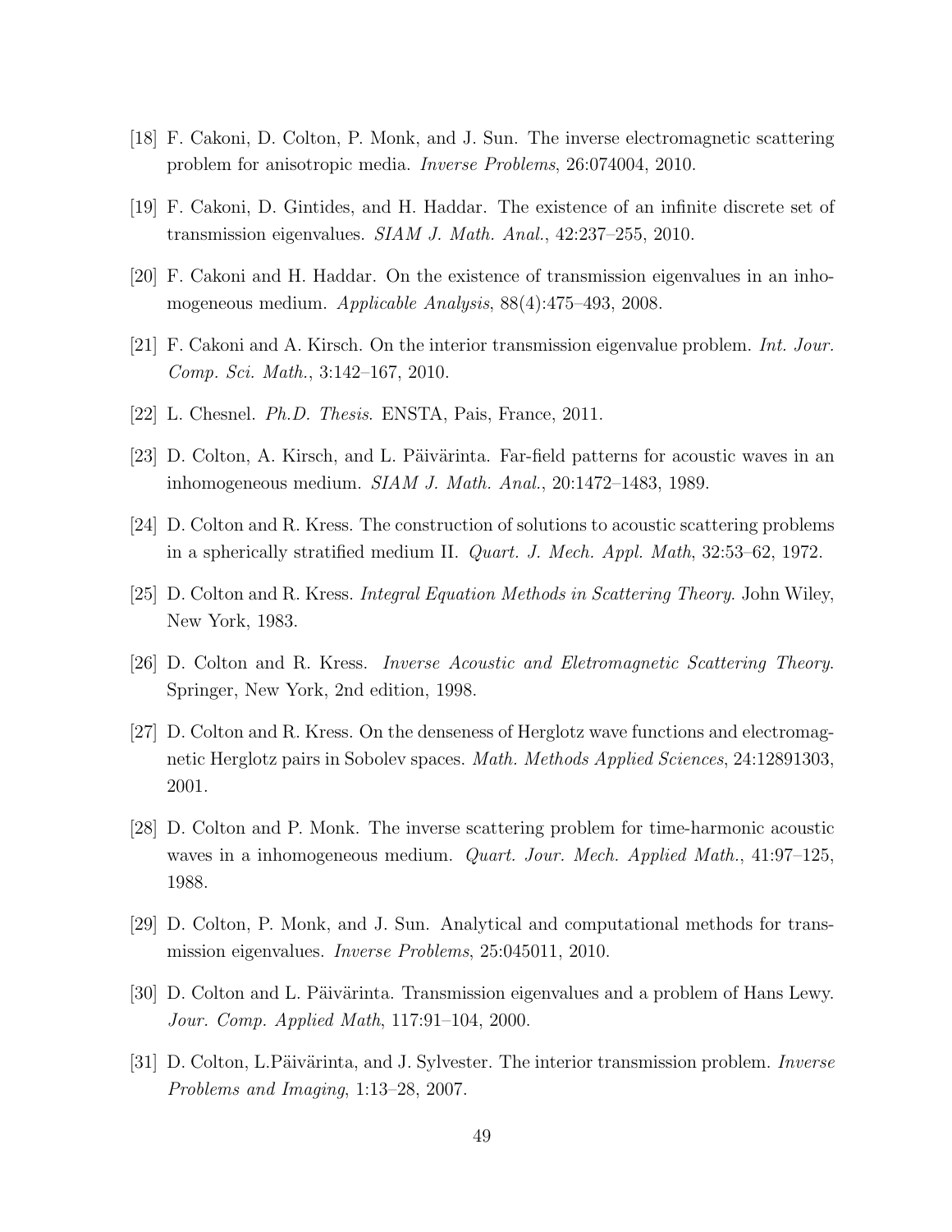[18] F. Cakoni, D. Colton, P. Monk, and J. Sun. The inverse electromagnetic scattering problem for anisotropic media. *Inverse Problems*, 26:074004, 2010.

[19] F. Cakoni, D. Gintides, and H. Haddar. The existence of an infinite discrete set of transmission eigenvalues. *SIAM J. Math. Anal.*, 42:237–255, 2010.

[20] F. Cakoni and H. Haddar. On the existence of transmission eigenvalues in an inhomogeneous medium. *Applicable Analysis*, 88(4):475–493, 2008.

[21] F. Cakoni and A. Kirsch. On the interior transmission eigenvalue problem. *Int. Jour. Comp. Sci. Math.*, 3:142–167, 2010.

[22] L. Chesnel. *Ph.D. Thesis*. ENSTA, Pais, France, 2011.

[23] D. Colton, A. Kirsch, and L. Päivärinta. Far-field patterns for acoustic waves in an inhomogeneous medium. *SIAM J. Math. Anal.*, 20:1472–1483, 1989.

[24] D. Colton and R. Kress. The construction of solutions to acoustic scattering problems in a spherically stratified medium II. *Quart. J. Mech. Appl. Math*, 32:53–62, 1972.

[25] D. Colton and R. Kress. *Integral Equation Methods in Scattering Theory*. John Wiley, New York, 1983.

[26] D. Colton and R. Kress. *Inverse Acoustic and Eletromagnetic Scattering Theory*. Springer, New York, 2nd edition, 1998.

[27] D. Colton and R. Kress. On the denseness of Herglotz wave functions and electromagnetic Herglotz pairs in Sobolev spaces. *Math. Methods Applied Sciences*, 24:12891303, 2001.

[28] D. Colton and P. Monk. The inverse scattering problem for time-harmonic acoustic waves in a inhomogeneous medium. *Quart. Jour. Mech. Applied Math.*, 41:97–125, 1988.

[29] D. Colton, P. Monk, and J. Sun. Analytical and computational methods for transmission eigenvalues. *Inverse Problems*, 25:045011, 2010.

[30] D. Colton and L. Päivärinta. Transmission eigenvalues and a problem of Hans Lewy. *Jour. Comp. Applied Math*, 117:91–104, 2000.

[31] D. Colton, L.Päivärinta, and J. Sylvester. The interior transmission problem. *Inverse Problems and Imaging*, 1:13–28, 2007.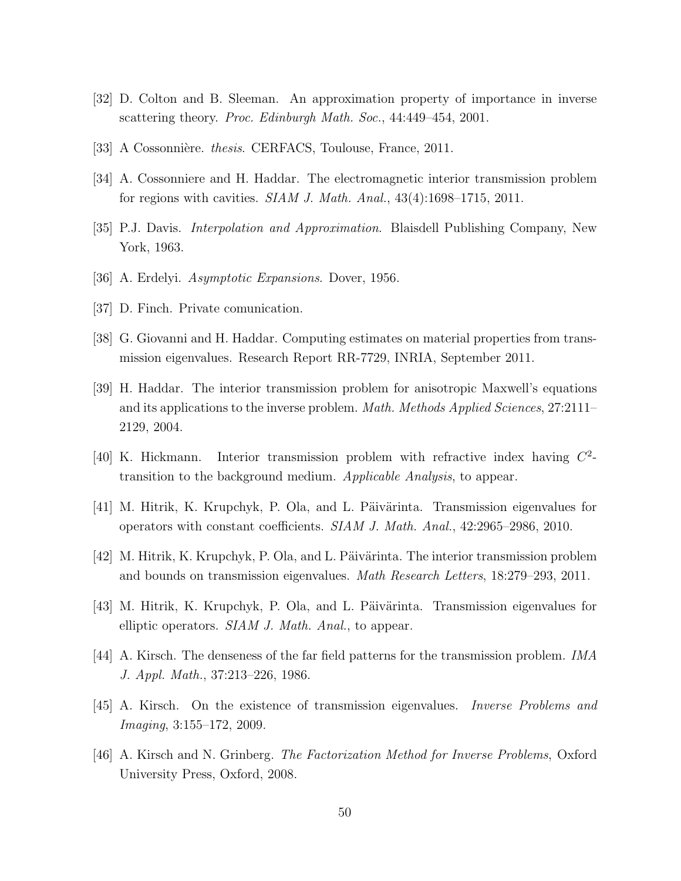[32] D. Colton and B. Sleeman. An approximation property of importance in inverse scattering theory. *Proc. Edinburgh Math. Soc.*, 44:449–454, 2001.

[33] A Cossonnière. *thesis*. CERFACS, Toulouse, France, 2011.

[34] A. Cossonniere and H. Haddar. The electromagnetic interior transmission problem for regions with cavities. *SIAM J. Math. Anal.*, 43(4):1698–1715, 2011.

[35] P.J. Davis. *Interpolation and Approximation*. Blaisdell Publishing Company, New York, 1963.

[36] A. Erdelyi. *Asymptotic Expansions*. Dover, 1956.

[37] D. Finch. Private comunication.

[38] G. Giovanni and H. Haddar. Computing estimates on material properties from transmission eigenvalues. Research Report RR-7729, INRIA, September 2011.

[39] H. Haddar. The interior transmission problem for anisotropic Maxwell's equations and its applications to the inverse problem. *Math. Methods Applied Sciences*, 27:2111–2129, 2004.

[40] K. Hickmann. Interior transmission problem with refractive index having $C^2$-transition to the background medium. *Applicable Analysis*, to appear.

[41] M. Hitrik, K. Krupchyk, P. Ola, and L. Päivärinta. Transmission eigenvalues for operators with constant coefficients. *SIAM J. Math. Anal.*, 42:2965–2986, 2010.

[42] M. Hitrik, K. Krupchyk, P. Ola, and L. Päivärinta. The interior transmission problem and bounds on transmission eigenvalues. *Math Research Letters*, 18:279–293, 2011.

[43] M. Hitrik, K. Krupchyk, P. Ola, and L. Päivärinta. Transmission eigenvalues for elliptic operators. *SIAM J. Math. Anal.*, to appear.

[44] A. Kirsch. The denseness of the far field patterns for the transmission problem. *IMA J. Appl. Math.*, 37:213–226, 1986.

[45] A. Kirsch. On the existence of transmission eigenvalues. *Inverse Problems and Imaging*, 3:155–172, 2009.

[46] A. Kirsch and N. Grinberg. *The Factorization Method for Inverse Problems*, Oxford University Press, Oxford, 2008.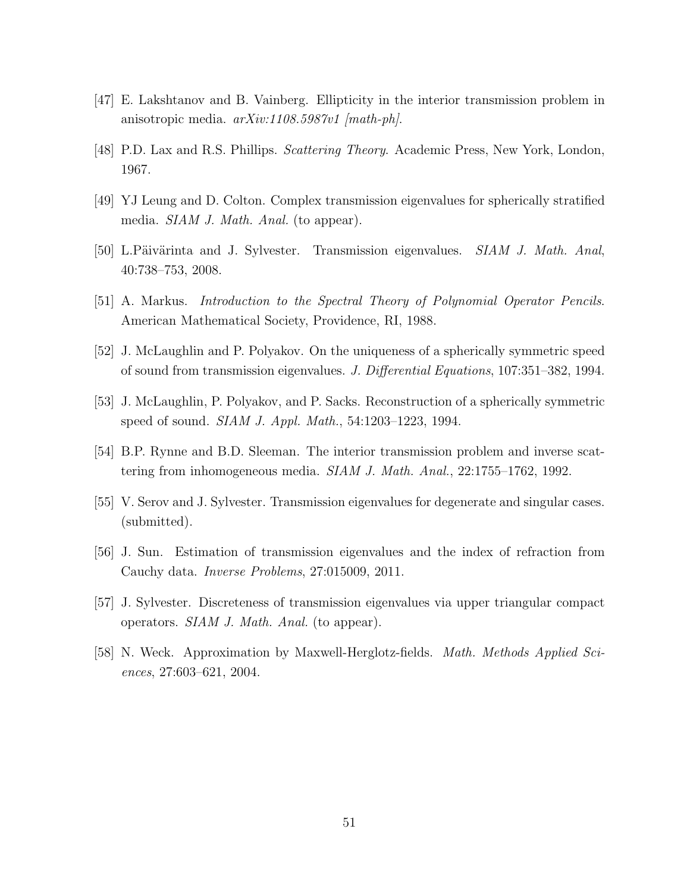[47] E. Lakshtanov and B. Vainberg. Ellipticity in the interior transmission problem in anisotropic media. *arXiv:1108.5987v1 [math-ph]*.

[48] P.D. Lax and R.S. Phillips. *Scattering Theory*. Academic Press, New York, London, 1967.

[49] YJ Leung and D. Colton. Complex transmission eigenvalues for spherically stratified media. *SIAM J. Math. Anal.* (to appear).

[50] L.Päivärinta and J. Sylvester. Transmission eigenvalues. *SIAM J. Math. Anal*, 40:738–753, 2008.

[51] A. Markus. *Introduction to the Spectral Theory of Polynomial Operator Pencils*. American Mathematical Society, Providence, RI, 1988.

[52] J. McLaughlin and P. Polyakov. On the uniqueness of a spherically symmetric speed of sound from transmission eigenvalues. *J. Differential Equations*, 107:351–382, 1994.

[53] J. McLaughlin, P. Polyakov, and P. Sacks. Reconstruction of a spherically symmetric speed of sound. *SIAM J. Appl. Math.*, 54:1203–1223, 1994.

[54] B.P. Rynne and B.D. Sleeman. The interior transmission problem and inverse scattering from inhomogeneous media. *SIAM J. Math. Anal.*, 22:1755–1762, 1992.

[55] V. Serov and J. Sylvester. Transmission eigenvalues for degenerate and singular cases. (submitted).

[56] J. Sun. Estimation of transmission eigenvalues and the index of refraction from Cauchy data. *Inverse Problems*, 27:015009, 2011.

[57] J. Sylvester. Discreteness of transmission eigenvalues via upper triangular compact operators. *SIAM J. Math. Anal.* (to appear).

[58] N. Weck. Approximation by Maxwell-Herglotz-fields. *Math. Methods Applied Sciences*, 27:603–621, 2004.